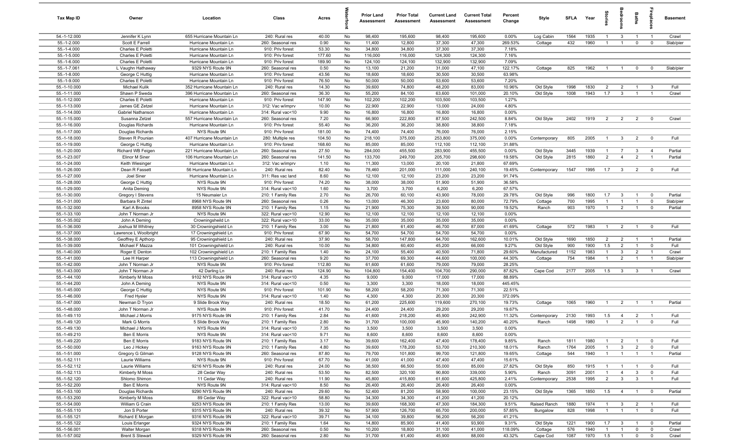| Tax Map ID | Owner | Location | Class | Acres | Waterfront | Prior Land Assessment | Prior Total Assessment | Current Land Assessment | Current Total Assessment | Percent Change | Style | SFLA | Year | Stories | Bedrooms | Baths | Fireplaces | Basement |
|---|---|---|---|---|---|---|---|---|---|---|---|---|---|---|---|---|---|---|
| 54.-1-12.000 | Jennifer K Lynn | 655 Hurricane Mountain Ln | 240: Rural res | 40.00 | No | 98,400 | 195,600 | 98,400 | 195,600 | 0.00% | Log Cabin | 1564 | 1935 | 1 | 3 | 1 | 1 | Crawl |
| 55.-1-2.000 | Scott E Farrell | Hurricane Mountain Ln | 260: Seasonal res | 0.90 | No | 11,400 | 12,800 | 37,300 | 47,300 | 269.53% | Cottage | 432 | 1960 | 1 | 1 | 0 | 0 | Slab/pier |
| 55.-1-4.000 | Charles E Poletti | Hurricane Mountain Ln | 910: Priv forest | 53.30 | No | 34,800 | 34,800 | 37,300 | 37,300 | 7.18% | | | | | | | | |
| 55.-1-5.000 | Charles E Poletti | Hurricane Mountain Ln | 910: Priv forest | 177.60 | No | 116,000 | 116,000 | 124,300 | 124,300 | 7.16% | | | | | | | | |
| 55.-1-6.000 | Charles E Poletti | Hurricane Mountain Ln | 910: Priv forest | 189.90 | No | 124,100 | 124,100 | 132,900 | 132,900 | 7.09% | | | | | | | | |
| 55.-1-7.061 | L Vaughn Hathaway | 9329 NYS Route 9N | 260: Seasonal res | 0.50 | No | 13,100 | 21,200 | 31,000 | 47,100 | 122.17% | Cottage | 825 | 1962 | 1 | 1 | 0 | 0 | Slab/pier |
| 55.-1-8.000 | George C Huttig | Hurricane Mountain Ln | 910: Priv forest | 43.56 | No | 18,600 | 18,600 | 30,500 | 30,500 | 63.98% | | | | | | | | |
| 55.-1-9.000 | Charles E Poletti | Hurricane Mountain Ln | 910: Priv forest | 76.50 | No | 50,000 | 50,000 | 53,600 | 53,600 | 7.20% | | | | | | | | |
| 55.-1-10.000 | Michael Kulik | 352 Hurricane Mountain Ln | 240: Rural res | 14.30 | No | 39,600 | 74,800 | 48,200 | 83,000 | 10.96% | Old Style | 1998 | 1830 | 2 | 2 | 1 | 3 | Full |
| 55.-1-11.000 | Shawn P Sweda | 396 Hurricane Mountain Ln | 260: Seasonal res | 36.30 | No | 55,200 | 84,100 | 63,600 | 101,000 | 20.10% | Old Style | 1008 | 1943 | 1.7 | 3 | 1 | 1 | Crawl |
| 55.-1-12.000 | Charles E Poletti | Hurricane Mountain Ln | 910: Priv forest | 147.90 | No | 102,200 | 102,200 | 103,500 | 103,500 | 1.27% | | | | | | | | |
| 55.-1-13.000 | James GE Zetzel | Hurricane Mountain Ln | 312: Vac w/imprv | 10.00 | No | 22,900 | 22,900 | 13,000 | 24,000 | 4.80% | | | | | | | | |
| 55.-1-14.000 | Gabriel Nathanson | Hurricane Mountain Ln | 314: Rural vac<10 | 9.90 | No | 16,800 | 16,800 | 16,800 | 16,800 | 0.00% | | | | | | | | |
| 55.-1-15.000 | Susanna Zetzel | 557 Hurricane Mountain Ln | 260: Seasonal res | 7.20 | No | 66,900 | 222,800 | 87,500 | 242,500 | 8.84% | Old Style | 2402 | 1919 | 2 | 2 | 2 | 0 | Crawl |
| 55.-1-16.000 | Douglas Richards | Hurricane Mountain Ln | 910: Priv forest | 55.40 | No | 36,200 | 36,200 | 38,800 | 38,800 | 7.18% | | | | | | | | |
| 55.-1-17.000 | Douglas Richards | NYS Route 9N | 910: Priv forest | 181.00 | No | 74,400 | 74,400 | 76,000 | 76,000 | 2.15% | | | | | | | | |
| 55.-1-18.000 | Steven R Pounian | 407 Hurricane Mountain Ln | 280: Multiple res | 104.50 | No | 218,100 | 375,000 | 253,800 | 375,000 | 0.00% | Contemporary | 805 | 2005 | 1 | 3 | 2 | 0 | Full |
| 55.-1-19.000 | George C Huttig | Hurricane Mountain Ln | 910: Priv forest | 168.60 | No | 85,000 | 85,000 | 112,100 | 112,100 | 31.88% | | | | | | | | |
| 55.-1-20.000 | Richard WB Feigen | 221 Hurricane Mountain Ln | 260: Seasonal res | 27.50 | No | 284,000 | 455,500 | 283,900 | 455,500 | 0.00% | Old Style | 3445 | 1939 | 1 | 7 | 3 | 4 | Partial |
| 55.-1-23.007 | Elinor M Siner | 106 Hurricane Mountain Ln | 260: Seasonal res | 141.50 | No | 133,700 | 249,700 | 205,700 | 298,600 | 19.58% | Old Style | 2815 | 1860 | 2 | 4 | 2 | 1 | Partial |
| 55.-1-24.000 | Keith Wiesinger | Hurricane Mountain Ln | 312: Vac w/imprv | 1.10 | No | 11,300 | 13,000 | 20,100 | 21,800 | 67.69% | | | | | | | | |
| 55.-1-26.000 | Dean R Fassett | 56 Hurricane Mountain Ln | 240: Rural res | 82.40 | No | 78,460 | 201,000 | 111,000 | 240,100 | 19.45% | Contemporary | 1547 | 1995 | 1.7 | 3 | 2 | 0 | Full |
| 55.-1-27.000 | Joel Siner | Hurricane Mountain Ln | 311: Res vac land | 8.60 | No | 12,100 | 12,100 | 23,200 | 23,200 | 91.74% | | | | | | | | |
| 55.-1-28.000 | George C Huttig | NYS Route 9N | 910: Priv forest | 74.20 | No | 38,000 | 38,000 | 51,900 | 51,900 | 36.58% | | | | | | | | |
| 55.-1-29.000 | Anita Deming | NYS Route 9N | 314: Rural vac<10 | 1.60 | No | 3,700 | 3,700 | 6,200 | 6,200 | 67.57% | | | | | | | | |
| 55.-1-30.000 | Gregory I Stevens | 15 Neumaier Ln | 210: 1 Family Res | 2.70 | No | 26,700 | 60,100 | 43,900 | 78,000 | 29.78% | Old Style | 996 | 1800 | 1.7 | 3 | 1 | 0 | Partial |
| 55.-1-31.000 | Barbara R Zintel | 8968 NYS Route 9N | 260: Seasonal res | 0.26 | No | 13,000 | 46,300 | 23,600 | 80,000 | 72.79% | Cottage | 700 | 1995 | 1 | 1 | 1 | 0 | Slab/pier |
| 55.-1-32.000 | Karl A Brooks | 8958 NYS Route 9N | 210: 1 Family Res | 1.15 | No | 21,900 | 75,300 | 39,500 | 90,000 | 19.52% | Ranch | 903 | 1970 | 1 | 2 | 1 | 0 | Partial |
| 55.-1-33.100 | John T Norman Jr | NYS Route 9N | 322: Rural vac>10 | 12.90 | No | 12,100 | 12,100 | 12,100 | 12,100 | 0.00% | | | | | | | | |
| 55.-1-35.002 | John A Deming | Crowningsheild Ln | 322: Rural vac>10 | 33.00 | No | 35,000 | 35,000 | 35,000 | 35,000 | 0.00% | | | | | | | | |
| 55.-1-36.000 | Joshua M Whitney | 30 Crowningshield Ln | 210: 1 Family Res | 3.00 | No | 21,800 | 61,400 | 46,700 | 87,000 | 41.69% | Cottage | 572 | 1983 | 1 | 2 | 1 | 0 | Full |
| 55.-1-37.000 | Lawrence L Woolbright | 17 Crowningshield Ln | 910: Priv forest | 67.90 | No | 54,700 | 54,700 | 54,700 | 54,700 | 0.00% | | | | | | | | |
| 55.-1-38.000 | Geoffrey E Apthorp | 95 Crowningshield Ln | 240: Rural res | 37.90 | No | 58,700 | 147,800 | 64,700 | 162,600 | 10.01% | Old Style | 1690 | 1850 | 2 | 2 | 1 | 1 | Partial |
| 55.-1-39.000 | Michael F Mazza | 101 Crowningshield Ln | 240: Rural res | 10.00 | No | 34,800 | 60,400 | 45,200 | 66,000 | 9.27% | Old Style | 900 | 1900 | 1.5 | 2 | 1 | 0 | Full |
| 55.-1-40.000 | Roger E Denton | 102 Crowningshield Ln | 210: 1 Family Res | 1.40 | No | 24,100 | 55,400 | 40,500 | 71,800 | 29.60% | Manufactured | 1152 | 1983 | 1 | 3 | 2 | 1 | Crawl |
| 55.-1-41.000 | Lee H Harper | 113 Crowningshield Ln | 260: Seasonal res | 9.20 | No | 37,700 | 69,300 | 44,600 | 100,000 | 44.30% | Cottage | 754 | 1984 | 1 | 2 | 1 | 1 | Slab/pier |
| 55.-1-42.000 | John T Norman Jr | NYS Route 9N | 910: Priv forest | 112.80 | No | 61,600 | 61,600 | 79,000 | 79,000 | 28.25% | | | | | | | | |
| 55.-1-43.000 | John T Norman Jr | 42 Darling Ln | 240: Rural res | 124.90 | No | 104,800 | 154,400 | 104,700 | 290,000 | 87.82% | Cape Cod | 2177 | 2005 | 1.5 | 3 | 3 | 1 | Crawl |
| 55.-1-44.100 | Kimberly M Moss | 9102 NYS Route 9N | 314: Rural vac<10 | 4.35 | No | 9,000 | 9,000 | 17,000 | 17,000 | 88.89% | | | | | | | | |
| 55.-1-44.200 | John A Deming | NYS Route 9N | 314: Rural vac<10 | 0.50 | No | 3,300 | 3,300 | 18,000 | 18,000 | 445.45% | | | | | | | | |
| 55.-1-45.000 | George C Huttig | NYS Route 9N | 910: Priv forest | 101.90 | No | 58,200 | 58,200 | 71,300 | 71,300 | 22.51% | | | | | | | | |
| 55.-1-46.000 | Fred Hysler | NYS Route 9N | 314: Rural vac<10 | 1.40 | No | 4,300 | 4,300 | 20,300 | 20,300 | 372.09% | | | | | | | | |
| 55.-1-47.000 | Newman D Tryon | 9 Slide Brook Way | 240: Rural res | 18.50 | No | 61,200 | 225,600 | 119,600 | 270,100 | 19.73% | Cottage | 1065 | 1960 | 1 | 2 | 1 | 1 | Partial |
| 55.-1-48.000 | John T Norman Jr | NYS Route 9N | 910: Priv forest | 41.70 | No | 24,400 | 24,400 | 29,200 | 29,200 | 19.67% | | | | | | | | |
| 55.-1-49.110 | Michael J Morris | 9175 NYS Route 9N | 210: 1 Family Res | 2.84 | No | 41,600 | 218,200 | 45,900 | 242,900 | 11.32% | Contemporary | 2130 | 1993 | 1.5 | 4 | 2 | 1 | Full |
| 55.-1-49.120 | Mark G Morris | 5 Slide Brook Way | 210: 1 Family Res | 2.80 | No | 31,700 | 100,000 | 45,900 | 140,200 | 40.20% | Ranch | 1498 | 1980 | 1 | 2 | 1 | 0 | Full |
| 55.-1-49.130 | Michael J Morris | NYS Route 9N | 314: Rural vac<10 | 7.35 | No | 3,500 | 3,500 | 3,500 | 3,500 | 0.00% | | | | | | | | |
| 55.-1-49.210 | Ben E Morris | NYS Route 9N | 314: Rural vac<10 | 9.71 | No | 8,600 | 8,600 | 8,600 | 8,600 | 0.00% | | | | | | | | |
| 55.-1-49.220 | Ben E Morris | 9183 NYS Route 9N | 210: 1 Family Res | 3.17 | No | 39,600 | 162,400 | 47,400 | 178,400 | 9.85% | Ranch | 1811 | 1980 | 1 | 2 | 1 | 0 | Full |
| 55.-1-50.000 | Leo J Hickey | 9163 NYS Route 9N | 210: 1 Family Res | 4.80 | No | 39,600 | 178,200 | 53,700 | 210,300 | 18.01% | Ranch | 1764 | 2005 | 1 | 3 | 2 | 0 | Full |
| 55.-1-51.000 | Gregory G Gilman | 9128 NYS Route 9N | 260: Seasonal res | 87.80 | No | 79,700 | 101,800 | 99,700 | 121,800 | 19.65% | Cottage | 544 | 1940 | 1 | 1 | 1 | 1 | Partial |
| 55.-1-52.111 | Laurie Williams | NYS Route 9N | 910: Priv forest | 67.70 | No | 41,000 | 41,000 | 47,400 | 47,400 | 15.61% | | | | | | | | |
| 55.-1-52.112 | Laurie Williams | 9216 NYS Route 9N | 240: Rural res | 24.00 | No | 38,500 | 66,500 | 55,000 | 85,000 | 27.82% | Old Style | 850 | 1915 | 1 | 1 | 1 | 0 | Full |
| 55.-1-52.113 | Kimberly M Moss | 28 Cedar Way | 240: Rural res | 53.50 | No | 82,500 | 320,100 | 90,800 | 339,000 | 5.90% | Ranch | 3091 | 2001 | 1 | 4 | 3 | 0 | Full |
| 55.-1-52.120 | Shlomo Shimon | 11 Cedar Way | 240: Rural res | 11.90 | No | 45,800 | 415,800 | 61,600 | 425,800 | 2.41% | Contemporary | 2538 | 1995 | 2 | 3 | 3 | 1 | Full |
| 55.-1-52.200 | Ben E Morris | NYS Route 9N | 314: Rural vac<10 | 8.50 | No | 26,400 | 26,400 | 26,400 | 26,400 | 0.00% | | | | | | | | |
| 55.-1-53.100 | Douglas Richards | 9290 NYS Route 9N | 240: Rural res | 29.60 | No | 52,400 | 81,200 | 58,900 | 100,000 | 23.15% | Old Style | 1365 | 1850 | 1.5 | 4 | 1 | 0 | Partial |
| 55.-1-53.200 | Kimberly M Moss | 89 Cedar Way | 322: Rural vac>10 | 58.80 | No | 34,300 | 34,300 | 41,200 | 41,200 | 20.12% | | | | | | | | |
| 55.-1-54.000 | William G Crain | 9253 NYS Route 9N | 210: 1 Family Res | 13.00 | No | 39,600 | 168,300 | 47,300 | 184,300 | 9.51% | Raised Ranch | 1880 | 1974 | 1 | 3 | 2 | 1 | Full |
| 55.-1-55.110 | Jon S Porter | 9315 NYS Route 9N | 240: Rural res | 39.32 | No | 57,900 | 126,700 | 65,700 | 200,000 | 57.85% | Bungalow | 828 | 1998 | 1 | 1 | 1 | 0 | Full |
| 55.-1-55.121 | Richard E Morgan | 9316 NYS Route 9N | 322: Rural vac>10 | 39.71 | No | 34,100 | 39,800 | 56,200 | 56,200 | 41.21% | | | | | | | | |
| 55.-1-55.122 | Louis Erlanger | 9324 NYS Route 9N | 210: 1 Family Res | 1.64 | No | 14,800 | 85,900 | 41,400 | 93,900 | 9.31% | Old Style | 1221 | 1900 | 1.7 | 3 | 1 | 0 | Partial |
| 55.-1-56.001 | Walter Morgan | 9318 NYS Route 9N | 260: Seasonal res | 0.50 | No | 10,200 | 18,800 | 31,100 | 41,000 | 118.09% | Cottage | 576 | 1940 | 1 | 1 | 0 | 0 | Crawl |
| 55.-1-57.002 | Brent S Stewart | 9329 NYS Route 9N | 260: Seasonal res | 2.80 | No | 31,700 | 61,400 | 45,900 | 88,000 | 43.32% | Cape Cod | 1087 | 1970 | 1.5 | 1 | 0 | 0 | Crawl |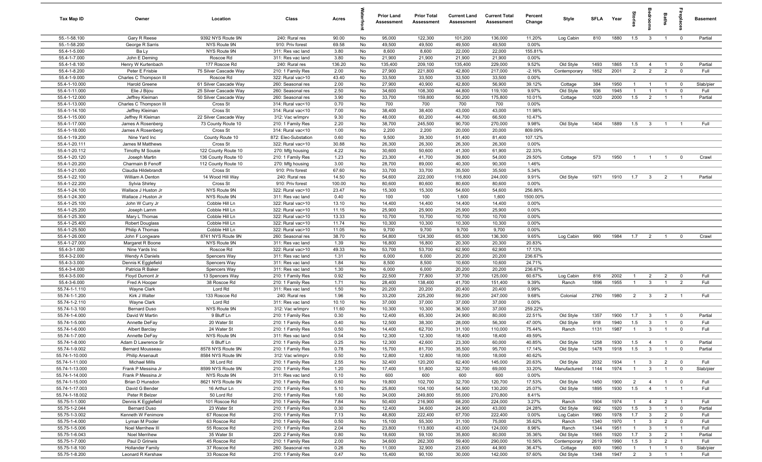| Tax Map ID | Owner | Location | Class | Acres | Waterfront | Prior Land Assessment | Prior Total Assessment | Current Land Assessment | Current Total Assessment | Percent Change | Style | SFLA | Year | Stories | Bedrooms | Baths | Fireplaces | Basement |
|---|---|---|---|---|---|---|---|---|---|---|---|---|---|---|---|---|---|---|
| 55.-1-58.100 | Gary R Reese | 9392 NYS Route 9N | 240: Rural res | 90.00 | No | 95,000 | 122,300 | 101,200 | 136,000 | 11.20% | Log Cabin | 810 | 1880 | 1.5 | 3 | 1 | 0 | Partial |
| 55.-1-58.200 | George R Sarris | NYS Route 9N | 910: Priv forest | 69.58 | No | 49,500 | 49,500 | 49,500 | 49,500 | 0.00% | | | | | | | | |
| 55.4-1-5.000 | Ba Ly | NYS Route 9N | 311: Res vac land | 3.80 | No | 8,600 | 8,600 | 22,000 | 22,000 | 155.81% | | | | | | | | |
| 55.4-1-7.000 | John E Deming | Roscoe Rd | 311: Res vac land | 3.80 | No | 21,900 | 21,900 | 21,900 | 21,900 | 0.00% | | | | | | | | |
| 55.4-1-8.100 | Henry W Kurtenbach | 177 Roscoe Rd | 240: Rural res | 136.20 | No | 135,400 | 209,100 | 135,400 | 229,000 | 9.52% | Old Style | 1493 | 1865 | 1.5 | 4 | 1 | 0 | Partial |
| 55.4-1-8.200 | Peter E Frisbie | 75 Silver Cascade Way | 210: 1 Family Res | 2.00 | No | 27,900 | 221,800 | 42,800 | 217,000 | -2.16% | Contemporary | 1852 | 2001 | 2 | 2 | 2 | 0 | Full |
| 55.4-1-9.000 | Charles C Thompson III | Roscoe Rd | 322: Rural vac>10 | 43.40 | No | 33,500 | 33,500 | 33,500 | 33,500 | 0.00% | | | | | | | | |
| 55.4-1-10.000 | Harold Greene | 61 Silver Cascade Way | 260: Seasonal res | 2.00 | No | 27,900 | 40,900 | 42,800 | 56,900 | 39.12% | Cottage | 384 | 1950 | 1 | 1 | 1 | 0 | Slab/pier |
| 55.4-1-11.000 | Elie J Bijou | 25 Silver Cascade Way | 260: Seasonal res | 2.50 | No | 34,600 | 108,300 | 44,800 | 119,100 | 9.97% | Old Style | 936 | 1945 | 1 | 1 | 1 | 0 | Full |
| 55.4-1-12.000 | Jeffrey Kleiman | 50 Silver Cascade Way | 260: Seasonal res | 3.90 | No | 33,700 | 159,800 | 50,200 | 175,800 | 10.01% | Cottage | 1020 | 2000 | 1.5 | 2 | 1 | 1 | Partial |
| 55.4-1-13.000 | Charles C Thompson III | Cross St | 314: Rural vac<10 | 0.70 | No | 700 | 700 | 700 | 700 | 0.00% | | | | | | | | |
| 55.4-1-14.100 | Jeffrey Kleiman | Cross St | 314: Rural vac<10 | 7.00 | No | 38,400 | 38,400 | 43,000 | 43,000 | 11.98% | | | | | | | | |
| 55.4-1-15.000 | Jeffrey R Kleiman | 22 Silver Cascade Way | 312: Vac w/imprv | 9.30 | No | 48,000 | 60,200 | 44,700 | 66,500 | 10.47% | | | | | | | | |
| 55.4-1-17.000 | James A Rosenberg | 73 County Route 10 | 210: 1 Family Res | 2.20 | No | 38,700 | 245,500 | 90,700 | 270,000 | 9.98% | Old Style | 1404 | 1889 | 1.5 | 3 | 1 | 1 | Full |
| 55.4-1-18.000 | James A Rosenberg | Cross St | 314: Rural vac<10 | 1.00 | No | 2,200 | 2,200 | 20,000 | 20,000 | 809.09% | | | | | | | | |
| 55.4-1-19.200 | Nine Yard Inc | County Route 10 | 872: Elec-Substation | 0.60 | No | 9,500 | 39,300 | 51,400 | 81,400 | 107.12% | | | | | | | | |
| 55.4-1-20.111 | James M Matthews | Cross St | 322: Rural vac>10 | 30.88 | No | 26,300 | 26,300 | 26,300 | 26,300 | 0.00% | | | | | | | | |
| 55.4-1-20.112 | Timothy M Sousie | 122 County Route 10 | 270: Mfg housing | 4.22 | No | 30,600 | 50,600 | 41,300 | 61,900 | 22.33% | | | | | | | | |
| 55.4-1-20.120 | Joseph Martin | 136 County Route 10 | 210: 1 Family Res | 1.23 | No | 23,300 | 41,700 | 39,800 | 54,000 | 29.50% | Cottage | 573 | 1950 | 1 | 1 | 1 | 0 | Crawl |
| 55.4-1-20.200 | Charmain B Fenoff | 112 County Route 10 | 270: Mfg housing | 3.00 | No | 28,700 | 89,000 | 40,300 | 90,300 | 1.46% | | | | | | | | |
| 55.4-1-21.000 | Claudia Hildebrandt | Cross St | 910: Priv forest | 67.60 | No | 33,700 | 33,700 | 35,500 | 35,500 | 5.34% | | | | | | | | |
| 55.4-1-22.100 | William A Denton | 14 Wood Hill Way | 240: Rural res | 14.50 | No | 54,600 | 222,000 | 116,800 | 244,000 | 9.91% | Old Style | 1971 | 1910 | 1.7 | 3 | 2 | 1 | Partial |
| 55.4-1-22.200 | Sylvia Shirley | Cross St | 910: Priv forest | 100.00 | No | 80,600 | 80,600 | 80,600 | 80,600 | 0.00% | | | | | | | | |
| 55.4-1-24.100 | Wallace J Huston Jr | NYS Route 9N | 322: Rural vac>10 | 23.47 | No | 15,300 | 15,300 | 54,600 | 54,600 | 256.86% | | | | | | | | |
| 55.4-1-24.300 | Wallace J Huston Jr | NYS Route 9N | 311: Res vac land | 0.40 | No | 100 | 100 | 1,600 | 1,600 | 1500.00% | | | | | | | | |
| 55.4-1-25.100 | John W Curry Jr | Cobble Hill Ln | 322: Rural vac>10 | 13.10 | No | 14,400 | 14,400 | 14,400 | 14,400 | 0.00% | | | | | | | | |
| 55.4-1-25.200 | Joseph Lamm | Cobble Hill Ln | 322: Rural vac>10 | 11.15 | No | 25,900 | 25,900 | 25,900 | 25,900 | 0.00% | | | | | | | | |
| 55.4-1-25.300 | Mary L Thomas | Cobble Hill Ln | 322: Rural vac>10 | 13.33 | No | 10,700 | 10,700 | 10,700 | 10,700 | 0.00% | | | | | | | | |
| 55.4-1-25.400 | Robert Douglass | Cobble Hill Ln | 322: Rural vac>10 | 11.74 | No | 10,300 | 10,300 | 10,300 | 10,300 | 0.00% | | | | | | | | |
| 55.4-1-25.500 | Philip A Thomas | Cobble Hill Ln | 322: Rural vac>10 | 11.05 | No | 9,700 | 9,700 | 9,700 | 9,700 | 0.00% | | | | | | | | |
| 55.4-1-26.000 | John F Longware | 8741 NYS Route 9N | 260: Seasonal res | 38.70 | No | 54,800 | 124,300 | 65,300 | 136,300 | 9.65% | Log Cabin | 990 | 1984 | 1.7 | 2 | 1 | 0 | Crawl |
| 55.4-1-27.000 | Margaret R Boone | NYS Route 9N | 311: Res vac land | 1.39 | No | 16,800 | 16,800 | 20,300 | 20,300 | 20.83% | | | | | | | | |
| 55.4-3-1.000 | Nine Yards Inc | Roscoe Rd | 322: Rural vac>10 | 49.33 | No | 53,700 | 53,700 | 62,900 | 62,900 | 17.13% | | | | | | | | |
| 55.4-3-2.000 | Wendy A Daniels | Spencers Way | 311: Res vac land | 1.31 | No | 6,000 | 6,000 | 20,200 | 20,200 | 236.67% | | | | | | | | |
| 55.4-3-3.000 | Dennis K Egglefield | Spencers Way | 311: Res vac land | 1.84 | No | 8,500 | 8,500 | 10,600 | 10,600 | 24.71% | | | | | | | | |
| 55.4-3-4.000 | Patricia R Baker | Spencers Way | 311: Res vac land | 1.30 | No | 6,000 | 6,000 | 20,200 | 20,200 | 236.67% | | | | | | | | |
| 55.4-3-5.000 | Floyd Dumont Jr | 13 Spencers Way | 210: 1 Family Res | 0.92 | No | 22,500 | 77,800 | 37,700 | 125,000 | 60.67% | Log Cabin | 816 | 2002 | 1 | 2 | 2 | 0 | Full |
| 55.4-3-6.000 | Fred A Hooper | 38 Roscoe Rd | 210: 1 Family Res | 1.71 | No | 28,400 | 138,400 | 41,700 | 151,400 | 9.39% | Ranch | 1896 | 1955 | 1 | 3 | 1 | 2 | Full |
| 55.74-1-1.110 | Wayne Clark | Lord Rd | 311: Res vac land | 1.50 | No | 20,200 | 20,200 | 20,400 | 20,400 | 0.99% | | | | | | | | |
| 55.74-1-1.200 | Kirk J Walter | 133 Roscoe Rd | 240: Rural res | 1.96 | No | 33,200 | 225,200 | 59,200 | 247,000 | 9.68% | Colonial | 2760 | 1980 | 2 | 3 | 2 | 1 | Full |
| 55.74-1-2.110 | Wayne Clark | Lord Rd | 311: Res vac land | 10.10 | No | 37,000 | 37,000 | 37,000 | 37,000 | 0.00% | | | | | | | | |
| 55.74-1-3.100 | Bernard Duso | NYS Route 9N | 312: Vac w/imprv | 11.60 | No | 10,300 | 10,300 | 36,500 | 37,000 | 259.22% | | | | | | | | |
| 55.74-1-4.000 | David W Martin | 9 Bluff Ln | 210: 1 Family Res | 0.30 | No | 12,400 | 65,300 | 24,900 | 80,000 | 22.51% | Old Style | 1357 | 1900 | 1.7 | 3 | 1 | 0 | Partial |
| 55.74-1-5.000 | Annette DeFay | 20 Water St | 210: 1 Family Res | 0.40 | No | 12,500 | 38,300 | 28,000 | 56,300 | 47.00% | Old Style | 918 | 1940 | 1.5 | 3 | 1 | 0 | Full |
| 55.74-1-6.000 | Albert Barclay | 24 Water St | 210: 1 Family Res | 0.50 | No | 14,400 | 62,700 | 31,100 | 110,000 | 75.44% | Ranch | 1131 | 1987 | 1 | 3 | 1 | 0 | Full |
| 55.74-1-7.000 | Annette DeFay | NYS Route 9N | 311: Res vac land | 0.54 | No | 12,300 | 12,300 | 18,400 | 18,400 | 49.59% | | | | | | | | |
| 55.74-1-8.000 | Adam D Lawrence Sr | 6 Bluff Ln | 210: 1 Family Res | 0.25 | No | 12,300 | 42,600 | 23,300 | 60,000 | 40.85% | Old Style | 1258 | 1930 | 1.5 | 4 | 1 | 0 | Partial |
| 55.74-1-9.002 | Bernard Mousseau | 8578 NYS Route 9N | 210: 1 Family Res | 0.78 | No | 15,700 | 81,700 | 35,500 | 95,700 | 17.14% | Old Style | 1478 | 1918 | 1.5 | 3 | 1 | 0 | Partial |
| 55.74-1-10.000 | Philip Arsenault | 8584 NYS Route 9N | 312: Vac w/imprv | 0.50 | No | 12,800 | 12,800 | 18,000 | 18,000 | 40.62% | | | | | | | | |
| 55.74-1-11.000 | Michael Mills | 38 Lord Rd | 210: 1 Family Res | 2.55 | No | 32,400 | 120,200 | 62,400 | 145,000 | 20.63% | Old Style | 2032 | 1934 | 1 | 3 | 2 | 0 | Full |
| 55.74-1-13.000 | Frank P Messina Jr | 8599 NYS Route 9N | 210: 1 Family Res | 1.20 | No | 17,400 | 51,800 | 32,700 | 69,000 | 33.20% | Manufactured | 1144 | 1974 | 1 | 3 | 1 | 0 | Slab/pier |
| 55.74-1-14.000 | Frank P Messina Jr | NYS Route 9N | 311: Res vac land | 0.10 | No | 600 | 600 | 600 | 600 | 0.00% | | | | | | | | |
| 55.74-1-15.000 | Brian D Hunsdon | 8621 NYS Route 9N | 210: 1 Family Res | 0.60 | No | 19,800 | 102,700 | 32,700 | 120,700 | 17.53% | Old Style | 1450 | 1900 | 2 | 4 | 1 | 0 | Full |
| 55.74-1-17.003 | David G Bender | 16 Arthur Ln | 210: 1 Family Res | 5.10 | No | 25,800 | 104,100 | 54,900 | 130,200 | 25.07% | Old Style | 1895 | 1930 | 1.5 | 4 | 1 | 1 | Full |
| 55.74-1-18.002 | Peter R Belzer | 50 Lord Rd | 210: 1 Family Res | 1.60 | No | 34,000 | 249,800 | 55,000 | 270,800 | 8.41% | | | | | | | | |
| 55.75-1-1.000 | Dennis K Egglefield | 101 Roscoe Rd | 210: 1 Family Res | 7.84 | No | 50,400 | 216,900 | 68,200 | 224,000 | 3.27% | Ranch | 1904 | 1974 | 1 | 4 | 2 | 1 | Full |
| 55.75-1-2.044 | Bernard Duso | 23 Water St | 210: 1 Family Res | 0.30 | No | 12,400 | 34,600 | 24,900 | 43,000 | 24.28% | Old Style | 992 | 1920 | 1.5 | 3 | 1 | 0 | Partial |
| 55.75-1-3.002 | Kenneth W Fenimore | 67 Roscoe Rd | 210: 1 Family Res | 7.13 | No | 48,800 | 222,400 | 67,700 | 222,400 | 0.00% | Log Cabin | 1960 | 1978 | 1.7 | 3 | 2 | 0 | Full |
| 55.75-1-4.000 | Lyman M Pooler | 63 Roscoe Rd | 210: 1 Family Res | 0.50 | No | 15,100 | 55,300 | 31,100 | 75,000 | 35.62% | Ranch | 1340 | 1970 | 1 | 3 | 2 | 0 | Full |
| 55.75-1-5.006 | Noel Merrihew III | 55 Roscoe Rd | 210: 1 Family Res | 2.04 | No | 23,800 | 113,800 | 43,000 | 124,000 | 8.96% | Ranch | 1344 | 1951 | 1 | 3 | 1 | 1 | Full |
| 55.75-1-6.043 | Noel Merrihew | 35 Water St | 220: 2 Family Res | 0.80 | No | 18,600 | 59,100 | 35,800 | 80,000 | 35.36% | Old Style | 1565 | 1920 | 1.7 | 3 | 2 | 1 | Partial |
| 55.75-1-7.000 | Paul D Grinwis | 45 Roscoe Rd | 210: 1 Family Res | 2.00 | No | 34,600 | 262,300 | 59,400 | 290,000 | 10.56% | Contemporary | 2619 | 1990 | 1.5 | 3 | 2 | 1 | Full |
| 55.75-1-8.100 | Hollander Family | 37 Roscoe Rd | 260: Seasonal res | 0.26 | No | 11,000 | 32,900 | 23,600 | 44,900 | 36.47% | Cottage | 600 | 1960 | 1 | 1 | 1 | 0 | Slab/pier |
| 55.75-1-8.200 | Leonard R Kershaw | 33 Roscoe Rd | 210: 1 Family Res | 0.47 | No | 15,400 | 90,100 | 30,000 | 142,000 | 57.60% | Old Style | 1348 | 1947 | 2 | 3 | 1 | 1 | Full |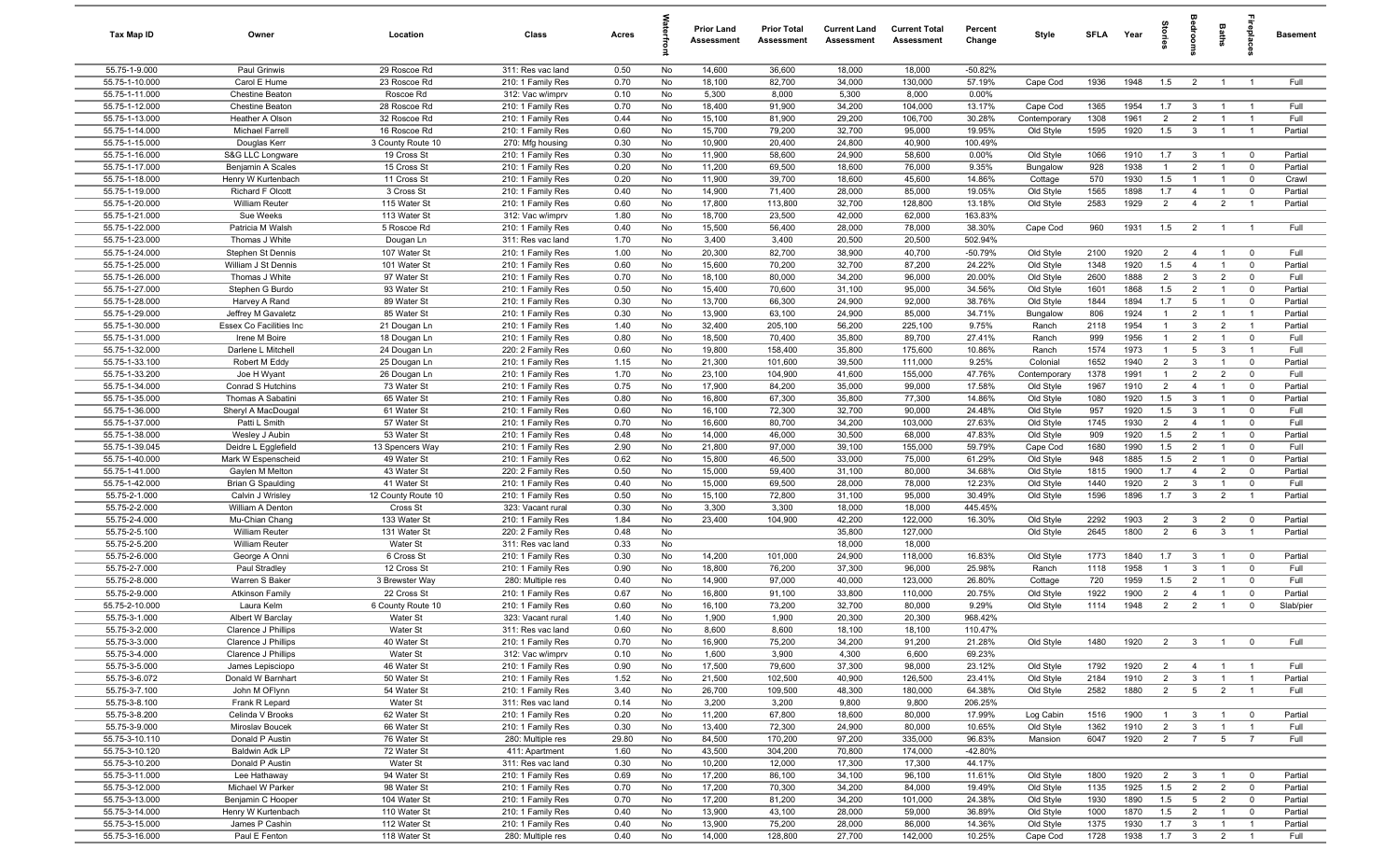| Tax Map ID | Owner | Location | Class | Acres | Waterfront | Prior Land Assessment | Prior Total Assessment | Current Land Assessment | Current Total Assessment | Percent Change | Style | SFLA | Year | Stories | Bedrooms | Baths | Fireplaces | Basement |
|---|---|---|---|---|---|---|---|---|---|---|---|---|---|---|---|---|---|---|
| 55.75-1-9.000 | Paul Grinwis | 29 Roscoe Rd | 311: Res vac land | 0.50 | No | 14,600 | 36,600 | 18,000 | 18,000 | -50.82% | | | | | | | | |
| 55.75-1-10.000 | Carol E Hume | 23 Roscoe Rd | 210: 1 Family Res | 0.70 | No | 18,100 | 82,700 | 34,000 | 130,000 | 57.19% | Cape Cod | 1936 | 1948 | 1.5 | 2 | 1 | 1 | Full |
| 55.75-1-11.000 | Chestine Beaton | Roscoe Rd | 312: Vac w/imprv | 0.10 | No | 5,300 | 8,000 | 5,300 | 8,000 | 0.00% | | | | | | | | |
| 55.75-1-12.000 | Chestine Beaton | 28 Roscoe Rd | 210: 1 Family Res | 0.70 | No | 18,400 | 91,900 | 34,200 | 104,000 | 13.17% | Cape Cod | 1365 | 1954 | 1.7 | 3 | 1 | 1 | Full |
| 55.75-1-13.000 | Heather A Olson | 32 Roscoe Rd | 210: 1 Family Res | 0.44 | No | 15,100 | 81,900 | 29,200 | 106,700 | 30.28% | Contemporary | 1308 | 1961 | 2 | 2 | 1 | 1 | Full |
| 55.75-1-14.000 | Michael Farrell | 16 Roscoe Rd | 210: 1 Family Res | 0.60 | No | 15,700 | 79,200 | 32,700 | 95,000 | 19.95% | Old Style | 1595 | 1920 | 1.5 | 3 | 1 | 1 | Partial |
| 55.75-1-15.000 | Douglas Kerr | 3 County Route 10 | 270: Mfg housing | 0.30 | No | 10,900 | 20,400 | 24,800 | 40,900 | 100.49% | | | | | | | | |
| 55.75-1-16.000 | S&G LLC Longware | 19 Cross St | 210: 1 Family Res | 0.30 | No | 11,900 | 58,600 | 24,900 | 58,600 | 0.00% | Old Style | 1066 | 1910 | 1.7 | 3 | 1 | 0 | Partial |
| 55.75-1-17.000 | Benjamin A Scales | 15 Cross St | 210: 1 Family Res | 0.20 | No | 11,200 | 69,500 | 18,600 | 76,000 | 9.35% | Bungalow | 928 | 1938 | 1 | 2 | 1 | 0 | Partial |
| 55.75-1-18.000 | Henry W Kurtenbach | 11 Cross St | 210: 1 Family Res | 0.20 | No | 11,900 | 39,700 | 18,600 | 45,600 | 14.86% | Cottage | 570 | 1930 | 1.5 | 1 | 1 | 0 | Crawl |
| 55.75-1-19.000 | Richard F Olcott | 3 Cross St | 210: 1 Family Res | 0.40 | No | 14,900 | 71,400 | 28,000 | 85,000 | 19.05% | Old Style | 1565 | 1898 | 1.7 | 4 | 1 | 0 | Partial |
| 55.75-1-20.000 | William Reuter | 115 Water St | 210: 1 Family Res | 0.60 | No | 17,800 | 113,800 | 32,700 | 128,800 | 13.18% | Old Style | 2583 | 1929 | 2 | 4 | 2 | 1 | Partial |
| 55.75-1-21.000 | Sue Weeks | 113 Water St | 312: Vac w/imprv | 1.80 | No | 18,700 | 23,500 | 42,000 | 62,000 | 163.83% | | | | | | | | |
| 55.75-1-22.000 | Patricia M Walsh | 5 Roscoe Rd | 210: 1 Family Res | 0.40 | No | 15,500 | 56,400 | 28,000 | 78,000 | 38.30% | Cape Cod | 960 | 1931 | 1.5 | 2 | 1 | 1 | Full |
| 55.75-1-23.000 | Thomas J White | Dougan Ln | 311: Res vac land | 1.70 | No | 3,400 | 3,400 | 20,500 | 20,500 | 502.94% | | | | | | | | |
| 55.75-1-24.000 | Stephen St Dennis | 107 Water St | 210: 1 Family Res | 1.00 | No | 20,300 | 82,700 | 38,900 | 40,700 | -50.79% | Old Style | 2100 | 1920 | 2 | 4 | 1 | 0 | Full |
| 55.75-1-25.000 | William J St Dennis | 101 Water St | 210: 1 Family Res | 0.60 | No | 15,600 | 70,200 | 32,700 | 87,200 | 24.22% | Old Style | 1348 | 1920 | 1.5 | 4 | 1 | 0 | Partial |
| 55.75-1-26.000 | Thomas J White | 97 Water St | 210: 1 Family Res | 0.70 | No | 18,100 | 80,000 | 34,200 | 96,000 | 20.00% | Old Style | 2600 | 1888 | 2 | 3 | 2 | 0 | Full |
| 55.75-1-27.000 | Stephen G Burdo | 93 Water St | 210: 1 Family Res | 0.50 | No | 15,400 | 70,600 | 31,100 | 95,000 | 34.56% | Old Style | 1601 | 1868 | 1.5 | 2 | 1 | 0 | Partial |
| 55.75-1-28.000 | Harvey A Rand | 89 Water St | 210: 1 Family Res | 0.30 | No | 13,700 | 66,300 | 24,900 | 92,000 | 38.76% | Old Style | 1844 | 1894 | 1.7 | 5 | 1 | 0 | Partial |
| 55.75-1-29.000 | Jeffrey M Gavaletz | 85 Water St | 210: 1 Family Res | 0.30 | No | 13,900 | 63,100 | 24,900 | 85,000 | 34.71% | Bungalow | 806 | 1924 | 1 | 2 | 1 | 0 | Partial |
| 55.75-1-30.000 | Essex Co Facilities Inc | 21 Dougan Ln | 210: 1 Family Res | 1.40 | No | 32,400 | 205,100 | 56,200 | 225,100 | 9.75% | Ranch | 2118 | 1954 | 1 | 3 | 2 | 1 | Partial |
| 55.75-1-31.000 | Irene M Boire | 18 Dougan Ln | 210: 1 Family Res | 0.80 | No | 18,500 | 70,400 | 35,800 | 89,700 | 27.41% | Ranch | 999 | 1956 | 1 | 2 | 1 | 0 | Full |
| 55.75-1-32.000 | Darlene L Mitchell | 24 Dougan Ln | 220: 2 Family Res | 0.60 | No | 19,800 | 158,400 | 35,800 | 175,600 | 10.86% | Ranch | 1574 | 1973 | 1 | 5 | 3 | 1 | Full |
| 55.75-1-33.100 | Robert M Eddy | 25 Dougan Ln | 210: 1 Family Res | 1.15 | No | 21,300 | 101,600 | 39,500 | 111,000 | 9.25% | Colonial | 1652 | 1940 | 2 | 3 | 1 | 0 | Partial |
| 55.75-1-33.200 | Joe H Wyant | 26 Dougan Ln | 210: 1 Family Res | 1.70 | No | 23,100 | 104,900 | 41,600 | 155,000 | 47.76% | Contemporary | 1378 | 1991 | 1 | 2 | 2 | 0 | Full |
| 55.75-1-34.000 | Conrad S Hutchins | 73 Water St | 210: 1 Family Res | 0.75 | No | 17,900 | 84,200 | 35,000 | 99,000 | 17.58% | Old Style | 1967 | 1910 | 2 | 4 | 1 | 0 | Partial |
| 55.75-1-35.000 | Thomas A Sabatini | 65 Water St | 210: 1 Family Res | 0.80 | No | 16,800 | 67,300 | 35,800 | 77,300 | 14.86% | Old Style | 1080 | 1920 | 1.5 | 3 | 1 | 0 | Partial |
| 55.75-1-36.000 | Sheryl A MacDougal | 61 Water St | 210: 1 Family Res | 0.60 | No | 16,100 | 72,300 | 32,700 | 90,000 | 24.48% | Old Style | 957 | 1920 | 1.5 | 3 | 1 | 0 | Full |
| 55.75-1-37.000 | Patti L Smith | 57 Water St | 210: 1 Family Res | 0.70 | No | 16,600 | 80,700 | 34,200 | 103,000 | 27.63% | Old Style | 1745 | 1930 | 2 | 4 | 1 | 0 | Full |
| 55.75-1-38.000 | Wesley J Aubin | 53 Water St | 210: 1 Family Res | 0.48 | No | 14,000 | 46,000 | 30,500 | 68,000 | 47.83% | Old Style | 909 | 1920 | 1.5 | 2 | 1 | 0 | Partial |
| 55.75-1-39.045 | Deidre L Egglefield | 13 Spencers Way | 210: 1 Family Res | 2.90 | No | 21,800 | 97,000 | 39,100 | 155,000 | 59.79% | Cape Cod | 1680 | 1990 | 1.5 | 2 | 1 | 0 | Full |
| 55.75-1-40.000 | Mark W Espenscheid | 49 Water St | 210: 1 Family Res | 0.62 | No | 15,800 | 46,500 | 33,000 | 75,000 | 61.29% | Old Style | 948 | 1885 | 1.5 | 2 | 1 | 0 | Partial |
| 55.75-1-41.000 | Gaylen M Melton | 43 Water St | 220: 2 Family Res | 0.50 | No | 15,000 | 59,400 | 31,100 | 80,000 | 34.68% | Old Style | 1815 | 1900 | 1.7 | 4 | 2 | 0 | Partial |
| 55.75-1-42.000 | Brian G Spaulding | 41 Water St | 210: 1 Family Res | 0.40 | No | 15,000 | 69,500 | 28,000 | 78,000 | 12.23% | Old Style | 1440 | 1920 | 2 | 3 | 1 | 0 | Full |
| 55.75-2-1.000 | Calvin J Wrisley | 12 County Route 10 | 210: 1 Family Res | 0.50 | No | 15,100 | 72,800 | 31,100 | 95,000 | 30.49% | Old Style | 1596 | 1896 | 1.7 | 3 | 2 | 1 | Partial |
| 55.75-2-2.000 | William A Denton | Cross St | 323: Vacant rural | 0.30 | No | 3,300 | 3,300 | 18,000 | 18,000 | 445.45% | | | | | | | | |
| 55.75-2-4.000 | Mu-Chian Chang | 133 Water St | 210: 1 Family Res | 1.84 | No | 23,400 | 104,900 | 42,200 | 122,000 | 16.30% | Old Style | 2292 | 1903 | 2 | 3 | 2 | 0 | Partial |
| 55.75-2-5.100 | William Reuter | 131 Water St | 220: 2 Family Res | 0.48 | No | | | 35,800 | 127,000 | | Old Style | 2645 | 1800 | 2 | 6 | 3 | 1 | Partial |
| 55.75-2-5.200 | William Reuter | Water St | 311: Res vac land | 0.33 | No | | | 18,000 | 18,000 | | | | | | | | | |
| 55.75-2-6.000 | George A Onni | 6 Cross St | 210: 1 Family Res | 0.30 | No | 14,200 | 101,000 | 24,900 | 118,000 | 16.83% | Old Style | 1773 | 1840 | 1.7 | 3 | 1 | 0 | Partial |
| 55.75-2-7.000 | Paul Stradley | 12 Cross St | 210: 1 Family Res | 0.90 | No | 18,800 | 76,200 | 37,300 | 96,000 | 25.98% | Ranch | 1118 | 1958 | 1 | 3 | 1 | 0 | Full |
| 55.75-2-8.000 | Warren S Baker | 3 Brewster Way | 280: Multiple res | 0.40 | No | 14,900 | 97,000 | 40,000 | 123,000 | 26.80% | Cottage | 720 | 1959 | 1.5 | 2 | 1 | 0 | Full |
| 55.75-2-9.000 | Atkinson Family | 22 Cross St | 210: 1 Family Res | 0.67 | No | 16,800 | 91,100 | 33,800 | 110,000 | 20.75% | Old Style | 1922 | 1900 | 2 | 4 | 1 | 0 | Partial |
| 55.75-2-10.000 | Laura Kelm | 6 County Route 10 | 210: 1 Family Res | 0.60 | No | 16,100 | 73,200 | 32,700 | 80,000 | 9.29% | Old Style | 1114 | 1948 | 2 | 2 | 1 | 0 | Slab/pier |
| 55.75-3-1.000 | Albert W Barclay | Water St | 323: Vacant rural | 1.40 | No | 1,900 | 1,900 | 20,300 | 20,300 | 968.42% | | | | | | | | |
| 55.75-3-2.000 | Clarence J Phillips | Water St | 311: Res vac land | 0.60 | No | 8,600 | 8,600 | 18,100 | 18,100 | 110.47% | | | | | | | | |
| 55.75-3-3.000 | Clarence J Phillips | 40 Water St | 210: 1 Family Res | 0.70 | No | 16,900 | 75,200 | 34,200 | 91,200 | 21.28% | Old Style | 1480 | 1920 | 2 | 3 | 1 | 0 | Full |
| 55.75-3-4.000 | Clarence J Phillips | Water St | 312: Vac w/imprv | 0.10 | No | 1,600 | 3,900 | 4,300 | 6,600 | 69.23% | | | | | | | | |
| 55.75-3-5.000 | James Lepisciopo | 46 Water St | 210: 1 Family Res | 0.90 | No | 17,500 | 79,600 | 37,300 | 98,000 | 23.12% | Old Style | 1792 | 1920 | 2 | 4 | 1 | 1 | Full |
| 55.75-3-6.072 | Donald W Barnhart | 50 Water St | 210: 1 Family Res | 1.52 | No | 21,500 | 102,500 | 40,900 | 126,500 | 23.41% | Old Style | 2184 | 1910 | 2 | 3 | 1 | 1 | Partial |
| 55.75-3-7.100 | John M OFlynn | 54 Water St | 210: 1 Family Res | 3.40 | No | 26,700 | 109,500 | 48,300 | 180,000 | 64.38% | Old Style | 2582 | 1880 | 2 | 5 | 2 | 1 | Full |
| 55.75-3-8.100 | Frank R Lepard | Water St | 311: Res vac land | 0.14 | No | 3,200 | 3,200 | 9,800 | 9,800 | 206.25% | | | | | | | | |
| 55.75-3-8.200 | Celinda V Brooks | 62 Water St | 210: 1 Family Res | 0.20 | No | 11,200 | 67,800 | 18,600 | 80,000 | 17.99% | Log Cabin | 1516 | 1900 | 1 | 3 | 1 | 0 | Partial |
| 55.75-3-9.000 | Miroslav Boucek | 66 Water St | 210: 1 Family Res | 0.30 | No | 13,400 | 72,300 | 24,900 | 80,000 | 10.65% | Old Style | 1362 | 1910 | 2 | 3 | 1 | 1 | Full |
| 55.75-3-10.110 | Donald P Austin | 76 Water St | 280: Multiple res | 29.80 | No | 84,500 | 170,200 | 97,200 | 335,000 | 96.83% | Mansion | 6047 | 1920 | 2 | 7 | 5 | 7 | Full |
| 55.75-3-10.120 | Baldwin Adk LP | 72 Water St | 411: Apartment | 1.60 | No | 43,500 | 304,200 | 70,800 | 174,000 | -42.80% | | | | | | | | |
| 55.75-3-10.200 | Donald P Austin | Water St | 311: Res vac land | 0.30 | No | 10,200 | 12,000 | 17,300 | 17,300 | 44.17% | | | | | | | | |
| 55.75-3-11.000 | Lee Hathaway | 94 Water St | 210: 1 Family Res | 0.69 | No | 17,200 | 86,100 | 34,100 | 96,100 | 11.61% | Old Style | 1800 | 1920 | 2 | 3 | 1 | 0 | Partial |
| 55.75-3-12.000 | Michael W Parker | 98 Water St | 210: 1 Family Res | 0.70 | No | 17,200 | 70,300 | 34,200 | 84,000 | 19.49% | Old Style | 1135 | 1925 | 1.5 | 2 | 2 | 0 | Partial |
| 55.75-3-13.000 | Benjamin C Hooper | 104 Water St | 210: 1 Family Res | 0.70 | No | 17,200 | 81,200 | 34,200 | 101,000 | 24.38% | Old Style | 1930 | 1890 | 1.5 | 5 | 2 | 0 | Partial |
| 55.75-3-14.000 | Henry W Kurtenbach | 110 Water St | 210: 1 Family Res | 0.40 | No | 13,900 | 43,100 | 28,000 | 59,000 | 36.89% | Old Style | 1000 | 1870 | 1.5 | 2 | 1 | 0 | Partial |
| 55.75-3-15.000 | James P Cashin | 112 Water St | 210: 1 Family Res | 0.40 | No | 13,900 | 75,200 | 28,000 | 86,000 | 14.36% | Old Style | 1375 | 1930 | 1.7 | 3 | 1 | 1 | Partial |
| 55.75-3-16.000 | Paul E Fenton | 118 Water St | 280: Multiple res | 0.40 | No | 14,000 | 128,800 | 27,700 | 142,000 | 10.25% | Cape Cod | 1728 | 1938 | 1.7 | 3 | 2 | 1 | Full |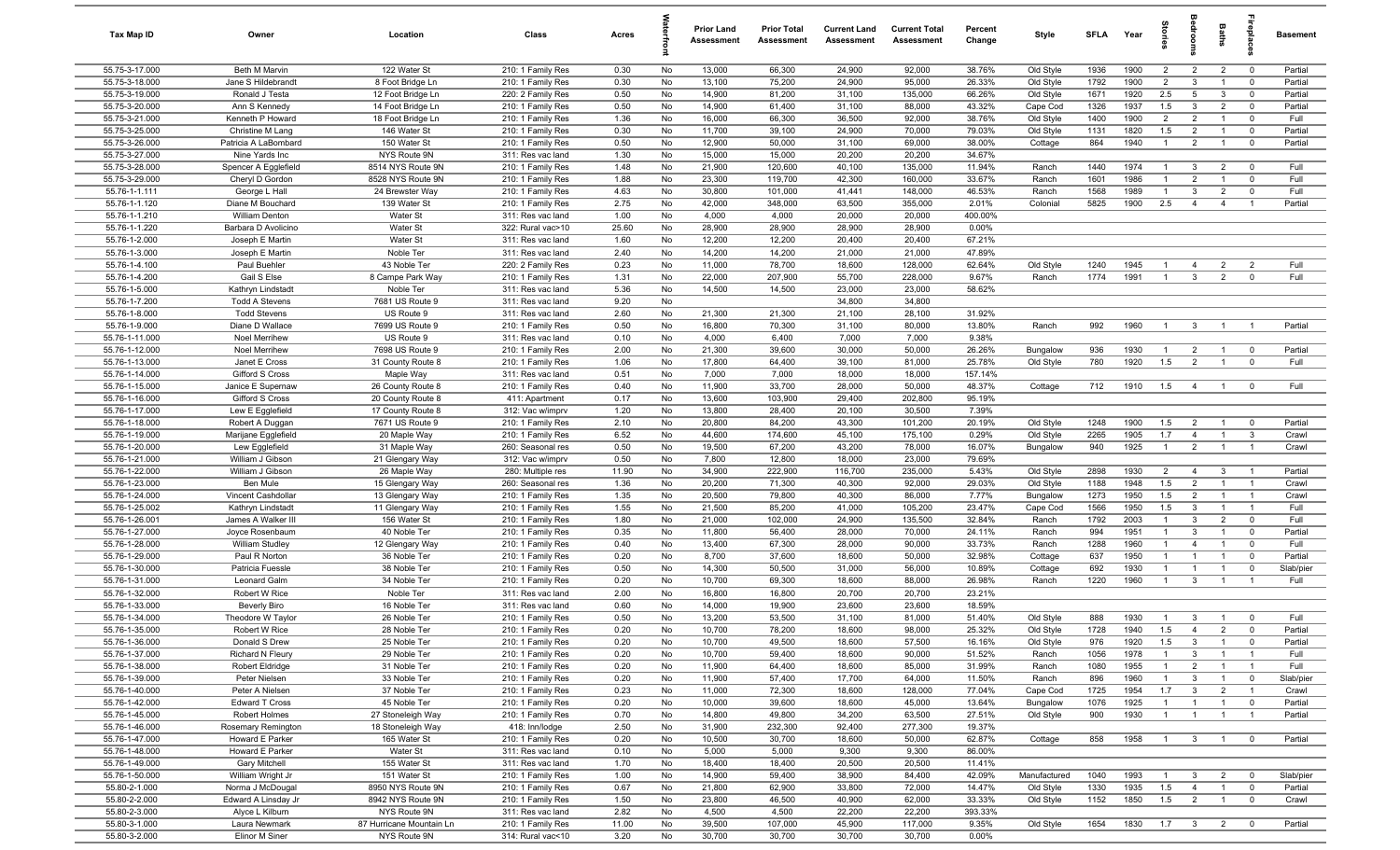| Tax Map ID | Owner | Location | Class | Acres | Waterfront | Prior Land Assessment | Prior Total Assessment | Current Land Assessment | Current Total Assessment | Percent Change | Style | SFLA | Year | Stories | Bedrooms | Baths | Fireplaces | Basement |
|---|---|---|---|---|---|---|---|---|---|---|---|---|---|---|---|---|---|---|
| 55.75-3-17.000 | Beth M Marvin | 122 Water St | 210: 1 Family Res | 0.30 | No | 13,000 | 66,300 | 24,900 | 92,000 | 38.76% | Old Style | 1936 | 1900 | 2 | 2 | 2 | 0 | Partial |
| 55.75-3-18.000 | Jane S Hildebrandt | 8 Foot Bridge Ln | 210: 1 Family Res | 0.30 | No | 13,100 | 75,200 | 24,900 | 95,000 | 26.33% | Old Style | 1792 | 1900 | 2 | 3 | 1 | 0 | Partial |
| 55.75-3-19.000 | Ronald J Testa | 12 Foot Bridge Ln | 220: 2 Family Res | 0.50 | No | 14,900 | 81,200 | 31,100 | 135,000 | 66.26% | Old Style | 1671 | 1920 | 2.5 | 5 | 3 | 0 | Partial |
| 55.75-3-20.000 | Ann S Kennedy | 14 Foot Bridge Ln | 210: 1 Family Res | 0.50 | No | 14,900 | 61,400 | 31,100 | 88,000 | 43.32% | Cape Cod | 1326 | 1937 | 1.5 | 3 | 2 | 0 | Partial |
| 55.75-3-21.000 | Kenneth P Howard | 18 Foot Bridge Ln | 210: 1 Family Res | 1.36 | No | 16,000 | 66,300 | 36,500 | 92,000 | 38.76% | Old Style | 1400 | 1900 | 2 | 2 | 1 | 0 | Full |
| 55.75-3-25.000 | Christine M Lang | 146 Water St | 210: 1 Family Res | 0.30 | No | 11,700 | 39,100 | 24,900 | 70,000 | 79.03% | Old Style | 1131 | 1820 | 1.5 | 2 | 1 | 0 | Partial |
| 55.75-3-26.000 | Patricia A LaBombard | 150 Water St | 210: 1 Family Res | 0.50 | No | 12,900 | 50,000 | 31,100 | 69,000 | 38.00% | Cottage | 864 | 1940 | 1 | 2 | 1 | 0 | Partial |
| 55.75-3-27.000 | Nine Yards Inc | NYS Route 9N | 311: Res vac land | 1.30 | No | 15,000 | 15,000 | 20,200 | 20,200 | 34.67% | | | | | | | | |
| 55.75-3-28.000 | Spencer A Egglefield | 8514 NYS Route 9N | 210: 1 Family Res | 1.48 | No | 21,900 | 120,600 | 40,100 | 135,000 | 11.94% | Ranch | 1440 | 1974 | 1 | 3 | 2 | 0 | Full |
| 55.75-3-29.000 | Cheryl D Gordon | 8528 NYS Route 9N | 210: 1 Family Res | 1.88 | No | 23,300 | 119,700 | 42,300 | 160,000 | 33.67% | Ranch | 1601 | 1986 | 1 | 2 | 1 | 0 | Full |
| 55.76-1-1.111 | George L Hall | 24 Brewster Way | 210: 1 Family Res | 4.63 | No | 30,800 | 101,000 | 41,441 | 148,000 | 46.53% | Ranch | 1568 | 1989 | 1 | 3 | 2 | 0 | Full |
| 55.76-1-1.120 | Diane M Bouchard | 139 Water St | 210: 1 Family Res | 2.75 | No | 42,000 | 348,000 | 63,500 | 355,000 | 2.01% | Colonial | 5825 | 1900 | 2.5 | 4 | 4 | 1 | Partial |
| 55.76-1-1.210 | William Denton | Water St | 311: Res vac land | 1.00 | No | 4,000 | 4,000 | 20,000 | 20,000 | 400.00% | | | | | | | | |
| 55.76-1-1.220 | Barbara D Avolicino | Water St | 322: Rural vac>10 | 25.60 | No | 28,900 | 28,900 | 28,900 | 28,900 | 0.00% | | | | | | | | |
| 55.76-1-2.000 | Joseph E Martin | Water St | 311: Res vac land | 1.60 | No | 12,200 | 12,200 | 20,400 | 20,400 | 67.21% | | | | | | | | |
| 55.76-1-3.000 | Joseph E Martin | Noble Ter | 311: Res vac land | 2.40 | No | 14,200 | 14,200 | 21,000 | 21,000 | 47.89% | | | | | | | | |
| 55.76-1-4.100 | Paul Buehler | 43 Noble Ter | 220: 2 Family Res | 0.23 | No | 11,000 | 78,700 | 18,600 | 128,000 | 62.64% | Old Style | 1240 | 1945 | 1 | 4 | 2 | 2 | Full |
| 55.76-1-4.200 | Gail S Else | 8 Campe Park Way | 210: 1 Family Res | 1.31 | No | 22,000 | 207,900 | 55,700 | 228,000 | 9.67% | Ranch | 1774 | 1991 | 1 | 3 | 2 | 0 | Full |
| 55.76-1-5.000 | Kathryn Lindstadt | Noble Ter | 311: Res vac land | 5.36 | No | 14,500 | 14,500 | 23,000 | 23,000 | 58.62% | | | | | | | | |
| 55.76-1-7.200 | Todd A Stevens | 7681 US Route 9 | 311: Res vac land | 9.20 | No | | | 34,800 | 34,800 | | | | | | | | | |
| 55.76-1-8.000 | Todd Stevens | US Route 9 | 311: Res vac land | 2.60 | No | 21,300 | 21,300 | 21,100 | 28,100 | 31.92% | | | | | | | | |
| 55.76-1-9.000 | Diane D Wallace | 7699 US Route 9 | 210: 1 Family Res | 0.50 | No | 16,800 | 70,300 | 31,100 | 80,000 | 13.80% | Ranch | 992 | 1960 | 1 | 3 | 1 | 1 | Partial |
| 55.76-1-11.000 | Noel Merrihew | US Route 9 | 311: Res vac land | 0.10 | No | 4,000 | 6,400 | 7,000 | 7,000 | 9.38% | | | | | | | | |
| 55.76-1-12.000 | Noel Merrihew | 7698 US Route 9 | 210: 1 Family Res | 2.00 | No | 21,300 | 39,600 | 30,000 | 50,000 | 26.26% | Bungalow | 936 | 1930 | 1 | 2 | 1 | 0 | Partial |
| 55.76-1-13.000 | Janet E Cross | 31 County Route 8 | 210: 1 Family Res | 1.06 | No | 17,800 | 64,400 | 39,100 | 81,000 | 25.78% | Old Style | 780 | 1920 | 1.5 | 2 | 1 | 0 | Full |
| 55.76-1-14.000 | Gifford S Cross | Maple Way | 311: Res vac land | 0.51 | No | 7,000 | 7,000 | 18,000 | 18,000 | 157.14% | | | | | | | | |
| 55.76-1-15.000 | Janice E Supernaw | 26 County Route 8 | 210: 1 Family Res | 0.40 | No | 11,900 | 33,700 | 28,000 | 50,000 | 48.37% | Cottage | 712 | 1910 | 1.5 | 4 | 1 | 0 | Full |
| 55.76-1-16.000 | Gifford S Cross | 20 County Route 8 | 411: Apartment | 0.17 | No | 13,600 | 103,900 | 29,400 | 202,800 | 95.19% | | | | | | | | |
| 55.76-1-17.000 | Lew E Egglefield | 17 County Route 8 | 312: Vac w/imprv | 1.20 | No | 13,800 | 28,400 | 20,100 | 30,500 | 7.39% | | | | | | | | |
| 55.76-1-18.000 | Robert A Duggan | 7671 US Route 9 | 210: 1 Family Res | 2.10 | No | 20,800 | 84,200 | 43,300 | 101,200 | 20.19% | Old Style | 1248 | 1900 | 1.5 | 2 | 1 | 0 | Partial |
| 55.76-1-19.000 | Marijane Egglefield | 20 Maple Way | 210: 1 Family Res | 6.52 | No | 44,600 | 174,600 | 45,100 | 175,100 | 0.29% | Old Style | 2265 | 1905 | 1.7 | 4 | 1 | 3 | Crawl |
| 55.76-1-20.000 | Lew Egglefield | 31 Maple Way | 260: Seasonal res | 0.50 | No | 19,500 | 67,200 | 43,200 | 78,000 | 16.07% | Bungalow | 940 | 1925 | 1 | 2 | 1 | 1 | Crawl |
| 55.76-1-21.000 | William J Gibson | 21 Glengary Way | 312: Vac w/imprv | 0.50 | No | 7,800 | 12,800 | 18,000 | 23,000 | 79.69% | | | | | | | | |
| 55.76-1-22.000 | William J Gibson | 26 Maple Way | 280: Multiple res | 11.90 | No | 34,900 | 222,900 | 116,700 | 235,000 | 5.43% | Old Style | 2898 | 1930 | 2 | 4 | 3 | 1 | Partial |
| 55.76-1-23.000 | Ben Mule | 15 Glengary Way | 260: Seasonal res | 1.36 | No | 20,200 | 71,300 | 40,300 | 92,000 | 29.03% | Old Style | 1188 | 1948 | 1.5 | 2 | 1 | 1 | Crawl |
| 55.76-1-24.000 | Vincent Cashdollar | 13 Glengary Way | 210: 1 Family Res | 1.35 | No | 20,500 | 79,800 | 40,300 | 86,000 | 7.77% | Bungalow | 1273 | 1950 | 1.5 | 2 | 1 | 1 | Crawl |
| 55.76-1-25.002 | Kathryn Lindstadt | 11 Glengary Way | 210: 1 Family Res | 1.55 | No | 21,500 | 85,200 | 41,000 | 105,200 | 23.47% | Cape Cod | 1566 | 1950 | 1.5 | 3 | 1 | 1 | Full |
| 55.76-1-26.001 | James A Walker III | 156 Water St | 210: 1 Family Res | 1.80 | No | 21,000 | 102,000 | 24,900 | 135,500 | 32.84% | Ranch | 1792 | 2003 | 1 | 3 | 2 | 0 | Full |
| 55.76-1-27.000 | Joyce Rosenbaum | 40 Noble Ter | 210: 1 Family Res | 0.35 | No | 11,800 | 56,400 | 28,000 | 70,000 | 24.11% | Ranch | 994 | 1951 | 1 | 3 | 1 | 0 | Partial |
| 55.76-1-28.000 | William Studley | 12 Glengary Way | 210: 1 Family Res | 0.40 | No | 13,400 | 67,300 | 28,000 | 90,000 | 33.73% | Ranch | 1288 | 1960 | 1 | 4 | 1 | 0 | Full |
| 55.76-1-29.000 | Paul R Norton | 36 Noble Ter | 210: 1 Family Res | 0.20 | No | 8,700 | 37,600 | 18,600 | 50,000 | 32.98% | Cottage | 637 | 1950 | 1 | 1 | 1 | 0 | Partial |
| 55.76-1-30.000 | Patricia Fuessle | 38 Noble Ter | 210: 1 Family Res | 0.50 | No | 14,300 | 50,500 | 31,000 | 56,000 | 10.89% | Cottage | 692 | 1930 | 1 | 1 | 1 | 0 | Slab/pier |
| 55.76-1-31.000 | Leonard Galm | 34 Noble Ter | 210: 1 Family Res | 0.20 | No | 10,700 | 69,300 | 18,600 | 88,000 | 26.98% | Ranch | 1220 | 1960 | 1 | 3 | 1 | 1 | Full |
| 55.76-1-32.000 | Robert W Rice | Noble Ter | 311: Res vac land | 2.00 | No | 16,800 | 16,800 | 20,700 | 20,700 | 23.21% | | | | | | | | |
| 55.76-1-33.000 | Beverly Biro | 16 Noble Ter | 311: Res vac land | 0.60 | No | 14,000 | 19,900 | 23,600 | 23,600 | 18.59% | | | | | | | | |
| 55.76-1-34.000 | Theodore W Taylor | 26 Noble Ter | 210: 1 Family Res | 0.50 | No | 13,200 | 53,500 | 31,100 | 81,000 | 51.40% | Old Style | 888 | 1930 | 1 | 3 | 1 | 0 | Full |
| 55.76-1-35.000 | Robert W Rice | 28 Noble Ter | 210: 1 Family Res | 0.20 | No | 10,700 | 78,200 | 18,600 | 98,000 | 25.32% | Old Style | 1728 | 1940 | 1.5 | 4 | 2 | 0 | Partial |
| 55.76-1-36.000 | Donald S Drew | 25 Noble Ter | 210: 1 Family Res | 0.20 | No | 10,700 | 49,500 | 18,600 | 57,500 | 16.16% | Old Style | 976 | 1920 | 1.5 | 3 | 1 | 0 | Partial |
| 55.76-1-37.000 | Richard N Fleury | 29 Noble Ter | 210: 1 Family Res | 0.20 | No | 10,700 | 59,400 | 18,600 | 90,000 | 51.52% | Ranch | 1056 | 1978 | 1 | 3 | 1 | 1 | Full |
| 55.76-1-38.000 | Robert Eldridge | 31 Noble Ter | 210: 1 Family Res | 0.20 | No | 11,900 | 64,400 | 18,600 | 85,000 | 31.99% | Ranch | 1080 | 1955 | 1 | 2 | 1 | 1 | Full |
| 55.76-1-39.000 | Peter Nielsen | 33 Noble Ter | 210: 1 Family Res | 0.20 | No | 11,300 | 57,400 | 17,700 | 64,000 | 11.50% | Ranch | 896 | 1960 | 1 | 3 | 1 | 0 | Slab/pier |
| 55.76-1-40.000 | Peter A Nielsen | 37 Noble Ter | 210: 1 Family Res | 0.23 | No | 11,000 | 72,300 | 18,600 | 128,000 | 77.04% | Cape Cod | 1725 | 1954 | 1.7 | 3 | 2 | 1 | Crawl |
| 55.76-1-42.000 | Edward T Cross | 45 Noble Ter | 210: 1 Family Res | 0.20 | No | 10,000 | 39,600 | 18,600 | 45,000 | 13.64% | Bungalow | 1076 | 1925 | 1 | 1 | 1 | 0 | Partial |
| 55.76-1-45.000 | Robert Holmes | 27 Stoneleigh Way | 210: 1 Family Res | 0.70 | No | 14,800 | 49,800 | 34,200 | 63,500 | 27.51% | Old Style | 900 | 1930 | 1 | 1 | 1 | 1 | Partial |
| 55.76-1-46.000 | Rosemary Remington | 18 Stoneleigh Way | 418: Inn/lodge | 2.50 | No | 31,900 | 232,300 | 92,400 | 277,300 | 19.37% | | | | | | | | |
| 55.76-1-47.000 | Howard E Parker | 165 Water St | 210: 1 Family Res | 0.20 | No | 10,500 | 30,700 | 18,600 | 50,000 | 62.87% | Cottage | 858 | 1958 | 1 | 3 | 1 | 0 | Partial |
| 55.76-1-48.000 | Howard E Parker | Water St | 311: Res vac land | 0.10 | No | 5,000 | 5,000 | 9,300 | 9,300 | 86.00% | | | | | | | | |
| 55.76-1-49.000 | Gary Mitchell | 155 Water St | 311: Res vac land | 1.70 | No | 18,400 | 18,400 | 20,500 | 20,500 | 11.41% | | | | | | | | |
| 55.76-1-50.000 | William Wright Jr | 151 Water St | 210: 1 Family Res | 1.00 | No | 14,900 | 59,400 | 38,900 | 84,400 | 42.09% | Manufactured | 1040 | 1993 | 1 | 3 | 2 | 0 | Slab/pier |
| 55.80-2-1.000 | Norma J McDougal | 8950 NYS Route 9N | 210: 1 Family Res | 0.67 | No | 21,800 | 62,900 | 33,800 | 72,000 | 14.47% | Old Style | 1330 | 1935 | 1.5 | 4 | 1 | 0 | Partial |
| 55.80-2-2.000 | Edward A Linsday Jr | 8942 NYS Route 9N | 210: 1 Family Res | 1.50 | No | 23,800 | 46,500 | 40,900 | 62,000 | 33.33% | Old Style | 1152 | 1850 | 1.5 | 2 | 1 | 0 | Crawl |
| 55.80-2-3.000 | Alyce L Kilburn | NYS Route 9N | 311: Res vac land | 2.82 | No | 4,500 | 4,500 | 22,200 | 22,200 | 393.33% | | | | | | | | |
| 55.80-3-1.000 | Laura Newmark | 87 Hurricane Mountain Ln | 210: 1 Family Res | 11.00 | No | 39,500 | 107,000 | 45,900 | 117,000 | 9.35% | Old Style | 1654 | 1830 | 1.7 | 3 | 2 | 0 | Partial |
| 55.80-3-2.000 | Elinor M Siner | NYS Route 9N | 314: Rural vac<10 | 3.20 | No | 30,700 | 30,700 | 30,700 | 30,700 | 0.00% | | | | | | | | |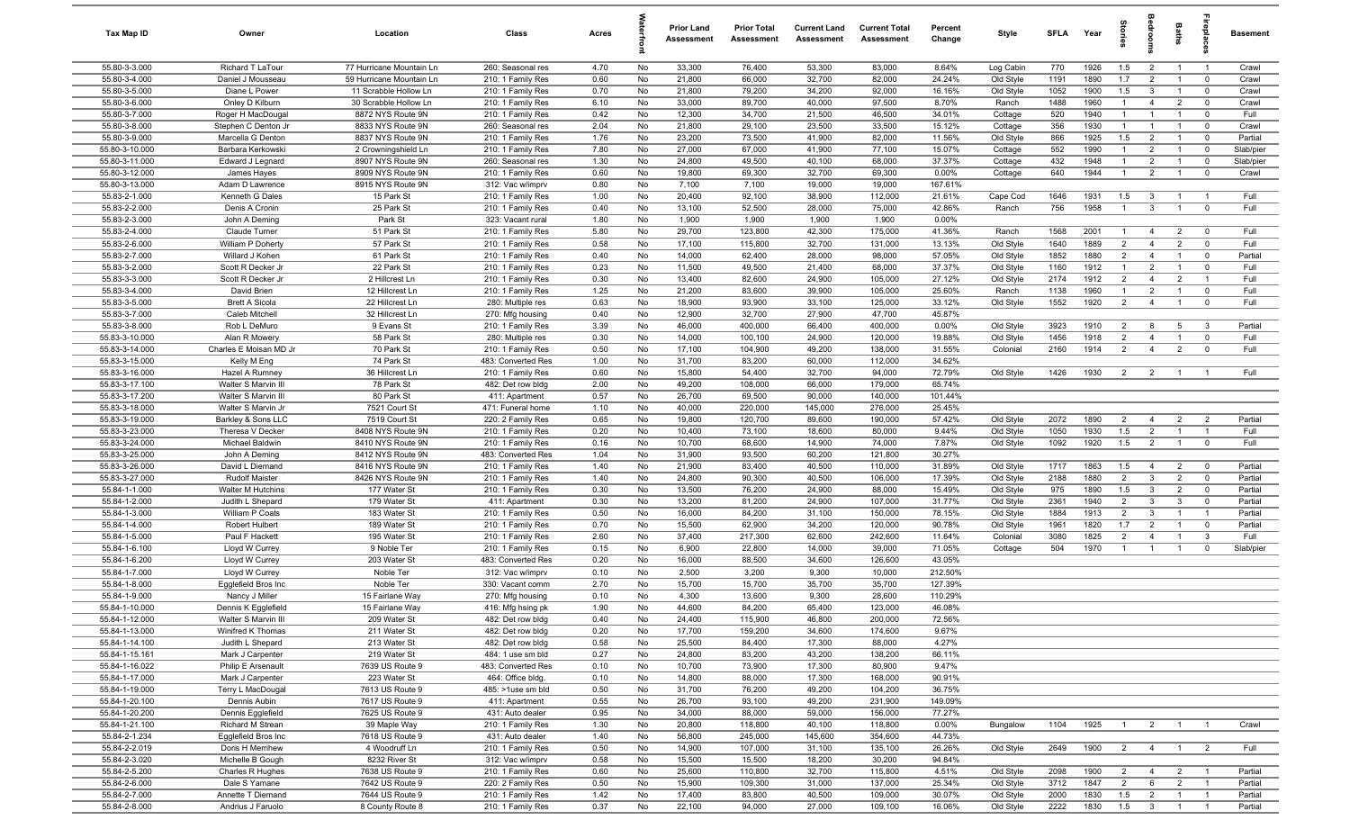| Tax Map ID | Owner | Location | Class | Acres | Waterfront | Prior Land Assessment | Prior Total Assessment | Current Land Assessment | Current Total Assessment | Percent Change | Style | SFLA | Year | Stories | Bedrooms | Baths | Fireplaces | Basement |
|---|---|---|---|---|---|---|---|---|---|---|---|---|---|---|---|---|---|---|
| 55.80-3-3.000 | Richard T LaTour | 77 Hurricane Mountain Ln | 260: Seasonal res | 4.70 | No | 33,300 | 76,400 | 53,300 | 83,000 | 8.64% | Log Cabin | 770 | 1926 | 1.5 | 2 | 1 | 1 | Crawl |
| 55.80-3-4.000 | Daniel J Mousseau | 59 Hurricane Mountain Ln | 210: 1 Family Res | 0.60 | No | 21,800 | 66,000 | 32,700 | 82,000 | 24.24% | Old Style | 1191 | 1890 | 1.7 | 2 | 1 | 0 | Crawl |
| 55.80-3-5.000 | Diane L Power | 11 Scrabble Hollow Ln | 210: 1 Family Res | 0.70 | No | 21,800 | 79,200 | 34,200 | 92,000 | 16.16% | Old Style | 1052 | 1900 | 1.5 | 3 | 1 | 0 | Crawl |
| 55.80-3-6.000 | Onley D Kilburn | 30 Scrabble Hollow Ln | 210: 1 Family Res | 6.10 | No | 33,000 | 89,700 | 40,000 | 97,500 | 8.70% | Ranch | 1488 | 1960 | 1 | 4 | 2 | 0 | Crawl |
| 55.80-3-7.000 | Roger H MacDougal | 8872 NYS Route 9N | 210: 1 Family Res | 0.42 | No | 12,300 | 34,700 | 21,500 | 46,500 | 34.01% | Cottage | 520 | 1940 | 1 | 1 | 1 | 0 | Full |
| 55.80-3-8.000 | Stephen C Denton Jr | 8833 NYS Route 9N | 260: Seasonal res | 2.04 | No | 21,800 | 29,100 | 23,500 | 33,500 | 15.12% | Cottage | 356 | 1930 | 1 | 1 | 1 | 0 | Crawl |
| 55.80-3-9.000 | Marcella G Denton | 8837 NYS Route 9N | 210: 1 Family Res | 1.76 | No | 23,200 | 73,500 | 41,900 | 82,000 | 11.56% | Old Style | 866 | 1925 | 1.5 | 2 | 1 | 0 | Partial |
| 55.80-3-10.000 | Barbara Kerkowski | 2 Crowningshield Ln | 210: 1 Family Res | 7.80 | No | 27,000 | 67,000 | 41,900 | 77,100 | 15.07% | Cottage | 552 | 1990 | 1 | 2 | 1 | 0 | Slab/pier |
| 55.80-3-11.000 | Edward J Legnard | 8907 NYS Route 9N | 260: Seasonal res | 1.30 | No | 24,800 | 49,500 | 40,100 | 68,000 | 37.37% | Cottage | 432 | 1948 | 1 | 2 | 1 | 0 | Slab/pier |
| 55.80-3-12.000 | James Hayes | 8909 NYS Route 9N | 210: 1 Family Res | 0.60 | No | 19,800 | 69,300 | 32,700 | 69,300 | 0.00% | Cottage | 640 | 1944 | 1 | 2 | 1 | 0 | Crawl |
| 55.80-3-13.000 | Adam D Lawrence | 8915 NYS Route 9N | 312: Vac w/imprv | 0.80 | No | 7,100 | 7,100 | 19,000 | 19,000 | 167.61% | | | | | | | | |
| 55.83-2-1.000 | Kenneth G Dales | 15 Park St | 210: 1 Family Res | 1.00 | No | 20,400 | 92,100 | 38,900 | 112,000 | 21.61% | Cape Cod | 1646 | 1931 | 1.5 | 3 | 1 | 1 | Full |
| 55.83-2-2.000 | Denis A Cronin | 25 Park St | 210: 1 Family Res | 0.40 | No | 13,100 | 52,500 | 28,000 | 75,000 | 42.86% | Ranch | 756 | 1958 | 1 | 3 | 1 | 0 | Full |
| 55.83-2-3.000 | John A Deming | Park St | 323: Vacant rural | 1.80 | No | 1,900 | 1,900 | 1,900 | 1,900 | 0.00% | | | | | | | | |
| 55.83-2-4.000 | Claude Turner | 51 Park St | 210: 1 Family Res | 5.80 | No | 29,700 | 123,800 | 42,300 | 175,000 | 41.36% | Ranch | 1568 | 2001 | 1 | 4 | 2 | 0 | Full |
| 55.83-2-6.000 | William P Doherty | 57 Park St | 210: 1 Family Res | 0.58 | No | 17,100 | 115,800 | 32,700 | 131,000 | 13.13% | Old Style | 1640 | 1889 | 2 | 4 | 2 | 0 | Full |
| 55.83-2-7.000 | Willard J Kohen | 61 Park St | 210: 1 Family Res | 0.40 | No | 14,000 | 62,400 | 28,000 | 98,000 | 57.05% | Old Style | 1852 | 1880 | 2 | 4 | 1 | 0 | Partial |
| 55.83-3-2.000 | Scott R Decker Jr | 22 Park St | 210: 1 Family Res | 0.23 | No | 11,500 | 49,500 | 21,400 | 68,000 | 37.37% | Old Style | 1160 | 1912 | 1 | 2 | 1 | 0 | Full |
| 55.83-3-3.000 | Scott R Decker Jr | 2 Hillcrest Ln | 210: 1 Family Res | 0.30 | No | 13,400 | 82,600 | 24,900 | 105,000 | 27.12% | Old Style | 2174 | 1912 | 2 | 4 | 2 | 1 | Full |
| 55.83-3-4.000 | David Brien | 12 Hillcrest Ln | 210: 1 Family Res | 1.25 | No | 21,200 | 83,600 | 39,900 | 105,000 | 25.60% | Ranch | 1138 | 1960 | 1 | 2 | 1 | 0 | Full |
| 55.83-3-5.000 | Brett A Sicola | 22 Hillcrest Ln | 280: Multiple res | 0.63 | No | 18,900 | 93,900 | 33,100 | 125,000 | 33.12% | Old Style | 1552 | 1920 | 2 | 4 | 1 | 0 | Full |
| 55.83-3-7.000 | Caleb Mitchell | 32 Hillcrest Ln | 270: Mfg housing | 0.40 | No | 12,900 | 32,700 | 27,900 | 47,700 | 45.87% | | | | | | | | |
| 55.83-3-8.000 | Rob L DeMuro | 9 Evans St | 210: 1 Family Res | 3.39 | No | 46,000 | 400,000 | 66,400 | 400,000 | 0.00% | Old Style | 3923 | 1910 | 2 | 8 | 5 | 3 | Partial |
| 55.83-3-10.000 | Alan R Mowery | 58 Park St | 280: Multiple res | 0.30 | No | 14,000 | 100,100 | 24,900 | 120,000 | 19.88% | Old Style | 1456 | 1918 | 2 | 4 | 1 | 0 | Full |
| 55.83-3-14.000 | Charles E Moisan MD Jr | 70 Park St | 210: 1 Family Res | 0.50 | No | 17,100 | 104,900 | 49,200 | 138,000 | 31.55% | Colonial | 2160 | 1914 | 2 | 4 | 2 | 0 | Full |
| 55.83-3-15.000 | Kelly M Eng | 74 Park St | 483: Converted Res | 1.00 | No | 31,700 | 83,200 | 60,000 | 112,000 | 34.62% | | | | | | | | |
| 55.83-3-16.000 | Hazel A Rumney | 36 Hillcrest Ln | 210: 1 Family Res | 0.60 | No | 15,800 | 54,400 | 32,700 | 94,000 | 72.79% | Old Style | 1426 | 1930 | 2 | 2 | 1 | 1 | Full |
| 55.83-3-17.100 | Walter S Marvin III | 78 Park St | 482: Det row bldg | 2.00 | No | 49,200 | 108,000 | 66,000 | 179,000 | 65.74% | | | | | | | | |
| 55.83-3-17.200 | Walter S Marvin III | 80 Park St | 411: Apartment | 0.57 | No | 26,700 | 69,500 | 90,000 | 140,000 | 101.44% | | | | | | | | |
| 55.83-3-18.000 | Walter S Marvin Jr | 7521 Court St | 471: Funeral home | 1.10 | No | 40,000 | 220,000 | 145,000 | 276,000 | 25.45% | | | | | | | | |
| 55.83-3-19.000 | Barkley & Sons LLC | 7519 Court St | 220: 2 Family Res | 0.65 | No | 19,800 | 120,700 | 89,600 | 190,000 | 57.42% | Old Style | 2072 | 1890 | 2 | 4 | 2 | 2 | Partial |
| 55.83-3-23.000 | Theresa V Decker | 8408 NYS Route 9N | 210: 1 Family Res | 0.20 | No | 10,400 | 73,100 | 18,600 | 80,000 | 9.44% | Old Style | 1050 | 1930 | 1.5 | 2 | 1 | 1 | Full |
| 55.83-3-24.000 | Michael Baldwin | 8410 NYS Route 9N | 210: 1 Family Res | 0.16 | No | 10,700 | 68,600 | 14,900 | 74,000 | 7.87% | Old Style | 1092 | 1920 | 1.5 | 2 | 1 | 0 | Full |
| 55.83-3-25.000 | John A Deming | 8412 NYS Route 9N | 483: Converted Res | 1.04 | No | 31,900 | 93,500 | 60,200 | 121,800 | 30.27% | | | | | | | | |
| 55.83-3-26.000 | David L Diemand | 8416 NYS Route 9N | 210: 1 Family Res | 1.40 | No | 21,900 | 83,400 | 40,500 | 110,000 | 31.89% | Old Style | 1717 | 1863 | 1.5 | 4 | 2 | 0 | Partial |
| 55.83-3-27.000 | Rudolf Maister | 8426 NYS Route 9N | 210: 1 Family Res | 1.40 | No | 24,800 | 90,300 | 40,500 | 106,000 | 17.39% | Old Style | 2188 | 1880 | 2 | 3 | 2 | 0 | Partial |
| 55.84-1-1.000 | Walter M Hutchins | 177 Water St | 210: 1 Family Res | 0.30 | No | 13,500 | 76,200 | 24,900 | 88,000 | 15.49% | Old Style | 975 | 1890 | 1.5 | 3 | 2 | 0 | Partial |
| 55.84-1-2.000 | Judith L Shepard | 179 Water St | 411: Apartment | 0.30 | No | 13,200 | 81,200 | 24,900 | 107,000 | 31.77% | Old Style | 2361 | 1940 | 2 | 3 | 3 | 0 | Partial |
| 55.84-1-3.000 | William P Coats | 183 Water St | 210: 1 Family Res | 0.50 | No | 16,000 | 84,200 | 31,100 | 150,000 | 78.15% | Old Style | 1884 | 1913 | 2 | 3 | 1 | 1 | Partial |
| 55.84-1-4.000 | Robert Hulbert | 189 Water St | 210: 1 Family Res | 0.70 | No | 15,500 | 62,900 | 34,200 | 120,000 | 90.78% | Old Style | 1961 | 1820 | 1.7 | 2 | 1 | 0 | Partial |
| 55.84-1-5.000 | Paul F Hackett | 195 Water St | 210: 1 Family Res | 2.60 | No | 37,400 | 217,300 | 62,600 | 242,600 | 11.64% | Colonial | 3080 | 1825 | 2 | 4 | 1 | 3 | Full |
| 55.84-1-6.100 | Lloyd V Currey | 9 Noble Ter | 210: 1 Family Res | 0.15 | No | 6,900 | 22,800 | 14,000 | 39,000 | 71.05% | Cottage | 504 | 1970 | 1 | 1 | 1 | 0 | Slab/pier |
| 55.84-1-6.200 | Lloyd V Currey | 203 Water St | 483: Converted Res | 0.20 | No | 16,000 | 88,500 | 34,600 | 126,600 | 43.05% | | | | | | | | |
| 55.84-1-7.000 | Lloyd V Currey | Noble Ter | 312: Vac w/imprv | 0.10 | No | 2,500 | 3,200 | 9,300 | 10,000 | 212.50% | | | | | | | | |
| 55.84-1-8.000 | Egglefield Bros Inc | Noble Ter | 330: Vacant comm | 2.70 | No | 15,700 | 15,700 | 35,700 | 35,700 | 127.39% | | | | | | | | |
| 55.84-1-9.000 | Nancy J Miller | 15 Fairlane Way | 270: Mfg housing | 0.10 | No | 4,300 | 13,600 | 9,300 | 28,600 | 110.29% | | | | | | | | |
| 55.84-1-10.000 | Dennis K Egglefield | 15 Fairlane Way | 416: Mfg hsing pk | 1.90 | No | 44,600 | 84,200 | 65,400 | 123,000 | 46.08% | | | | | | | | |
| 55.84-1-12.000 | Walter S Marvin III | 209 Water St | 482: Det row bldg | 0.40 | No | 24,400 | 115,900 | 46,800 | 200,000 | 72.56% | | | | | | | | |
| 55.84-1-13.000 | Winifred K Thomas | 211 Water St | 482: Det row bldg | 0.20 | No | 17,700 | 159,200 | 34,600 | 174,600 | 9.67% | | | | | | | | |
| 55.84-1-14.100 | Judith L Shepard | 213 Water St | 482: Det row bldg | 0.58 | No | 25,500 | 84,400 | 17,300 | 88,000 | 4.27% | | | | | | | | |
| 55.84-1-15.161 | Mark J Carpenter | 219 Water St | 484: 1 use sm bld | 0.27 | No | 24,800 | 83,200 | 43,200 | 138,200 | 66.11% | | | | | | | | |
| 55.84-1-16.022 | Philip E Arsenault | 7639 US Route 9 | 483: Converted Res | 0.10 | No | 10,700 | 73,900 | 17,300 | 80,900 | 9.47% | | | | | | | | |
| 55.84-1-17.000 | Mark J Carpenter | 223 Water St | 464: Office bldg. | 0.10 | No | 14,800 | 88,000 | 17,300 | 168,000 | 90.91% | | | | | | | | |
| 55.84-1-19.000 | Terry L MacDougal | 7613 US Route 9 | 485: >1use sm bld | 0.50 | No | 31,700 | 76,200 | 49,200 | 104,200 | 36.75% | | | | | | | | |
| 55.84-1-20.100 | Dennis Aubin | 7617 US Route 9 | 411: Apartment | 0.55 | No | 26,700 | 93,100 | 49,200 | 231,900 | 149.09% | | | | | | | | |
| 55.84-1-20.200 | Dennis Egglefield | 7625 US Route 9 | 431: Auto dealer | 0.95 | No | 34,000 | 88,000 | 59,000 | 156,000 | 77.27% | | | | | | | | |
| 55.84-1-21.100 | Richard M Strean | 39 Maple Way | 210: 1 Family Res | 1.30 | No | 20,800 | 118,800 | 40,100 | 118,800 | 0.00% | Bungalow | 1104 | 1925 | 1 | 2 | 1 | 1 | Crawl |
| 55.84-2-1.234 | Egglefield Bros Inc | 7618 US Route 9 | 431: Auto dealer | 1.40 | No | 56,800 | 245,000 | 145,600 | 354,600 | 44.73% | | | | | | | | |
| 55.84-2-2.019 | Doris H Merrihew | 4 Woodruff Ln | 210: 1 Family Res | 0.50 | No | 14,900 | 107,000 | 31,100 | 135,100 | 26.26% | Old Style | 2649 | 1900 | 2 | 4 | 1 | 2 | Full |
| 55.84-2-3.020 | Michelle B Gough | 8232 River St | 312: Vac w/imprv | 0.58 | No | 15,500 | 15,500 | 18,200 | 30,200 | 94.84% | | | | | | | | |
| 55.84-2-5.200 | Charles R Hughes | 7638 US Route 9 | 210: 1 Family Res | 0.60 | No | 25,600 | 110,800 | 32,700 | 115,800 | 4.51% | Old Style | 2098 | 1900 | 2 | 4 | 2 | 1 | Partial |
| 55.84-2-6.000 | Dale S Yamane | 7642 US Route 9 | 220: 2 Family Res | 0.50 | No | 15,900 | 109,300 | 31,000 | 137,000 | 25.34% | Old Style | 3712 | 1847 | 2 | 6 | 2 | 1 | Partial |
| 55.84-2-7.000 | Annette T Diemand | 7644 US Route 9 | 210: 1 Family Res | 1.42 | No | 17,400 | 83,800 | 40,500 | 109,000 | 30.07% | Old Style | 2000 | 1830 | 1.5 | 2 | 1 | 1 | Partial |
| 55.84-2-8.000 | Andrius J Faruolo | 8 County Route 8 | 210: 1 Family Res | 0.37 | No | 22,100 | 94,000 | 27,000 | 109,100 | 16.06% | Old Style | 2222 | 1830 | 1.5 | 3 | 1 | 1 | Partial |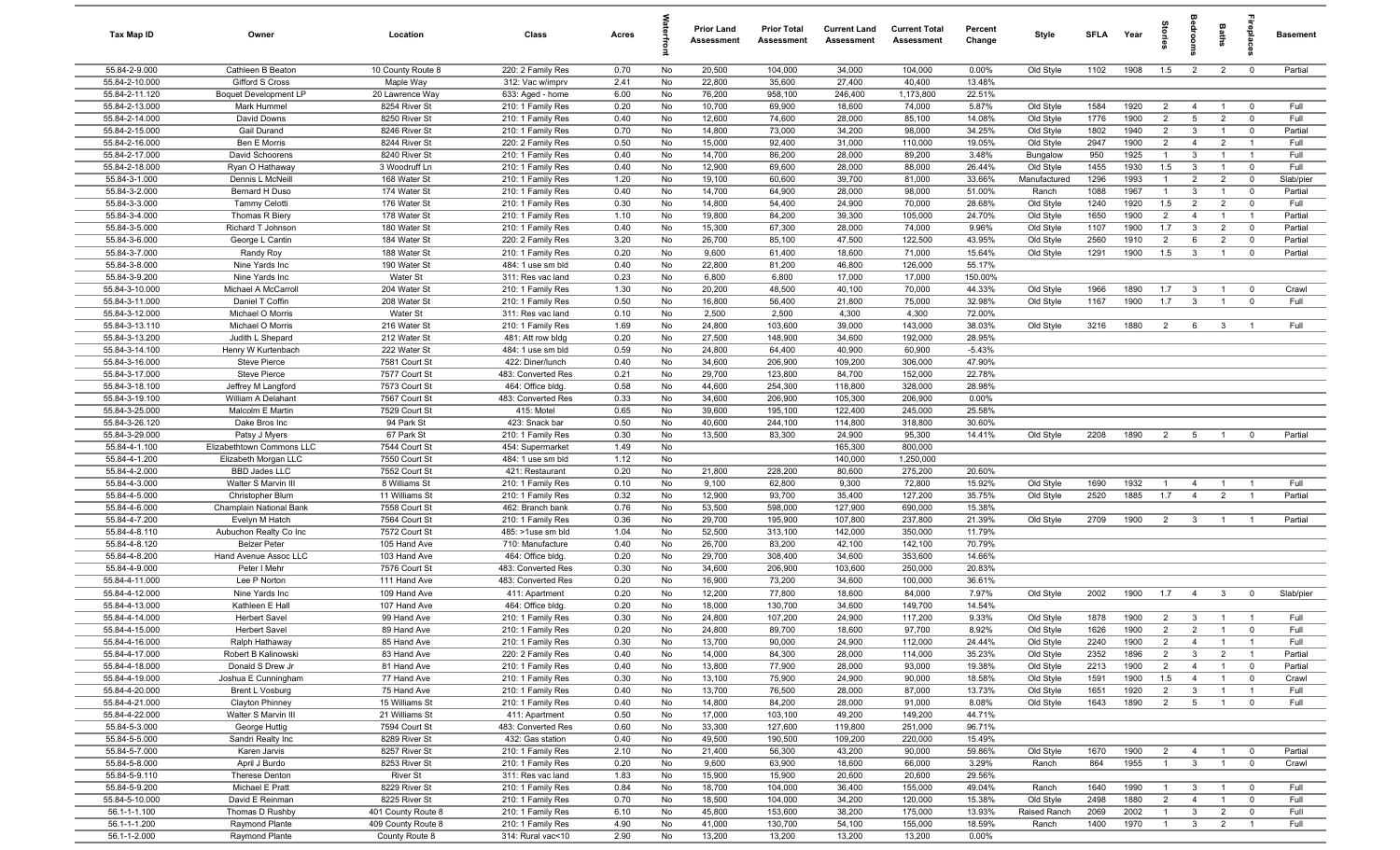| Tax Map ID | Owner | Location | Class | Acres | Waterfront | Prior Land Assessment | Prior Total Assessment | Current Land Assessment | Current Total Assessment | Percent Change | Style | SFLA | Year | Stories | Bedrooms | Baths | Fireplaces | Basement |
|---|---|---|---|---|---|---|---|---|---|---|---|---|---|---|---|---|---|---|
| 55.84-2-9.000 | Cathleen B Beaton | 10 County Route 8 | 220: 2 Family Res | 0.70 | No | 20,500 | 104,000 | 34,000 | 104,000 | 0.00% | Old Style | 1102 | 1908 | 1.5 | 2 | 2 | 0 | Partial |
| 55.84-2-10.000 | Gifford S Cross | Maple Way | 312: Vac w/imprv | 2.41 | No | 22,800 | 35,600 | 27,400 | 40,400 | 13.48% | | | | | | | | |
| 55.84-2-11.120 | Boquet Development LP | 20 Lawrence Way | 633: Aged - home | 6.00 | No | 76,200 | 958,100 | 246,400 | 1,173,800 | 22.51% | | | | | | | | |
| 55.84-2-13.000 | Mark Hummel | 8254 River St | 210: 1 Family Res | 0.20 | No | 10,700 | 69,900 | 18,600 | 74,000 | 5.87% | Old Style | 1584 | 1920 | 2 | 4 | 1 | 0 | Full |
| 55.84-2-14.000 | David Downs | 8250 River St | 210: 1 Family Res | 0.40 | No | 12,600 | 74,600 | 28,000 | 85,100 | 14.08% | Old Style | 1776 | 1900 | 2 | 5 | 2 | 0 | Full |
| 55.84-2-15.000 | Gail Durand | 8246 River St | 210: 1 Family Res | 0.70 | No | 14,800 | 73,000 | 34,200 | 98,000 | 34.25% | Old Style | 1802 | 1940 | 2 | 3 | 1 | 0 | Partial |
| 55.84-2-16.000 | Ben E Morris | 8244 River St | 220: 2 Family Res | 0.50 | No | 15,000 | 92,400 | 31,000 | 110,000 | 19.05% | Old Style | 2947 | 1900 | 2 | 4 | 2 | 1 | Full |
| 55.84-2-17.000 | David Schoorens | 8240 River St | 210: 1 Family Res | 0.40 | No | 14,700 | 86,200 | 28,000 | 89,200 | 3.48% | Bungalow | 950 | 1925 | 1 | 3 | 1 | 1 | Full |
| 55.84-2-18.000 | Ryan O Hathaway | 3 Woodruff Ln | 210: 1 Family Res | 0.40 | No | 12,900 | 69,600 | 28,000 | 88,000 | 26.44% | Old Style | 1455 | 1930 | 1.5 | 3 | 1 | 0 | Full |
| 55.84-3-1.000 | Dennis L McNeill | 168 Water St | 210: 1 Family Res | 1.20 | No | 19,100 | 60,600 | 39,700 | 81,000 | 33.66% | Manufactured | 1296 | 1993 | 1 | 2 | 2 | 0 | Slab/pier |
| 55.84-3-2.000 | Bernard H Duso | 174 Water St | 210: 1 Family Res | 0.40 | No | 14,700 | 64,900 | 28,000 | 98,000 | 51.00% | Ranch | 1088 | 1967 | 1 | 3 | 1 | 0 | Partial |
| 55.84-3-3.000 | Tammy Celotti | 176 Water St | 210: 1 Family Res | 0.30 | No | 14,800 | 54,400 | 24,900 | 70,000 | 28.68% | Old Style | 1240 | 1920 | 1.5 | 2 | 2 | 0 | Full |
| 55.84-3-4.000 | Thomas R Biery | 178 Water St | 210: 1 Family Res | 1.10 | No | 19,800 | 84,200 | 39,300 | 105,000 | 24.70% | Old Style | 1650 | 1900 | 2 | 4 | 1 | 1 | Partial |
| 55.84-3-5.000 | Richard T Johnson | 180 Water St | 210: 1 Family Res | 0.40 | No | 15,300 | 67,300 | 28,000 | 74,000 | 9.96% | Old Style | 1107 | 1900 | 1.7 | 3 | 2 | 0 | Partial |
| 55.84-3-6.000 | George L Cantin | 184 Water St | 220: 2 Family Res | 3.20 | No | 26,700 | 85,100 | 47,500 | 122,500 | 43.95% | Old Style | 2560 | 1910 | 2 | 6 | 2 | 0 | Partial |
| 55.84-3-7.000 | Randy Roy | 188 Water St | 210: 1 Family Res | 0.20 | No | 9,600 | 61,400 | 18,600 | 71,000 | 15.64% | Old Style | 1291 | 1900 | 1.5 | 3 | 1 | 0 | Partial |
| 55.84-3-8.000 | Nine Yards Inc | 190 Water St | 484: 1 use sm bld | 0.40 | No | 22,800 | 81,200 | 46,800 | 126,000 | 55.17% | | | | | | | | |
| 55.84-3-9.200 | Nine Yards Inc | Water St | 311: Res vac land | 0.23 | No | 6,800 | 6,800 | 17,000 | 17,000 | 150.00% | | | | | | | | |
| 55.84-3-10.000 | Michael A McCarroll | 204 Water St | 210: 1 Family Res | 1.30 | No | 20,200 | 48,500 | 40,100 | 70,000 | 44.33% | Old Style | 1966 | 1890 | 1.7 | 3 | 1 | 0 | Crawl |
| 55.84-3-11.000 | Daniel T Coffin | 208 Water St | 210: 1 Family Res | 0.50 | No | 16,800 | 56,400 | 21,800 | 75,000 | 32.98% | Old Style | 1167 | 1900 | 1.7 | 3 | 1 | 0 | Full |
| 55.84-3-12.000 | Michael O Morris | Water St | 311: Res vac land | 0.10 | No | 2,500 | 2,500 | 4,300 | 4,300 | 72.00% | | | | | | | | |
| 55.84-3-13.110 | Michael O Morris | 216 Water St | 210: 1 Family Res | 1.69 | No | 24,800 | 103,600 | 39,000 | 143,000 | 38.03% | Old Style | 3216 | 1880 | 2 | 6 | 3 | 1 | Full |
| 55.84-3-13.200 | Judith L Shepard | 212 Water St | 481: Att row bldg | 0.20 | No | 27,500 | 148,900 | 34,600 | 192,000 | 28.95% | | | | | | | | |
| 55.84-3-14.100 | Henry W Kurtenbach | 222 Water St | 484: 1 use sm bld | 0.59 | No | 24,800 | 64,400 | 40,900 | 60,900 | -5.43% | | | | | | | | |
| 55.84-3-16.000 | Steve Pierce | 7581 Court St | 422: Diner/lunch | 0.40 | No | 34,600 | 206,900 | 109,200 | 306,000 | 47.90% | | | | | | | | |
| 55.84-3-17.000 | Steve Pierce | 7577 Court St | 483: Converted Res | 0.21 | No | 29,700 | 123,800 | 84,700 | 152,000 | 22.78% | | | | | | | | |
| 55.84-3-18.100 | Jeffrey M Langford | 7573 Court St | 464: Office bldg. | 0.58 | No | 44,600 | 254,300 | 118,800 | 328,000 | 28.98% | | | | | | | | |
| 55.84-3-19.100 | William A Delahant | 7567 Court St | 483: Converted Res | 0.33 | No | 34,600 | 206,900 | 105,300 | 206,900 | 0.00% | | | | | | | | |
| 55.84-3-25.000 | Malcolm E Martin | 7529 Court St | 415: Motel | 0.65 | No | 39,600 | 195,100 | 122,400 | 245,000 | 25.58% | | | | | | | | |
| 55.84-3-26.120 | Dake Bros Inc | 94 Park St | 423: Snack bar | 0.50 | No | 40,600 | 244,100 | 114,800 | 318,800 | 30.60% | | | | | | | | |
| 55.84-3-29.000 | Patsy J Myers | 67 Park St | 210: 1 Family Res | 0.30 | No | 13,500 | 83,300 | 24,900 | 95,300 | 14.41% | Old Style | 2208 | 1890 | 2 | 5 | 1 | 0 | Partial |
| 55.84-4-1.100 | Elizabethtown Commons LLC | 7544 Court St | 454: Supermarket | 1.49 | No | | | 165,300 | 800,000 | | | | | | | | | |
| 55.84-4-1.200 | Elizabeth Morgan LLC | 7550 Court St | 484: 1 use sm bld | 1.12 | No | | | 140,000 | 1,250,000 | | | | | | | | | |
| 55.84-4-2.000 | BBD Jades LLC | 7552 Court St | 421: Restaurant | 0.20 | No | 21,800 | 228,200 | 80,600 | 275,200 | 20.60% | | | | | | | | |
| 55.84-4-3.000 | Walter S Marvin III | 8 Williams St | 210: 1 Family Res | 0.10 | No | 9,100 | 62,800 | 9,300 | 72,800 | 15.92% | Old Style | 1690 | 1932 | 1 | 4 | 1 | 1 | Full |
| 55.84-4-5.000 | Christopher Blum | 11 Williams St | 210: 1 Family Res | 0.32 | No | 12,900 | 93,700 | 35,400 | 127,200 | 35.75% | Old Style | 2520 | 1885 | 1.7 | 4 | 2 | 1 | Partial |
| 55.84-4-6.000 | Champlain National Bank | 7558 Court St | 462: Branch bank | 0.76 | No | 53,500 | 598,000 | 127,900 | 690,000 | 15.38% | | | | | | | | |
| 55.84-4-7.200 | Evelyn M Hatch | 7564 Court St | 210: 1 Family Res | 0.36 | No | 29,700 | 195,900 | 107,800 | 237,800 | 21.39% | Old Style | 2709 | 1900 | 2 | 3 | 1 | 1 | Partial |
| 55.84-4-8.110 | Aubuchon Realty Co Inc | 7572 Court St | 485: >1use sm bld | 1.04 | No | 52,500 | 313,100 | 142,000 | 350,000 | 11.79% | | | | | | | | |
| 55.84-4-8.120 | Belzer Peter | 105 Hand Ave | 710: Manufacture | 0.40 | No | 26,700 | 83,200 | 42,100 | 142,100 | 70.79% | | | | | | | | |
| 55.84-4-8.200 | Hand Avenue Assoc LLC | 103 Hand Ave | 464: Office bldg. | 0.20 | No | 29,700 | 308,400 | 34,600 | 353,600 | 14.66% | | | | | | | | |
| 55.84-4-9.000 | Peter I Mehr | 7576 Court St | 483: Converted Res | 0.30 | No | 34,600 | 206,900 | 103,600 | 250,000 | 20.83% | | | | | | | | |
| 55.84-4-11.000 | Lee P Norton | 111 Hand Ave | 483: Converted Res | 0.20 | No | 16,900 | 73,200 | 34,600 | 100,000 | 36.61% | | | | | | | | |
| 55.84-4-12.000 | Nine Yards Inc | 109 Hand Ave | 411: Apartment | 0.20 | No | 12,200 | 77,800 | 18,600 | 84,000 | 7.97% | Old Style | 2002 | 1900 | 1.7 | 4 | 3 | 0 | Slab/pier |
| 55.84-4-13.000 | Kathleen E Hall | 107 Hand Ave | 464: Office bldg. | 0.20 | No | 18,000 | 130,700 | 34,600 | 149,700 | 14.54% | | | | | | | | |
| 55.84-4-14.000 | Herbert Savel | 99 Hand Ave | 210: 1 Family Res | 0.30 | No | 24,800 | 107,200 | 24,900 | 117,200 | 9.33% | Old Style | 1878 | 1900 | 2 | 3 | 1 | 1 | Full |
| 55.84-4-15.000 | Herbert Savel | 89 Hand Ave | 210: 1 Family Res | 0.20 | No | 24,800 | 89,700 | 18,600 | 97,700 | 8.92% | Old Style | 1626 | 1900 | 2 | 2 | 1 | 0 | Full |
| 55.84-4-16.000 | Ralph Hathaway | 85 Hand Ave | 210: 1 Family Res | 0.30 | No | 13,700 | 90,000 | 24,900 | 112,000 | 24.44% | Old Style | 2240 | 1900 | 2 | 4 | 1 | 1 | Full |
| 55.84-4-17.000 | Robert B Kalinowski | 83 Hand Ave | 220: 2 Family Res | 0.40 | No | 14,000 | 84,300 | 28,000 | 114,000 | 35.23% | Old Style | 2352 | 1896 | 2 | 3 | 2 | 1 | Partial |
| 55.84-4-18.000 | Donald S Drew Jr | 81 Hand Ave | 210: 1 Family Res | 0.40 | No | 13,800 | 77,900 | 28,000 | 93,000 | 19.38% | Old Style | 2213 | 1900 | 2 | 4 | 1 | 0 | Partial |
| 55.84-4-19.000 | Joshua E Cunningham | 77 Hand Ave | 210: 1 Family Res | 0.30 | No | 13,100 | 75,900 | 24,900 | 90,000 | 18.58% | Old Style | 1591 | 1900 | 1.5 | 4 | 1 | 0 | Crawl |
| 55.84-4-20.000 | Brent L Vosburg | 75 Hand Ave | 210: 1 Family Res | 0.40 | No | 13,700 | 76,500 | 28,000 | 87,000 | 13.73% | Old Style | 1651 | 1920 | 2 | 3 | 1 | 1 | Full |
| 55.84-4-21.000 | Clayton Phinney | 15 Williams St | 210: 1 Family Res | 0.40 | No | 14,800 | 84,200 | 28,000 | 91,000 | 8.08% | Old Style | 1643 | 1890 | 2 | 5 | 1 | 0 | Full |
| 55.84-4-22.000 | Walter S Marvin III | 21 Williams St | 411: Apartment | 0.50 | No | 17,000 | 103,100 | 49,200 | 149,200 | 44.71% | | | | | | | | |
| 55.84-5-3.000 | George Huttig | 7594 Court St | 483: Converted Res | 0.60 | No | 33,300 | 127,600 | 119,800 | 251,000 | 96.71% | | | | | | | | |
| 55.84-5-5.000 | Sandri Realty Inc | 8289 River St | 432: Gas station | 0.40 | No | 49,500 | 190,500 | 109,200 | 220,000 | 15.49% | | | | | | | | |
| 55.84-5-7.000 | Karen Jarvis | 8257 River St | 210: 1 Family Res | 2.10 | No | 21,400 | 56,300 | 43,200 | 90,000 | 59.86% | Old Style | 1670 | 1900 | 2 | 4 | 1 | 0 | Partial |
| 55.84-5-8.000 | April J Burdo | 8253 River St | 210: 1 Family Res | 0.20 | No | 9,600 | 63,900 | 18,600 | 66,000 | 3.29% | Ranch | 864 | 1955 | 1 | 3 | 1 | 0 | Crawl |
| 55.84-5-9.110 | Therese Denton | River St | 311: Res vac land | 1.83 | No | 15,900 | 15,900 | 20,600 | 20,600 | 29.56% | | | | | | | | |
| 55.84-5-9.200 | Michael E Pratt | 8229 River St | 210: 1 Family Res | 0.84 | No | 18,700 | 104,000 | 36,400 | 155,000 | 49.04% | Ranch | 1640 | 1990 | 1 | 3 | 1 | 0 | Full |
| 55.84-5-10.000 | David E Reinman | 8225 River St | 210: 1 Family Res | 0.70 | No | 18,500 | 104,000 | 34,200 | 120,000 | 15.38% | Old Style | 2498 | 1880 | 2 | 4 | 1 | 0 | Full |
| 56.1-1-1.100 | Thomas D Rushby | 401 County Route 8 | 210: 1 Family Res | 6.10 | No | 45,800 | 153,600 | 38,200 | 175,000 | 13.93% | Raised Ranch | 2069 | 2002 | 1 | 3 | 2 | 0 | Full |
| 56.1-1-1.200 | Raymond Plante | 409 County Route 8 | 210: 1 Family Res | 4.90 | No | 41,000 | 130,700 | 54,100 | 155,000 | 18.59% | Ranch | 1400 | 1970 | 1 | 3 | 2 | 1 | Full |
| 56.1-1-2.000 | Raymond Plante | County Route 8 | 314: Rural vac<10 | 2.90 | No | 13,200 | 13,200 | 13,200 | 13,200 | 0.00% | | | | | | | | |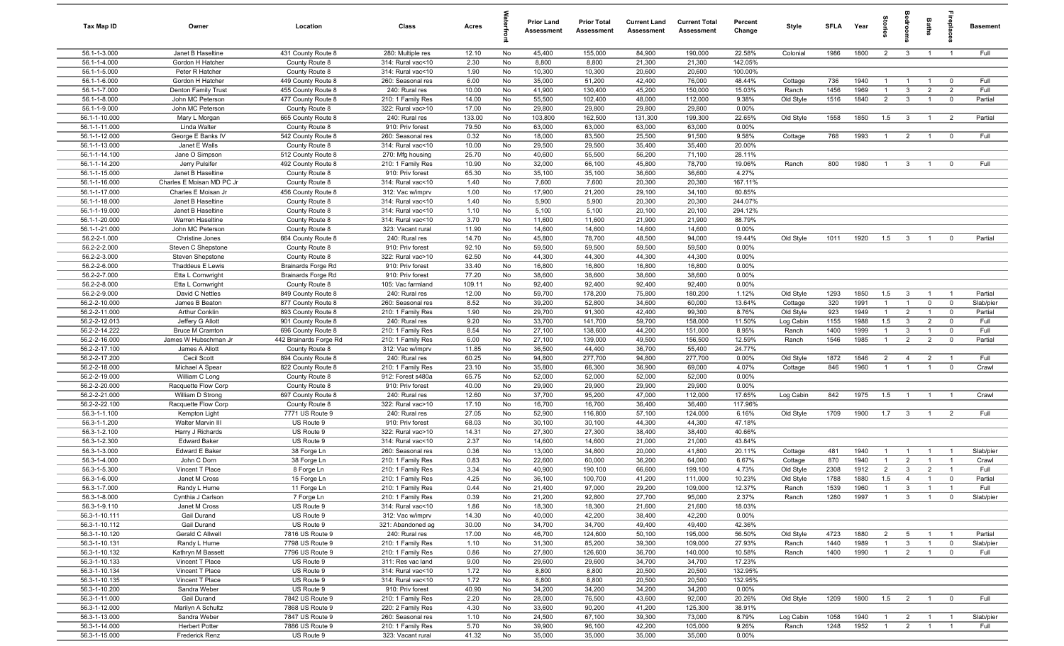| Tax Map ID | Owner | Location | Class | Acres | Waterfront | Prior Land Assessment | Prior Total Assessment | Current Land Assessment | Current Total Assessment | Percent Change | Style | SFLA | Year | Stories | Bedrooms | Baths | Fireplaces | Basement |
|---|---|---|---|---|---|---|---|---|---|---|---|---|---|---|---|---|---|---|
| 56.1-1-3.000 | Janet B Haseltine | 431 County Route 8 | 280: Multiple res | 12.10 | No | 45,400 | 155,000 | 84,900 | 190,000 | 22.58% | Colonial | 1986 | 1800 | 2 | 3 | 1 | 1 | Full |
| 56.1-1-4.000 | Gordon H Hatcher | County Route 8 | 314: Rural vac<10 | 2.30 | No | 8,800 | 8,800 | 21,300 | 21,300 | 142.05% | | | | | | | | |
| 56.1-1-5.000 | Peter R Hatcher | County Route 8 | 314: Rural vac<10 | 1.90 | No | 10,300 | 10,300 | 20,600 | 20,600 | 100.00% | | | | | | | | |
| 56.1-1-6.000 | Gordon H Hatcher | 449 County Route 8 | 260: Seasonal res | 6.00 | No | 35,000 | 51,200 | 42,400 | 76,000 | 48.44% | Cottage | 736 | 1940 | 1 | 1 | 1 | 0 | Full |
| 56.1-1-7.000 | Denton Family Trust | 455 County Route 8 | 240: Rural res | 10.00 | No | 41,900 | 130,400 | 45,200 | 150,000 | 15.03% | Ranch | 1456 | 1969 | 1 | 3 | 2 | 2 | Full |
| 56.1-1-8.000 | John MC Peterson | 477 County Route 8 | 210: 1 Family Res | 14.00 | No | 55,500 | 102,400 | 48,000 | 112,000 | 9.38% | Old Style | 1516 | 1840 | 2 | 3 | 1 | 0 | Partial |
| 56.1-1-9.000 | John MC Peterson | County Route 8 | 322: Rural vac>10 | 17.00 | No | 29,800 | 29,800 | 29,800 | 29,800 | 0.00% | | | | | | | | |
| 56.1-1-10.000 | Mary L Morgan | 665 County Route 8 | 240: Rural res | 133.00 | No | 103,800 | 162,500 | 131,300 | 199,300 | 22.65% | Old Style | 1558 | 1850 | 1.5 | 3 | 1 | 2 | Partial |
| 56.1-1-11.000 | Linda Walter | County Route 8 | 910: Priv forest | 79.50 | No | 63,000 | 63,000 | 63,000 | 63,000 | 0.00% | | | | | | | | |
| 56.1-1-12.000 | George E Banks IV | 542 County Route 8 | 260: Seasonal res | 0.32 | No | 18,000 | 83,500 | 25,500 | 91,500 | 9.58% | Cottage | 768 | 1993 | 1 | 2 | 1 | 0 | Full |
| 56.1-1-13.000 | Janet E Walls | County Route 8 | 314: Rural vac<10 | 10.00 | No | 29,500 | 29,500 | 35,400 | 35,400 | 20.00% | | | | | | | | |
| 56.1-1-14.100 | Jane O Simpson | 512 County Route 8 | 270: Mfg housing | 25.70 | No | 40,600 | 55,500 | 56,200 | 71,100 | 28.11% | | | | | | | | |
| 56.1-1-14.200 | Jerry Pulsifer | 492 County Route 8 | 210: 1 Family Res | 10.90 | No | 32,000 | 66,100 | 45,800 | 78,700 | 19.06% | Ranch | 800 | 1980 | 1 | 3 | 1 | 0 | Full |
| 56.1-1-15.000 | Janet B Haseltine | County Route 8 | 910: Priv forest | 65.30 | No | 35,100 | 35,100 | 36,600 | 36,600 | 4.27% | | | | | | | | |
| 56.1-1-16.000 | Charles E Moisan MD PC Jr | County Route 8 | 314: Rural vac<10 | 1.40 | No | 7,600 | 7,600 | 20,300 | 20,300 | 167.11% | | | | | | | | |
| 56.1-1-17.000 | Charles E Moisan Jr | 456 County Route 8 | 312: Vac w/imprv | 1.00 | No | 17,900 | 21,200 | 29,100 | 34,100 | 60.85% | | | | | | | | |
| 56.1-1-18.000 | Janet B Haseltine | County Route 8 | 314: Rural vac<10 | 1.40 | No | 5,900 | 5,900 | 20,300 | 20,300 | 244.07% | | | | | | | | |
| 56.1-1-19.000 | Janet B Haseltine | County Route 8 | 314: Rural vac<10 | 1.10 | No | 5,100 | 5,100 | 20,100 | 20,100 | 294.12% | | | | | | | | |
| 56.1-1-20.000 | Warren Haseltine | County Route 8 | 314: Rural vac<10 | 3.70 | No | 11,600 | 11,600 | 21,900 | 21,900 | 88.79% | | | | | | | | |
| 56.1-1-21.000 | John MC Peterson | County Route 8 | 323: Vacant rural | 11.90 | No | 14,600 | 14,600 | 14,600 | 14,600 | 0.00% | | | | | | | | |
| 56.2-2-1.000 | Christine Jones | 664 County Route 8 | 240: Rural res | 14.70 | No | 45,800 | 78,700 | 48,500 | 94,000 | 19.44% | Old Style | 1011 | 1920 | 1.5 | 3 | 1 | 0 | Partial |
| 56.2-2-2.000 | Steven C Shepstone | County Route 8 | 910: Priv forest | 92.10 | No | 59,500 | 59,500 | 59,500 | 59,500 | 0.00% | | | | | | | | |
| 56.2-2-3.000 | Steven Shepstone | County Route 8 | 322: Rural vac>10 | 62.50 | No | 44,300 | 44,300 | 44,300 | 44,300 | 0.00% | | | | | | | | |
| 56.2-2-6.000 | Thaddeus E Lewis | Brainards Forge Rd | 910: Priv forest | 33.40 | No | 16,800 | 16,800 | 16,800 | 16,800 | 0.00% | | | | | | | | |
| 56.2-2-7.000 | Etta L Cornwright | Brainards Forge Rd | 910: Priv forest | 77.20 | No | 38,600 | 38,600 | 38,600 | 38,600 | 0.00% | | | | | | | | |
| 56.2-2-8.000 | Etta L Cornwright | County Route 8 | 105: Vac farmland | 109.11 | No | 92,400 | 92,400 | 92,400 | 92,400 | 0.00% | | | | | | | | |
| 56.2-2-9.000 | David C Nettles | 849 County Route 8 | 240: Rural res | 12.00 | No | 59,700 | 178,200 | 75,800 | 180,200 | 1.12% | Old Style | 1293 | 1850 | 1.5 | 3 | 1 | 1 | Partial |
| 56.2-2-10.000 | James B Beaton | 877 County Route 8 | 260: Seasonal res | 8.52 | No | 39,200 | 52,800 | 34,600 | 60,000 | 13.64% | Cottage | 320 | 1991 | 1 | 1 | 0 | 0 | Slab/pier |
| 56.2-2-11.000 | Arthur Conklin | 893 County Route 8 | 210: 1 Family Res | 1.90 | No | 29,700 | 91,300 | 42,400 | 99,300 | 8.76% | Old Style | 923 | 1949 | 1 | 2 | 1 | 0 | Partial |
| 56.2-2-12.013 | Jeffery G Allott | 901 County Route 8 | 240: Rural res | 9.20 | No | 33,700 | 141,700 | 59,700 | 158,000 | 11.50% | Log Cabin | 1155 | 1988 | 1.5 | 3 | 2 | 0 | Full |
| 56.2-2-14.222 | Bruce M Cramton | 696 County Route 8 | 210: 1 Family Res | 8.54 | No | 27,100 | 138,600 | 44,200 | 151,000 | 8.95% | Ranch | 1400 | 1999 | 1 | 3 | 1 | 0 | Full |
| 56.2-2-16.000 | James W Hubschman Jr | 442 Brainards Forge Rd | 210: 1 Family Res | 6.00 | No | 27,100 | 139,000 | 49,500 | 156,500 | 12.59% | Ranch | 1546 | 1985 | 1 | 2 | 2 | 0 | Partial |
| 56.2-2-17.100 | James A Allott | County Route 8 | 312: Vac w/imprv | 11.85 | No | 36,500 | 44,400 | 36,700 | 55,400 | 24.77% | | | | | | | | |
| 56.2-2-17.200 | Cecil Scott | 894 County Route 8 | 240: Rural res | 60.25 | No | 94,800 | 277,700 | 94,800 | 277,700 | 0.00% | Old Style | 1872 | 1846 | 2 | 4 | 2 | 1 | Full |
| 56.2-2-18.000 | Michael A Spear | 822 County Route 8 | 210: 1 Family Res | 23.10 | No | 35,800 | 66,300 | 36,900 | 69,000 | 4.07% | Cottage | 846 | 1960 | 1 | 1 | 1 | 0 | Crawl |
| 56.2-2-19.000 | William C Long | County Route 8 | 912: Forest s480a | 65.75 | No | 52,000 | 52,000 | 52,000 | 52,000 | 0.00% | | | | | | | | |
| 56.2-2-20.000 | Racquette Flow Corp | County Route 8 | 910: Priv forest | 40.00 | No | 29,900 | 29,900 | 29,900 | 29,900 | 0.00% | | | | | | | | |
| 56.2-2-21.000 | William D Strong | 697 County Route 8 | 240: Rural res | 12.60 | No | 37,700 | 95,200 | 47,000 | 112,000 | 17.65% | Log Cabin | 842 | 1975 | 1.5 | 1 | 1 | 1 | Crawl |
| 56.2-2-22.100 | Racquette Flow Corp | County Route 8 | 322: Rural vac>10 | 17.10 | No | 16,700 | 16,700 | 36,400 | 36,400 | 117.96% | | | | | | | | |
| 56.3-1-1.100 | Kempton Light | 7771 US Route 9 | 240: Rural res | 27.05 | No | 52,900 | 116,800 | 57,100 | 124,000 | 6.16% | Old Style | 1709 | 1900 | 1.7 | 3 | 1 | 2 | Full |
| 56.3-1-1.200 | Walter Marvin III | US Route 9 | 910: Priv forest | 68.03 | No | 30,100 | 30,100 | 44,300 | 44,300 | 47.18% | | | | | | | | |
| 56.3-1-2.100 | Harry J Richards | US Route 9 | 322: Rural vac>10 | 14.31 | No | 27,300 | 27,300 | 38,400 | 38,400 | 40.66% | | | | | | | | |
| 56.3-1-2.300 | Edward Baker | US Route 9 | 314: Rural vac<10 | 2.37 | No | 14,600 | 14,600 | 21,000 | 21,000 | 43.84% | | | | | | | | |
| 56.3-1-3.000 | Edward E Baker | 38 Forge Ln | 260: Seasonal res | 0.36 | No | 13,000 | 34,800 | 20,000 | 41,800 | 20.11% | Cottage | 481 | 1940 | 1 | 1 | 1 | 1 | Slab/pier |
| 56.3-1-4.000 | John C Dorn | 38 Forge Ln | 210: 1 Family Res | 0.83 | No | 22,600 | 60,000 | 36,200 | 64,000 | 6.67% | Cottage | 870 | 1940 | 1 | 2 | 1 | 1 | Crawl |
| 56.3-1-5.300 | Vincent T Place | 8 Forge Ln | 210: 1 Family Res | 3.34 | No | 40,900 | 190,100 | 66,600 | 199,100 | 4.73% | Old Style | 2308 | 1912 | 2 | 3 | 2 | 1 | Full |
| 56.3-1-6.000 | Janet M Cross | 15 Forge Ln | 210: 1 Family Res | 4.25 | No | 36,100 | 100,700 | 41,200 | 111,000 | 10.23% | Old Style | 1788 | 1880 | 1.5 | 4 | 1 | 0 | Partial |
| 56.3-1-7.000 | Randy L Hume | 11 Forge Ln | 210: 1 Family Res | 0.44 | No | 21,400 | 97,000 | 29,200 | 109,000 | 12.37% | Ranch | 1539 | 1960 | 1 | 3 | 1 | 1 | Full |
| 56.3-1-8.000 | Cynthia J Carlson | 7 Forge Ln | 210: 1 Family Res | 0.39 | No | 21,200 | 92,800 | 27,700 | 95,000 | 2.37% | Ranch | 1280 | 1997 | 1 | 3 | 1 | 0 | Slab/pier |
| 56.3-1-9.110 | Janet M Cross | US Route 9 | 314: Rural vac<10 | 1.86 | No | 18,300 | 18,300 | 21,600 | 21,600 | 18.03% | | | | | | | | |
| 56.3-1-10.111 | Gail Durand | US Route 9 | 312: Vac w/imprv | 14.30 | No | 40,000 | 42,200 | 38,400 | 42,200 | 0.00% | | | | | | | | |
| 56.3-1-10.112 | Gail Durand | US Route 9 | 321: Abandoned ag | 30.00 | No | 34,700 | 34,700 | 49,400 | 49,400 | 42.36% | | | | | | | | |
| 56.3-1-10.120 | Gerald C Allwell | 7816 US Route 9 | 240: Rural res | 17.00 | No | 46,700 | 124,600 | 50,100 | 195,000 | 56.50% | Old Style | 4723 | 1880 | 2 | 5 | 1 | 1 | Partial |
| 56.3-1-10.131 | Randy L Hume | 7798 US Route 9 | 210: 1 Family Res | 1.10 | No | 31,300 | 85,200 | 39,300 | 109,000 | 27.93% | Ranch | 1440 | 1989 | 1 | 3 | 1 | 0 | Slab/pier |
| 56.3-1-10.132 | Kathryn M Bassett | 7796 US Route 9 | 210: 1 Family Res | 0.86 | No | 27,800 | 126,600 | 36,700 | 140,000 | 10.58% | Ranch | 1400 | 1990 | 1 | 2 | 1 | 0 | Full |
| 56.3-1-10.133 | Vincent T Place | US Route 9 | 311: Res vac land | 9.00 | No | 29,600 | 29,600 | 34,700 | 34,700 | 17.23% | | | | | | | | |
| 56.3-1-10.134 | Vincent T Place | US Route 9 | 314: Rural vac<10 | 1.72 | No | 8,800 | 8,800 | 20,500 | 20,500 | 132.95% | | | | | | | | |
| 56.3-1-10.135 | Vincent T Place | US Route 9 | 314: Rural vac<10 | 1.72 | No | 8,800 | 8,800 | 20,500 | 20,500 | 132.95% | | | | | | | | |
| 56.3-1-10.200 | Sandra Weber | US Route 9 | 910: Priv forest | 40.90 | No | 34,200 | 34,200 | 34,200 | 34,200 | 0.00% | | | | | | | | |
| 56.3-1-11.000 | Gail Durand | 7842 US Route 9 | 210: 1 Family Res | 2.20 | No | 28,000 | 76,500 | 43,600 | 92,000 | 20.26% | Old Style | 1209 | 1800 | 1.5 | 2 | 1 | 0 | Full |
| 56.3-1-12.000 | Marilyn A Schultz | 7868 US Route 9 | 220: 2 Family Res | 4.30 | No | 33,600 | 90,200 | 41,200 | 125,300 | 38.91% | | | | | | | | |
| 56.3-1-13.000 | Sandra Weber | 7847 US Route 9 | 260: Seasonal res | 1.10 | No | 24,500 | 67,100 | 39,300 | 73,000 | 8.79% | Log Cabin | 1058 | 1940 | 1 | 2 | 1 | 1 | Slab/pier |
| 56.3-1-14.000 | Herbert Potter | 7886 US Route 9 | 210: 1 Family Res | 5.70 | No | 39,900 | 96,100 | 42,200 | 105,000 | 9.26% | Ranch | 1248 | 1952 | 1 | 2 | 1 | 1 | Full |
| 56.3-1-15.000 | Frederick Renz | US Route 9 | 323: Vacant rural | 41.32 | No | 35,000 | 35,000 | 35,000 | 35,000 | 0.00% | | | | | | | | |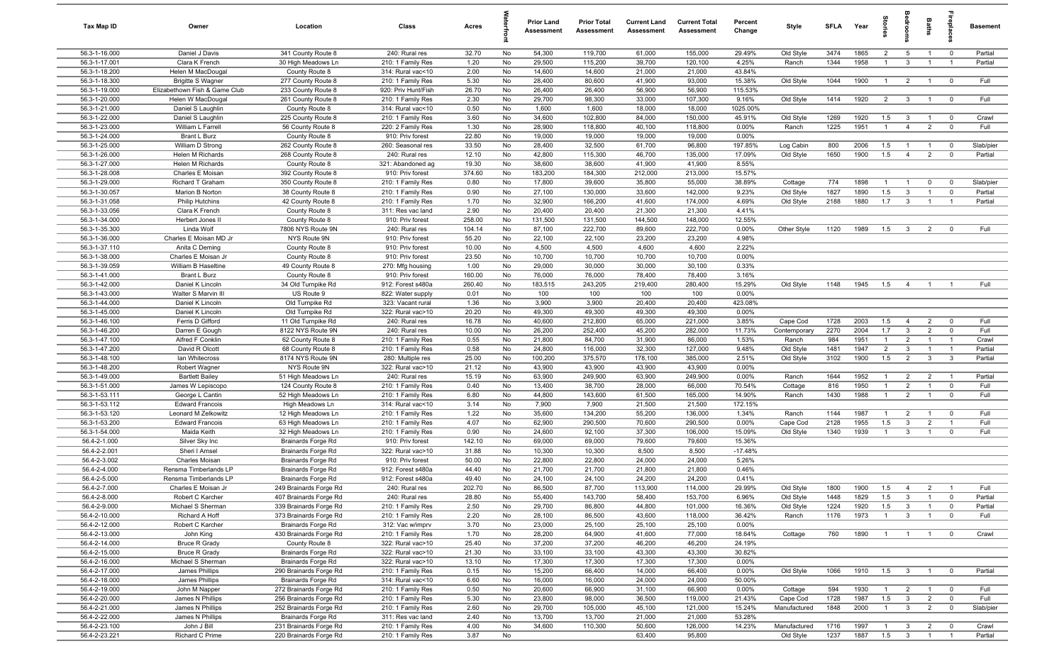| Tax Map ID | Owner | Location | Class | Acres | Waterfront | Prior Land Assessment | Prior Total Assessment | Current Land Assessment | Current Total Assessment | Percent Change | Style | SFLA | Year | Stories | Bedrooms | Baths | Fireplaces | Basement |
|---|---|---|---|---|---|---|---|---|---|---|---|---|---|---|---|---|---|---|
| 56.3-1-16.000 | Daniel J Davis | 341 County Route 8 | 240: Rural res | 32.70 | No | 54,300 | 119,700 | 61,000 | 155,000 | 29.49% | Old Style | 3474 | 1865 | 2 | 5 | 1 | 0 | Partial |
| 56.3-1-17.001 | Clara K French | 30 High Meadows Ln | 210: 1 Family Res | 1.20 | No | 29,500 | 115,200 | 39,700 | 120,100 | 4.25% | Ranch | 1344 | 1958 | 1 | 3 | 1 | 1 | Partial |
| 56.3-1-18.200 | Helen M MacDougal | County Route 8 | 314: Rural vac<10 | 2.00 | No | 14,600 | 14,600 | 21,000 | 21,000 | 43.84% | | | | | | | | |
| 56.3-1-18.300 | Brigitte S Wagner | 277 County Route 8 | 210: 1 Family Res | 5.30 | No | 28,400 | 80,600 | 41,900 | 93,000 | 15.38% | Old Style | 1044 | 1900 | 1 | 2 | 1 | 0 | Full |
| 56.3-1-19.000 | Elizabethown Fish & Game Club | 233 County Route 8 | 920: Priv Hunt/Fish | 26.70 | No | 26,400 | 26,400 | 56,900 | 56,900 | 115.53% | | | | | | | | |
| 56.3-1-20.000 | Helen W MacDougal | 261 County Route 8 | 210: 1 Family Res | 2.30 | No | 29,700 | 98,300 | 33,000 | 107,300 | 9.16% | Old Style | 1414 | 1920 | 2 | 3 | 1 | 0 | Full |
| 56.3-1-21.000 | Daniel S Laughlin | County Route 8 | 314: Rural vac<10 | 0.50 | No | 1,600 | 1,600 | 18,000 | 18,000 | 1025.00% | | | | | | | | |
| 56.3-1-22.000 | Daniel S Laughlin | 225 County Route 8 | 210: 1 Family Res | 3.60 | No | 34,600 | 102,800 | 84,000 | 150,000 | 45.91% | Old Style | 1269 | 1920 | 1.5 | 3 | 1 | 0 | Crawl |
| 56.3-1-23.000 | William L Farrell | 56 County Route 8 | 220: 2 Family Res | 1.30 | No | 28,900 | 118,800 | 40,100 | 118,800 | 0.00% | Ranch | 1225 | 1951 | 1 | 4 | 2 | 0 | Full |
| 56.3-1-24.000 | Brant L Burz | County Route 8 | 910: Priv forest | 22.80 | No | 19,000 | 19,000 | 19,000 | 19,000 | 0.00% | | | | | | | | |
| 56.3-1-25.000 | William D Strong | 262 County Route 8 | 260: Seasonal res | 33.50 | No | 28,400 | 32,500 | 61,700 | 96,800 | 197.85% | Log Cabin | 800 | 2006 | 1.5 | 1 | 1 | 0 | Slab/pier |
| 56.3-1-26.000 | Helen M Richards | 268 County Route 8 | 240: Rural res | 12.10 | No | 42,800 | 115,300 | 46,700 | 135,000 | 17.09% | Old Style | 1650 | 1900 | 1.5 | 4 | 2 | 0 | Partial |
| 56.3-1-27.000 | Helen M Richards | County Route 8 | 321: Abandoned ag | 19.30 | No | 38,600 | 38,600 | 41,900 | 41,900 | 8.55% | | | | | | | | |
| 56.3-1-28.008 | Charles E Moisan | 392 County Route 8 | 910: Priv forest | 374.60 | No | 183,200 | 184,300 | 212,000 | 213,000 | 15.57% | | | | | | | | |
| 56.3-1-29.000 | Richard T Graham | 350 County Route 8 | 210: 1 Family Res | 0.80 | No | 17,800 | 39,600 | 35,800 | 55,000 | 38.89% | Cottage | 774 | 1898 | 1 | 1 | 0 | 0 | Slab/pier |
| 56.3-1-30.057 | Marion B Norton | 38 County Route 8 | 210: 1 Family Res | 0.90 | No | 27,100 | 130,000 | 33,600 | 142,000 | 9.23% | Old Style | 1827 | 1890 | 1.5 | 3 | 1 | 0 | Partial |
| 56.3-1-31.058 | Philip Hutchins | 42 County Route 8 | 210: 1 Family Res | 1.70 | No | 32,900 | 166,200 | 41,600 | 174,000 | 4.69% | Old Style | 2188 | 1880 | 1.7 | 3 | 1 | 1 | Partial |
| 56.3-1-33.056 | Clara K French | County Route 8 | 311: Res vac land | 2.90 | No | 20,400 | 20,400 | 21,300 | 21,300 | 4.41% | | | | | | | | |
| 56.3-1-34.000 | Herbert Jones II | County Route 8 | 910: Priv forest | 258.00 | No | 131,500 | 131,500 | 144,500 | 148,000 | 12.55% | | | | | | | | |
| 56.3-1-35.300 | Linda Wolf | 7806 NYS Route 9N | 240: Rural res | 104.14 | No | 87,100 | 222,700 | 89,600 | 222,700 | 0.00% | Other Style | 1120 | 1989 | 1.5 | 3 | 2 | 0 | Full |
| 56.3-1-36.000 | Charles E Moisan MD Jr | NYS Route 9N | 910: Priv forest | 55.20 | No | 22,100 | 22,100 | 23,200 | 23,200 | 4.98% | | | | | | | | |
| 56.3-1-37.110 | Anita C Deming | County Route 8 | 910: Priv forest | 10.00 | No | 4,500 | 4,500 | 4,600 | 4,600 | 2.22% | | | | | | | | |
| 56.3-1-38.000 | Charles E Moisan Jr | County Route 8 | 910: Priv forest | 23.50 | No | 10,700 | 10,700 | 10,700 | 10,700 | 0.00% | | | | | | | | |
| 56.3-1-39.059 | William B Haseltine | 49 County Route 8 | 270: Mfg housing | 1.00 | No | 29,000 | 30,000 | 30,000 | 30,100 | 0.33% | | | | | | | | |
| 56.3-1-41.000 | Brant L Burz | County Route 8 | 910: Priv forest | 160.00 | No | 76,000 | 76,000 | 78,400 | 78,400 | 3.16% | | | | | | | | |
| 56.3-1-42.000 | Daniel K Lincoln | 34 Old Turnpike Rd | 912: Forest s480a | 260.40 | No | 183,515 | 243,205 | 219,400 | 280,400 | 15.29% | Old Style | 1148 | 1945 | 1.5 | 4 | 1 | 1 | Full |
| 56.3-1-43.000 | Walter S Marvin III | US Route 9 | 822: Water supply | 0.01 | No | 100 | 100 | 100 | 100 | 0.00% | | | | | | | | |
| 56.3-1-44.000 | Daniel K Lincoln | Old Turnpike Rd | 323: Vacant rural | 1.36 | No | 3,900 | 3,900 | 20,400 | 20,400 | 423.08% | | | | | | | | |
| 56.3-1-45.000 | Daniel K Lincoln | Old Turnpike Rd | 322: Rural vac>10 | 20.20 | No | 49,300 | 49,300 | 49,300 | 49,300 | 0.00% | | | | | | | | |
| 56.3-1-46.100 | Ferris D Gifford | 11 Old Turnpike Rd | 240: Rural res | 16.78 | No | 40,600 | 212,800 | 65,000 | 221,000 | 3.85% | Cape Cod | 1728 | 2003 | 1.5 | 4 | 2 | 0 | Full |
| 56.3-1-46.200 | Darren E Gough | 8122 NYS Route 9N | 240: Rural res | 10.00 | No | 26,200 | 252,400 | 45,200 | 282,000 | 11.73% | Contemporary | 2270 | 2004 | 1.7 | 3 | 2 | 0 | Full |
| 56.3-1-47.100 | Alfred F Conklin | 62 County Route 8 | 210: 1 Family Res | 0.55 | No | 21,800 | 84,700 | 31,900 | 86,000 | 1.53% | Ranch | 984 | 1951 | 1 | 2 | 1 | 1 | Crawl |
| 56.3-1-47.200 | David R Olcott | 68 County Route 8 | 210: 1 Family Res | 0.58 | No | 24,800 | 116,000 | 32,300 | 127,000 | 9.48% | Old Style | 1481 | 1947 | 2 | 3 | 1 | 1 | Partial |
| 56.3-1-48.100 | Ian Whitecross | 8174 NYS Route 9N | 280: Multiple res | 25.00 | No | 100,200 | 375,570 | 178,100 | 385,000 | 2.51% | Old Style | 3102 | 1900 | 1.5 | 2 | 3 | 3 | Partial |
| 56.3-1-48.200 | Robert Wagner | NYS Route 9N | 322: Rural vac>10 | 21.12 | No | 43,900 | 43,900 | 43,900 | 43,900 | 0.00% | | | | | | | | |
| 56.3-1-49.000 | Bartlett Bailey | 51 High Meadows Ln | 240: Rural res | 15.19 | No | 63,900 | 249,900 | 63,900 | 249,900 | 0.00% | Ranch | 1644 | 1952 | 1 | 2 | 2 | 1 | Partial |
| 56.3-1-51.000 | James W Lepiscopo | 124 County Route 8 | 210: 1 Family Res | 0.40 | No | 13,400 | 38,700 | 28,000 | 66,000 | 70.54% | Cottage | 816 | 1950 | 1 | 2 | 1 | 0 | Full |
| 56.3-1-53.111 | George L Cantin | 52 High Meadows Ln | 210: 1 Family Res | 6.80 | No | 44,800 | 143,600 | 61,500 | 165,000 | 14.90% | Ranch | 1430 | 1988 | 1 | 2 | 1 | 0 | Full |
| 56.3-1-53.112 | Edward Francois | High Meadows Ln | 314: Rural vac<10 | 3.14 | No | 7,900 | 7,900 | 21,500 | 21,500 | 172.15% | | | | | | | | |
| 56.3-1-53.120 | Leonard M Zelkowitz | 12 High Meadows Ln | 210: 1 Family Res | 1.22 | No | 35,600 | 134,200 | 55,200 | 136,000 | 1.34% | Ranch | 1144 | 1987 | 1 | 2 | 1 | 0 | Full |
| 56.3-1-53.200 | Edward Francois | 63 High Meadows Ln | 210: 1 Family Res | 4.07 | No | 62,900 | 290,500 | 70,600 | 290,500 | 0.00% | Cape Cod | 2128 | 1955 | 1.5 | 3 | 2 | 1 | Full |
| 56.3-1-54.000 | Maida Keith | 32 High Meadows Ln | 210: 1 Family Res | 0.90 | No | 24,600 | 92,100 | 37,300 | 106,000 | 15.09% | Old Style | 1340 | 1939 | 1 | 3 | 1 | 0 | Full |
| 56.4-2-1.000 | Silver Sky Inc | Brainards Forge Rd | 910: Priv forest | 142.10 | No | 69,000 | 69,000 | 79,600 | 79,600 | 15.36% | | | | | | | | |
| 56.4-2-2.001 | Sheri I Amsel | Brainards Forge Rd | 322: Rural vac>10 | 31.88 | No | 10,300 | 10,300 | 8,500 | 8,500 | -17.48% | | | | | | | | |
| 56.4-2-3.002 | Charles Moisan | Brainards Forge Rd | 910: Priv forest | 50.00 | No | 22,800 | 22,800 | 24,000 | 24,000 | 5.26% | | | | | | | | |
| 56.4-2-4.000 | Rensma Timberlands LP | Brainards Forge Rd | 912: Forest s480a | 44.40 | No | 21,700 | 21,700 | 21,800 | 21,800 | 0.46% | | | | | | | | |
| 56.4-2-5.000 | Rensma Timberlands LP | Brainards Forge Rd | 912: Forest s480a | 49.40 | No | 24,100 | 24,100 | 24,200 | 24,200 | 0.41% | | | | | | | | |
| 56.4-2-7.000 | Charles E Moisan Jr | 249 Brainards Forge Rd | 240: Rural res | 202.70 | No | 86,500 | 87,700 | 113,900 | 114,000 | 29.99% | Old Style | 1800 | 1900 | 1.5 | 4 | 2 | 1 | Full |
| 56.4-2-8.000 | Robert C Karcher | 407 Brainards Forge Rd | 240: Rural res | 28.80 | No | 55,400 | 143,700 | 58,400 | 153,700 | 6.96% | Old Style | 1448 | 1829 | 1.5 | 3 | 1 | 0 | Partial |
| 56.4-2-9.000 | Michael S Sherman | 339 Brainards Forge Rd | 210: 1 Family Res | 2.50 | No | 29,700 | 86,800 | 44,800 | 101,000 | 16.36% | Old Style | 1224 | 1920 | 1.5 | 3 | 1 | 0 | Partial |
| 56.4-2-10.000 | Richard A Hoff | 373 Brainards Forge Rd | 210: 1 Family Res | 2.20 | No | 28,100 | 86,500 | 43,600 | 118,000 | 36.42% | Ranch | 1176 | 1973 | 1 | 3 | 1 | 0 | Full |
| 56.4-2-12.000 | Robert C Karcher | Brainards Forge Rd | 312: Vac w/imprv | 3.70 | No | 23,000 | 25,100 | 23,000 | 25,100 | 0.00% | | | | | | | | |
| 56.4-2-13.000 | John King | 430 Brainards Forge Rd | 210: 1 Family Res | 1.70 | No | 28,200 | 64,900 | 41,600 | 77,000 | 18.64% | Cottage | 760 | 1890 | 1 | 1 | 1 | 0 | Crawl |
| 56.4-2-14.000 | Bruce R Grady | County Route 8 | 322: Rural vac>10 | 25.40 | No | 37,200 | 37,200 | 46,200 | 46,200 | 24.19% | | | | | | | | |
| 56.4-2-15.000 | Bruce R Grady | Brainards Forge Rd | 322: Rural vac>10 | 21.30 | No | 33,100 | 33,100 | 43,300 | 43,300 | 30.82% | | | | | | | | |
| 56.4-2-16.000 | Michael S Sherman | Brainards Forge Rd | 322: Rural vac>10 | 13.10 | No | 17,300 | 17,300 | 17,300 | 17,300 | 0.00% | | | | | | | | |
| 56.4-2-17.000 | James Phillips | 290 Brainards Forge Rd | 210: 1 Family Res | 0.15 | No | 15,200 | 66,400 | 14,000 | 66,400 | 0.00% | Old Style | 1066 | 1910 | 1.5 | 3 | 1 | 0 | Partial |
| 56.4-2-18.000 | James Phillips | Brainards Forge Rd | 314: Rural vac<10 | 6.60 | No | 16,000 | 16,000 | 24,000 | 24,000 | 50.00% | | | | | | | | |
| 56.4-2-19.000 | John M Napper | 272 Brainards Forge Rd | 210: 1 Family Res | 0.50 | No | 20,600 | 66,900 | 31,100 | 66,900 | 0.00% | Cottage | 594 | 1930 | 1 | 2 | 1 | 0 | Full |
| 56.4-2-20.000 | James N Phillips | 256 Brainards Forge Rd | 210: 1 Family Res | 5.30 | No | 23,800 | 98,000 | 36,500 | 119,000 | 21.43% | Cape Cod | 1728 | 1987 | 1.5 | 3 | 2 | 0 | Full |
| 56.4-2-21.000 | James N Phillips | 252 Brainards Forge Rd | 210: 1 Family Res | 2.60 | No | 29,700 | 105,000 | 45,100 | 121,000 | 15.24% | Manufactured | 1848 | 2000 | 1 | 3 | 2 | 0 | Slab/pier |
| 56.4-2-22.000 | James N Phillips | Brainards Forge Rd | 311: Res vac land | 2.40 | No | 13,700 | 13,700 | 21,000 | 21,000 | 53.28% | | | | | | | | |
| 56.4-2-23.100 | John J Bill | 231 Brainards Forge Rd | 210: 1 Family Res | 4.00 | No | 34,600 | 110,300 | 50,600 | 126,000 | 14.23% | Manufactured | 1716 | 1997 | 1 | 3 | 2 | 0 | Crawl |
| 56.4-2-23.221 | Richard C Prime | 220 Brainards Forge Rd | 210: 1 Family Res | 3.87 | No | | | 63,400 | 95,800 | | Old Style | 1237 | 1887 | 1.5 | 3 | 1 | 1 | Partial |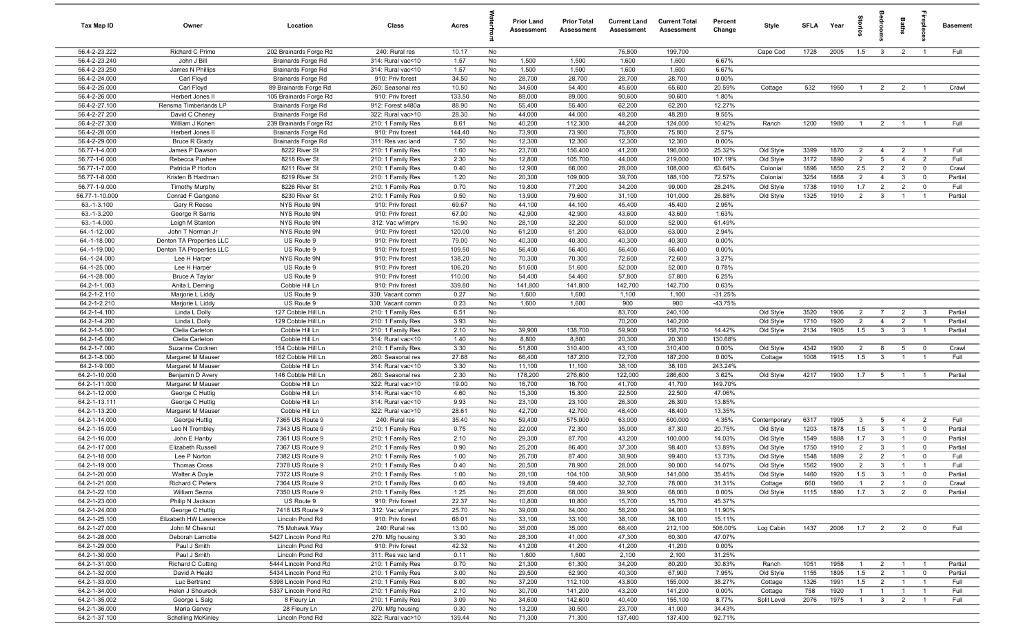| Tax Map ID | Owner | Location | Class | Acres | Waterfront | Prior Land Assessment | Prior Total Assessment | Current Land Assessment | Current Total Assessment | Percent Change | Style | SFLA | Year | Stories | Bedrooms | Baths | Fireplaces | Basement |
|---|---|---|---|---|---|---|---|---|---|---|---|---|---|---|---|---|---|---|
| 56.4-2-23.222 | Richard C Prime | 202 Brainards Forge Rd | 240: Rural res | 10.17 | No | | | 76,800 | 199,700 | | Cape Cod | 1728 | 2005 | 1.5 | 3 | 2 | 1 | Full |
| 56.4-2-23.240 | John J Bill | Brainards Forge Rd | 314: Rural vac<10 | 1.57 | No | 1,500 | 1,500 | 1,600 | 1,600 | 6.67% | | | | | | | | |
| 56.4-2-23.250 | James N Phillips | Brainards Forge Rd | 314: Rural vac<10 | 1.57 | No | 1,500 | 1,500 | 1,600 | 1,600 | 6.67% | | | | | | | | |
| 56.4-2-24.000 | Carl Floyd | Brainards Forge Rd | 910: Priv forest | 34.50 | No | 28,700 | 28,700 | 28,700 | 28,700 | 0.00% | | | | | | | | |
| 56.4-2-25.000 | Carl Floyd | 89 Brainards Forge Rd | 260: Seasonal res | 10.50 | No | 34,600 | 54,400 | 45,600 | 65,600 | 20.59% | Cottage | 532 | 1950 | 1 | 2 | 2 | 1 | Crawl |
| 56.4-2-26.000 | Herbert Jones II | 105 Brainards Forge Rd | 910: Priv forest | 133.50 | No | 89,000 | 89,000 | 90,600 | 90,600 | 1.80% | | | | | | | | |
| 56.4-2-27.100 | Rensma Timberlands LP | Brainards Forge Rd | 912: Forest s480a | 88.90 | No | 55,400 | 55,400 | 62,200 | 62,200 | 12.27% | | | | | | | | |
| 56.4-2-27.200 | David C Cheney | Brainards Forge Rd | 322: Rural vac>10 | 28.30 | No | 44,000 | 44,000 | 48,200 | 48,200 | 9.55% | | | | | | | | |
| 56.4-2-27.300 | William J Kohen | 239 Brainards Forge Rd | 210: 1 Family Res | 8.61 | No | 40,200 | 112,300 | 44,200 | 124,000 | 10.42% | Ranch | 1200 | 1980 | 1 | 2 | 1 | 1 | Full |
| 56.4-2-28.000 | Herbert Jones II | Brainards Forge Rd | 910: Priv forest | 144.40 | No | 73,900 | 73,900 | 75,800 | 75,800 | 2.57% | | | | | | | | |
| 56.4-2-29.000 | Bruce R Grady | Brainards Forge Rd | 311: Res vac land | 7.50 | No | 12,300 | 12,300 | 12,300 | 12,300 | 0.00% | | | | | | | | |
| 56.77-1-4.000 | James P Dawson | 8222 River St | 210: 1 Family Res | 1.60 | No | 23,700 | 156,400 | 41,200 | 196,000 | 25.32% | Old Style | 3399 | 1870 | 2 | 4 | 2 | 1 | Full |
| 56.77-1-6.000 | Rebecca Pushee | 8218 River St | 210: 1 Family Res | 2.30 | No | 12,800 | 105,700 | 44,000 | 219,000 | 107.19% | Old Style | 3172 | 1890 | 2 | 5 | 4 | 2 | Full |
| 56.77-1-7.000 | Patricia P Horton | 8211 River St | 210: 1 Family Res | 0.40 | No | 12,900 | 66,000 | 28,000 | 108,000 | 63.64% | Colonial | 1896 | 1850 | 2.5 | 2 | 2 | 0 | Crawl |
| 56.77-1-8.000 | Kristen B Hardman | 8219 River St | 210: 1 Family Res | 1.20 | No | 20,300 | 109,000 | 39,700 | 188,100 | 72.57% | Colonial | 3254 | 1868 | 2 | 4 | 3 | 0 | Partial |
| 56.77-1-9.000 | Timothy Murphy | 8226 River St | 210: 1 Family Res | 0.70 | No | 19,800 | 77,200 | 34,200 | 99,000 | 28.24% | Old Style | 1738 | 1910 | 1.7 | 2 | 2 | 0 | Full |
| 56.77-1-10.000 | Conrad F Gangone | 8230 River St | 210: 1 Family Res | 0.50 | No | 13,900 | 79,600 | 31,100 | 101,000 | 26.88% | Old Style | 1325 | 1910 | 2 | 3 | 1 | 1 | Partial |
| 63.-1-3.100 | Gary R Reese | NYS Route 9N | 910: Priv forest | 69.67 | No | 44,100 | 44,100 | 45,400 | 45,400 | 2.95% | | | | | | | | |
| 63.-1-3.200 | George R Sarris | NYS Route 9N | 910: Priv forest | 67.00 | No | 42,900 | 42,900 | 43,600 | 43,600 | 1.63% | | | | | | | | |
| 63.-1-4.000 | Leigh M Stanton | NYS Route 9N | 312: Vac w/imprv | 16.90 | No | 28,100 | 32,200 | 50,000 | 52,000 | 61.49% | | | | | | | | |
| 64.-1-12.000 | John T Norman Jr | NYS Route 9N | 910: Priv forest | 120.00 | No | 61,200 | 61,200 | 63,000 | 63,000 | 2.94% | | | | | | | | |
| 64.-1-18.000 | Denton TA Properties LLC | US Route 9 | 910: Priv forest | 79.00 | No | 40,300 | 40,300 | 40,300 | 40,300 | 0.00% | | | | | | | | |
| 64.-1-19.000 | Denton TA Properties LLC | US Route 9 | 910: Priv forest | 109.50 | No | 56,400 | 56,400 | 56,400 | 56,400 | 0.00% | | | | | | | | |
| 64.-1-24.000 | Lee H Harper | NYS Route 9N | 910: Priv forest | 138.20 | No | 70,300 | 70,300 | 72,600 | 72,600 | 3.27% | | | | | | | | |
| 64.-1-25.000 | Lee H Harper | US Route 9 | 910: Priv forest | 106.20 | No | 51,600 | 51,600 | 52,000 | 52,000 | 0.78% | | | | | | | | |
| 64.-1-28.000 | Bruce A Taylor | US Route 9 | 910: Priv forest | 110.00 | No | 54,400 | 54,400 | 57,800 | 57,800 | 6.25% | | | | | | | | |
| 64.2-1-1.003 | Anita L Deming | Cobble Hill Ln | 910: Priv forest | 339.80 | No | 141,800 | 141,800 | 142,700 | 142,700 | 0.63% | | | | | | | | |
| 64.2-1-2.110 | Marjorie L Liddy | US Route 9 | 330: Vacant comm | 0.27 | No | 1,600 | 1,600 | 1,100 | 1,100 | -31.25% | | | | | | | | |
| 64.2-1-2.210 | Marjorie L Liddy | US Route 9 | 330: Vacant comm | 0.23 | No | 1,600 | 1,600 | 900 | 900 | -43.75% | | | | | | | | |
| 64.2-1-4.100 | Linda L Dolly | 127 Cobble Hill Ln | 210: 1 Family Res | 6.51 | No | | | 83,700 | 240,100 | | Old Style | 3520 | 1906 | 2 | 7 | 2 | 3 | Partial |
| 64.2-1-4.200 | Linda L Dolly | 129 Cobble Hill Ln | 210: 1 Family Res | 3.93 | No | | | 70,200 | 140,200 | | Old Style | 1710 | 1920 | 2 | 4 | 2 | 1 | Partial |
| 64.2-1-5.000 | Clelia Carleton | Cobble Hill Ln | 210: 1 Family Res | 2.10 | No | 39,900 | 138,700 | 59,900 | 158,700 | 14.42% | Old Style | 2134 | 1905 | 1.5 | 3 | 3 | 1 | Partial |
| 64.2-1-6.000 | Clelia Carleton | Cobble Hill Ln | 314: Rural vac<10 | 1.40 | No | 8,800 | 8,800 | 20,300 | 20,300 | 130.68% | | | | | | | | |
| 64.2-1-7.000 | Suzanne Cockren | 154 Cobble Hill Ln | 210: 1 Family Res | 3.30 | No | 51,800 | 310,400 | 43,100 | 310,400 | 0.00% | Old Style | 4342 | 1900 | 2 | 8 | 5 | 0 | Crawl |
| 64.2-1-8.000 | Margaret M Mauser | 162 Cobble Hill Ln | 260: Seasonal res | 27.68 | No | 66,400 | 187,200 | 72,700 | 187,200 | 0.00% | Cottage | 1008 | 1915 | 1.5 | 3 | 1 | 1 | Full |
| 64.2-1-9.000 | Margaret M Mauser | Cobble Hill Ln | 314: Rural vac<10 | 3.30 | No | 11,100 | 11,100 | 38,100 | 38,100 | 243.24% | | | | | | | | |
| 64.2-1-10.000 | Benjamin D Avery | 146 Cobble Hill Ln | 260: Seasonal res | 2.30 | No | 178,200 | 276,600 | 122,000 | 286,600 | 3.62% | Old Style | 4217 | 1900 | 1.7 | 5 | 1 | 1 | Partial |
| 64.2-1-11.000 | Margaret M Mauser | Cobble Hill Ln | 322: Rural vac>10 | 19.00 | No | 16,700 | 16,700 | 41,700 | 41,700 | 149.70% | | | | | | | | |
| 64.2-1-12.000 | George C Huttig | Cobble Hill Ln | 314: Rural vac<10 | 4.60 | No | 15,300 | 15,300 | 22,500 | 22,500 | 47.06% | | | | | | | | |
| 64.2-1-13.111 | George C Huttig | Cobble Hill Ln | 314: Rural vac<10 | 9.93 | No | 23,100 | 23,100 | 26,300 | 26,300 | 13.85% | | | | | | | | |
| 64.2-1-13.200 | Margaret M Mauser | Cobble Hill Ln | 322: Rural vac>10 | 28.61 | No | 42,700 | 42,700 | 48,400 | 48,400 | 13.35% | | | | | | | | |
| 64.2-1-14.000 | George Huttig | 7365 US Route 9 | 240: Rural res | 35.40 | No | 59,400 | 575,000 | 63,000 | 600,000 | 4.35% | Contemporary | 6317 | 1995 | 3 | 5 | 4 | 2 | Full |
| 64.2-1-15.000 | Leo N Trombley | 7343 US Route 9 | 210: 1 Family Res | 0.75 | No | 22,000 | 72,300 | 35,000 | 87,300 | 20.75% | Old Style | 1203 | 1878 | 1.5 | 3 | 1 | 0 | Partial |
| 64.2-1-16.000 | John E Hanby | 7361 US Route 9 | 210: 1 Family Res | 2.10 | No | 29,300 | 87,700 | 43,200 | 100,000 | 14.03% | Old Style | 1549 | 1888 | 1.7 | 3 | 1 | 0 | Partial |
| 64.2-1-17.000 | Elizabeth Russell | 7367 US Route 9 | 210: 1 Family Res | 0.90 | No | 25,200 | 86,400 | 37,300 | 98,400 | 13.89% | Old Style | 1750 | 1910 | 2 | 3 | 1 | 0 | Partial |
| 64.2-1-18.000 | Lee P Norton | 7382 US Route 9 | 210: 1 Family Res | 1.00 | No | 26,700 | 87,400 | 38,900 | 99,400 | 13.73% | Old Style | 1548 | 1889 | 2 | 2 | 1 | 0 | Full |
| 64.2-1-19.000 | Thomas Cross | 7378 US Route 9 | 210: 1 Family Res | 0.40 | No | 20,500 | 78,900 | 28,000 | 90,000 | 14.07% | Old Style | 1562 | 1900 | 2 | 3 | 1 | 1 | Full |
| 64.2-1-20.000 | Walter A Doyle | 7372 US Route 9 | 210: 1 Family Res | 1.00 | No | 28,100 | 104,100 | 38,900 | 141,000 | 35.45% | Old Style | 1460 | 1920 | 1.5 | 3 | 1 | 0 | Partial |
| 64.2-1-21.000 | Richard C Peters | 7364 US Route 9 | 210: 1 Family Res | 0.60 | No | 19,800 | 59,400 | 32,700 | 78,000 | 31.31% | Cottage | 660 | 1960 | 1 | 2 | 1 | 0 | Crawl |
| 64.2-1-22.100 | William Sezna | 7350 US Route 9 | 210: 1 Family Res | 1.25 | No | 25,600 | 68,000 | 39,900 | 68,000 | 0.00% | Old Style | 1115 | 1890 | 1.7 | 3 | 2 | 0 | Partial |
| 64.2-1-23.000 | Philip N Jackson | US Route 9 | 910: Priv forest | 22.37 | No | 10,800 | 10,800 | 15,700 | 15,700 | 45.37% | | | | | | | | |
| 64.2-1-24.000 | George C Huttig | 7418 US Route 9 | 312: Vac w/imprv | 25.70 | No | 39,000 | 84,000 | 56,200 | 94,000 | 11.90% | | | | | | | | |
| 64.2-1-25.100 | Elizabeth HW Lawrence | Lincoln Pond Rd | 910: Priv forest | 68.01 | No | 33,100 | 33,100 | 38,100 | 38,100 | 15.11% | | | | | | | | |
| 64.2-1-27.000 | John M Chesnut | 75 Mohawk Way | 240: Rural res | 13.00 | No | 35,000 | 35,000 | 68,400 | 212,100 | 506.00% | Log Cabin | 1437 | 2006 | 1.7 | 2 | 2 | 0 | Full |
| 64.2-1-28.000 | Deborah Lamotte | 5427 Lincoln Pond Rd | 270: Mfg housing | 3.30 | No | 28,300 | 41,000 | 47,300 | 60,300 | 47.07% | | | | | | | | |
| 64.2-1-29.000 | Paul J Smith | Lincoln Pond Rd | 910: Priv forest | 42.32 | No | 41,200 | 41,200 | 41,200 | 41,200 | 0.00% | | | | | | | | |
| 64.2-1-30.000 | Paul J Smith | Lincoln Pond Rd | 311: Res vac land | 0.11 | No | 1,600 | 1,600 | 2,100 | 2,100 | 31.25% | | | | | | | | |
| 64.2-1-31.000 | Richard C Cutting | 5444 Lincoln Pond Rd | 210: 1 Family Res | 0.70 | No | 21,300 | 61,300 | 34,200 | 80,200 | 30.83% | Ranch | 1051 | 1958 | 1 | 2 | 1 | 1 | Partial |
| 64.2-1-32.000 | David A Heald | 5434 Lincoln Pond Rd | 210: 1 Family Res | 3.00 | No | 29,500 | 62,900 | 40,300 | 67,900 | 7.95% | Old Style | 1155 | 1895 | 1.5 | 2 | 1 | 0 | Partial |
| 64.2-1-33.000 | Luc Bertrand | 5398 Lincoln Pond Rd | 210: 1 Family Res | 8.00 | No | 37,200 | 112,100 | 43,800 | 155,000 | 38.27% | Cottage | 1326 | 1991 | 1.5 | 2 | 1 | 1 | Full |
| 64.2-1-34.000 | Helen J Shoureck | 5337 Lincoln Pond Rd | 210: 1 Family Res | 2.10 | No | 30,700 | 141,200 | 43,200 | 141,200 | 0.00% | Cottage | 758 | 1920 | 1 | 1 | 1 | 1 | Full |
| 64.2-1-35.002 | George L Salg | 8 Fleury Ln | 210: 1 Family Res | 3.09 | No | 34,600 | 142,600 | 40,400 | 155,100 | 8.77% | Split Level | 2076 | 1975 | 1 | 3 | 2 | 1 | Full |
| 64.2-1-36.000 | Maria Garvey | 28 Fleury Ln | 270: Mfg housing | 0.30 | No | 13,200 | 30,500 | 23,700 | 41,000 | 34.43% | | | | | | | | |
| 64.2-1-37.100 | Schelling McKinley | Lincoln Pond Rd | 322: Rural vac>10 | 139.44 | No | 71,300 | 71,300 | 137,400 | 137,400 | 92.71% | | | | | | | | |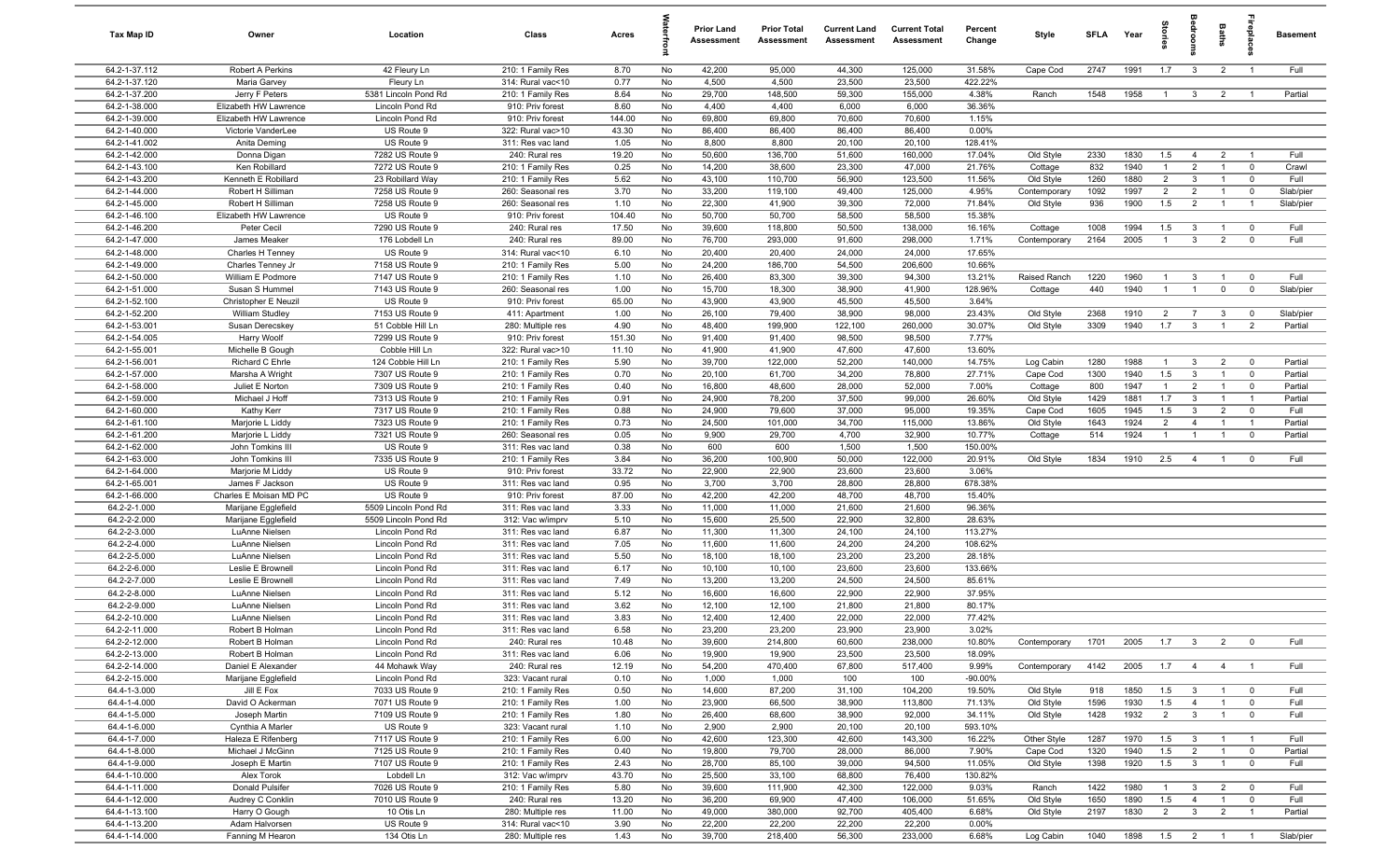| Tax Map ID | Owner | Location | Class | Acres | Waterfront | Prior Land Assessment | Prior Total Assessment | Current Land Assessment | Current Total Assessment | Percent Change | Style | SFLA | Year | Stories | Bedrooms | Baths | Fireplaces | Basement |
|---|---|---|---|---|---|---|---|---|---|---|---|---|---|---|---|---|---|---|
| 64.2-1-37.112 | Robert A Perkins | 42 Fleury Ln | 210: 1 Family Res | 8.70 | No | 42,200 | 95,000 | 44,300 | 125,000 | 31.58% | Cape Cod | 2747 | 1991 | 1.7 | 3 | 2 | 1 | Full |
| 64.2-1-37.120 | Maria Garvey | Fleury Ln | 314: Rural vac<10 | 0.77 | No | 4,500 | 4,500 | 23,500 | 23,500 | 422.22% | | | | | | | | |
| 64.2-1-37.200 | Jerry F Peters | 5381 Lincoln Pond Rd | 210: 1 Family Res | 8.64 | No | 29,700 | 148,500 | 59,300 | 155,000 | 4.38% | Ranch | 1548 | 1958 | 1 | 3 | 2 | 1 | Partial |
| 64.2-1-38.000 | Elizabeth HW Lawrence | Lincoln Pond Rd | 910: Priv forest | 8.60 | No | 4,400 | 4,400 | 6,000 | 6,000 | 36.36% | | | | | | | | |
| 64.2-1-39.000 | Elizabeth HW Lawrence | Lincoln Pond Rd | 910: Priv forest | 144.00 | No | 69,800 | 69,800 | 70,600 | 70,600 | 1.15% | | | | | | | | |
| 64.2-1-40.000 | Victorie VanderLee | US Route 9 | 322: Rural vac>10 | 43.30 | No | 86,400 | 86,400 | 86,400 | 86,400 | 0.00% | | | | | | | | |
| 64.2-1-41.002 | Anita Deming | US Route 9 | 311: Res vac land | 1.05 | No | 8,800 | 8,800 | 20,100 | 20,100 | 128.41% | | | | | | | | |
| 64.2-1-42.000 | Donna Digan | 7282 US Route 9 | 240: Rural res | 19.20 | No | 50,600 | 136,700 | 51,600 | 160,000 | 17.04% | Old Style | 2330 | 1830 | 1.5 | 4 | 2 | 1 | Full |
| 64.2-1-43.100 | Ken Robillard | 7272 US Route 9 | 210: 1 Family Res | 0.25 | No | 14,200 | 38,600 | 23,300 | 47,000 | 21.76% | Cottage | 832 | 1940 | 1 | 2 | 1 | 0 | Crawl |
| 64.2-1-43.200 | Kenneth E Robillard | 23 Robillard Way | 210: 1 Family Res | 5.62 | No | 43,100 | 110,700 | 56,900 | 123,500 | 11.56% | Old Style | 1260 | 1880 | 2 | 3 | 1 | 0 | Full |
| 64.2-1-44.000 | Robert H Silliman | 7258 US Route 9 | 260: Seasonal res | 3.70 | No | 33,200 | 119,100 | 49,400 | 125,000 | 4.95% | Contemporary | 1092 | 1997 | 2 | 2 | 1 | 0 | Slab/pier |
| 64.2-1-45.000 | Robert H Silliman | 7258 US Route 9 | 260: Seasonal res | 1.10 | No | 22,300 | 41,900 | 39,300 | 72,000 | 71.84% | Old Style | 936 | 1900 | 1.5 | 2 | 1 | 1 | Slab/pier |
| 64.2-1-46.100 | Elizabeth HW Lawrence | US Route 9 | 910: Priv forest | 104.40 | No | 50,700 | 50,700 | 58,500 | 58,500 | 15.38% | | | | | | | | |
| 64.2-1-46.200 | Peter Cecil | 7290 US Route 9 | 240: Rural res | 17.50 | No | 39,600 | 118,800 | 50,500 | 138,000 | 16.16% | Cottage | 1008 | 1994 | 1.5 | 3 | 1 | 0 | Full |
| 64.2-1-47.000 | James Meaker | 176 Lobdell Ln | 240: Rural res | 89.00 | No | 76,700 | 293,000 | 91,600 | 298,000 | 1.71% | Contemporary | 2164 | 2005 | 1 | 3 | 2 | 0 | Full |
| 64.2-1-48.000 | Charles H Tenney | US Route 9 | 314: Rural vac<10 | 6.10 | No | 20,400 | 20,400 | 24,000 | 24,000 | 17.65% | | | | | | | | |
| 64.2-1-49.000 | Charles Tenney Jr | 7158 US Route 9 | 210: 1 Family Res | 5.00 | No | 24,200 | 186,700 | 54,500 | 206,600 | 10.66% | | | | | | | | |
| 64.2-1-50.000 | William E Podmore | 7147 US Route 9 | 210: 1 Family Res | 1.10 | No | 26,400 | 83,300 | 39,300 | 94,300 | 13.21% | Raised Ranch | 1220 | 1960 | 1 | 3 | 1 | 0 | Full |
| 64.2-1-51.000 | Susan S Hummel | 7143 US Route 9 | 260: Seasonal res | 1.00 | No | 15,700 | 18,300 | 38,900 | 41,900 | 128.96% | Cottage | 440 | 1940 | 1 | 1 | 0 | 0 | Slab/pier |
| 64.2-1-52.100 | Christopher E Neuzil | US Route 9 | 910: Priv forest | 65.00 | No | 43,900 | 43,900 | 45,500 | 45,500 | 3.64% | | | | | | | | |
| 64.2-1-52.200 | William Studley | 7153 US Route 9 | 411: Apartment | 1.00 | No | 26,100 | 79,400 | 38,900 | 98,000 | 23.43% | Old Style | 2368 | 1910 | 2 | 7 | 3 | 0 | Slab/pier |
| 64.2-1-53.001 | Susan Derecskey | 51 Cobble Hill Ln | 280: Multiple res | 4.90 | No | 48,400 | 199,900 | 122,100 | 260,000 | 30.07% | Old Style | 3309 | 1940 | 1.7 | 3 | 1 | 2 | Partial |
| 64.2-1-54.005 | Harry Woolf | 7299 US Route 9 | 910: Priv forest | 151.30 | No | 91,400 | 91,400 | 98,500 | 98,500 | 7.77% | | | | | | | | |
| 64.2-1-55.001 | Michelle B Gough | Cobble Hill Ln | 322: Rural vac>10 | 11.10 | No | 41,900 | 41,900 | 47,600 | 47,600 | 13.60% | | | | | | | | |
| 64.2-1-56.001 | Richard C Ehrle | 124 Cobble Hill Ln | 210: 1 Family Res | 5.90 | No | 39,700 | 122,000 | 52,200 | 140,000 | 14.75% | Log Cabin | 1280 | 1988 | 1 | 3 | 2 | 0 | Partial |
| 64.2-1-57.000 | Marsha A Wright | 7307 US Route 9 | 210: 1 Family Res | 0.70 | No | 20,100 | 61,700 | 34,200 | 78,800 | 27.71% | Cape Cod | 1300 | 1940 | 1.5 | 3 | 1 | 0 | Partial |
| 64.2-1-58.000 | Juliet E Norton | 7309 US Route 9 | 210: 1 Family Res | 0.40 | No | 16,800 | 48,600 | 28,000 | 52,000 | 7.00% | Cottage | 800 | 1947 | 1 | 2 | 1 | 0 | Partial |
| 64.2-1-59.000 | Michael J Hoff | 7313 US Route 9 | 210: 1 Family Res | 0.91 | No | 24,900 | 78,200 | 37,500 | 99,000 | 26.60% | Old Style | 1429 | 1881 | 1.7 | 3 | 1 | 1 | Partial |
| 64.2-1-60.000 | Kathy Kerr | 7317 US Route 9 | 210: 1 Family Res | 0.88 | No | 24,900 | 79,600 | 37,000 | 95,000 | 19.35% | Cape Cod | 1605 | 1945 | 1.5 | 3 | 2 | 0 | Full |
| 64.2-1-61.100 | Marjorie L Liddy | 7323 US Route 9 | 210: 1 Family Res | 0.73 | No | 24,500 | 101,000 | 34,700 | 115,000 | 13.86% | Old Style | 1643 | 1924 | 2 | 4 | 1 | 1 | Partial |
| 64.2-1-61.200 | Marjorie L Liddy | 7321 US Route 9 | 260: Seasonal res | 0.05 | No | 9,900 | 29,700 | 4,700 | 32,900 | 10.77% | Cottage | 514 | 1924 | 1 | 1 | 1 | 0 | Partial |
| 64.2-1-62.000 | John Tomkins III | US Route 9 | 311: Res vac land | 0.38 | No | 600 | 600 | 1,500 | 1,500 | 150.00% | | | | | | | | |
| 64.2-1-63.000 | John Tomkins III | 7335 US Route 9 | 210: 1 Family Res | 3.84 | No | 36,200 | 100,900 | 50,000 | 122,000 | 20.91% | Old Style | 1834 | 1910 | 2.5 | 4 | 1 | 0 | Full |
| 64.2-1-64.000 | Marjorie M Liddy | US Route 9 | 910: Priv forest | 33.72 | No | 22,900 | 22,900 | 23,600 | 23,600 | 3.06% | | | | | | | | |
| 64.2-1-65.001 | James F Jackson | US Route 9 | 311: Res vac land | 0.95 | No | 3,700 | 3,700 | 28,800 | 28,800 | 678.38% | | | | | | | | |
| 64.2-1-66.000 | Charles E Moisan MD PC | US Route 9 | 910: Priv forest | 87.00 | No | 42,200 | 42,200 | 48,700 | 48,700 | 15.40% | | | | | | | | |
| 64.2-2-1.000 | Marijane Egglefield | 5509 Lincoln Pond Rd | 311: Res vac land | 3.33 | No | 11,000 | 11,000 | 21,600 | 21,600 | 96.36% | | | | | | | | |
| 64.2-2-2.000 | Marijane Egglefield | 5509 Lincoln Pond Rd | 312: Vac w/imprv | 5.10 | No | 15,600 | 25,500 | 22,900 | 32,800 | 28.63% | | | | | | | | |
| 64.2-2-3.000 | LuAnne Nielsen | Lincoln Pond Rd | 311: Res vac land | 6.87 | No | 11,300 | 11,300 | 24,100 | 24,100 | 113.27% | | | | | | | | |
| 64.2-2-4.000 | LuAnne Nielsen | Lincoln Pond Rd | 311: Res vac land | 7.05 | No | 11,600 | 11,600 | 24,200 | 24,200 | 108.62% | | | | | | | | |
| 64.2-2-5.000 | LuAnne Nielsen | Lincoln Pond Rd | 311: Res vac land | 5.50 | No | 18,100 | 18,100 | 23,200 | 23,200 | 28.18% | | | | | | | | |
| 64.2-2-6.000 | Leslie E Brownell | Lincoln Pond Rd | 311: Res vac land | 6.17 | No | 10,100 | 10,100 | 23,600 | 23,600 | 133.66% | | | | | | | | |
| 64.2-2-7.000 | Leslie E Brownell | Lincoln Pond Rd | 311: Res vac land | 7.49 | No | 13,200 | 13,200 | 24,500 | 24,500 | 85.61% | | | | | | | | |
| 64.2-2-8.000 | LuAnne Nielsen | Lincoln Pond Rd | 311: Res vac land | 5.12 | No | 16,600 | 16,600 | 22,900 | 22,900 | 37.95% | | | | | | | | |
| 64.2-2-9.000 | LuAnne Nielsen | Lincoln Pond Rd | 311: Res vac land | 3.62 | No | 12,100 | 12,100 | 21,800 | 21,800 | 80.17% | | | | | | | | |
| 64.2-2-10.000 | LuAnne Nielsen | Lincoln Pond Rd | 311: Res vac land | 3.83 | No | 12,400 | 12,400 | 22,000 | 22,000 | 77.42% | | | | | | | | |
| 64.2-2-11.000 | Robert B Holman | Lincoln Pond Rd | 311: Res vac land | 6.58 | No | 23,200 | 23,200 | 23,900 | 23,900 | 3.02% | | | | | | | | |
| 64.2-2-12.000 | Robert B Holman | Lincoln Pond Rd | 240: Rural res | 10.48 | No | 39,600 | 214,800 | 60,600 | 238,000 | 10.80% | Contemporary | 1701 | 2005 | 1.7 | 3 | 2 | 0 | Full |
| 64.2-2-13.000 | Robert B Holman | Lincoln Pond Rd | 311: Res vac land | 6.06 | No | 19,900 | 19,900 | 23,500 | 23,500 | 18.09% | | | | | | | | |
| 64.2-2-14.000 | Daniel E Alexander | 44 Mohawk Way | 240: Rural res | 12.19 | No | 54,200 | 470,400 | 67,800 | 517,400 | 9.99% | Contemporary | 4142 | 2005 | 1.7 | 4 | 4 | 1 | Full |
| 64.2-2-15.000 | Marijane Egglefield | Lincoln Pond Rd | 323: Vacant rural | 0.10 | No | 1,000 | 1,000 | 100 | 100 | -90.00% | | | | | | | | |
| 64.4-1-3.000 | Jill E Fox | 7033 US Route 9 | 210: 1 Family Res | 0.50 | No | 14,600 | 87,200 | 31,100 | 104,200 | 19.50% | Old Style | 918 | 1850 | 1.5 | 3 | 1 | 0 | Full |
| 64.4-1-4.000 | David O Ackerman | 7071 US Route 9 | 210: 1 Family Res | 1.00 | No | 23,900 | 66,500 | 38,900 | 113,800 | 71.13% | Old Style | 1596 | 1930 | 1.5 | 4 | 1 | 0 | Full |
| 64.4-1-5.000 | Joseph Martin | 7109 US Route 9 | 210: 1 Family Res | 1.80 | No | 26,400 | 68,600 | 38,900 | 92,000 | 34.11% | Old Style | 1428 | 1932 | 2 | 3 | 1 | 0 | Full |
| 64.4-1-6.000 | Cynthia A Marler | US Route 9 | 323: Vacant rural | 1.10 | No | 2,900 | 2,900 | 20,100 | 20,100 | 593.10% | | | | | | | | |
| 64.4-1-7.000 | Haleza E Rifenberg | 7117 US Route 9 | 210: 1 Family Res | 6.00 | No | 42,600 | 123,300 | 42,600 | 143,300 | 16.22% | Other Style | 1287 | 1970 | 1.5 | 3 | 1 | 1 | Full |
| 64.4-1-8.000 | Michael J McGinn | 7125 US Route 9 | 210: 1 Family Res | 0.40 | No | 19,800 | 79,700 | 28,000 | 86,000 | 7.90% | Cape Cod | 1320 | 1940 | 1.5 | 2 | 1 | 0 | Partial |
| 64.4-1-9.000 | Joseph E Martin | 7107 US Route 9 | 210: 1 Family Res | 2.43 | No | 28,700 | 85,100 | 39,000 | 94,500 | 11.05% | Old Style | 1398 | 1920 | 1.5 | 3 | 1 | 0 | Full |
| 64.4-1-10.000 | Alex Torok | Lobdell Ln | 312: Vac w/imprv | 43.70 | No | 25,500 | 33,100 | 68,800 | 76,400 | 130.82% | | | | | | | | |
| 64.4-1-11.000 | Donald Pulsifer | 7026 US Route 9 | 210: 1 Family Res | 5.80 | No | 39,600 | 111,900 | 42,300 | 122,000 | 9.03% | Ranch | 1422 | 1980 | 1 | 3 | 2 | 0 | Full |
| 64.4-1-12.000 | Audrey C Conklin | 7010 US Route 9 | 240: Rural res | 13.20 | No | 36,200 | 69,900 | 47,400 | 106,000 | 51.65% | Old Style | 1650 | 1890 | 1.5 | 4 | 1 | 0 | Full |
| 64.4-1-13.100 | Harry O Gough | 10 Otis Ln | 280: Multiple res | 11.00 | No | 49,000 | 380,000 | 92,700 | 405,400 | 6.68% | Old Style | 2197 | 1830 | 2 | 3 | 2 | 1 | Partial |
| 64.4-1-13.200 | Adam Halvorsen | US Route 9 | 314: Rural vac<10 | 3.90 | No | 22,200 | 22,200 | 22,200 | 22,200 | 0.00% | | | | | | | | |
| 64.4-1-14.000 | Fanning M Hearon | 134 Otis Ln | 280: Multiple res | 1.43 | No | 39,700 | 218,400 | 56,300 | 233,000 | 6.68% | Log Cabin | 1040 | 1898 | 1.5 | 2 | 1 | 1 | Slab/pier |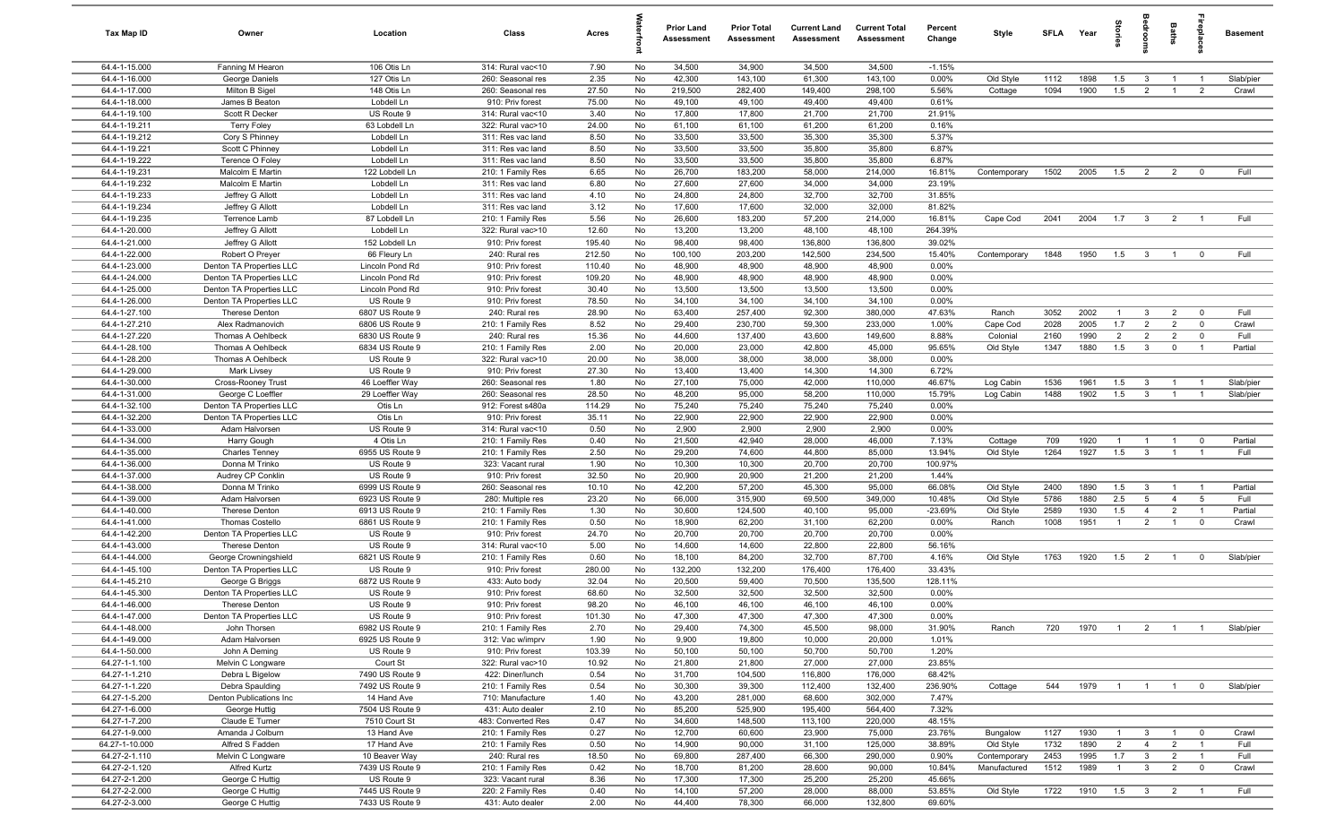| Tax Map ID | Owner | Location | Class | Acres | Waterfront | Prior Land Assessment | Prior Total Assessment | Current Land Assessment | Current Total Assessment | Percent Change | Style | SFLA | Year | Stories | Bedrooms | Baths | Fireplaces | Basement |
|---|---|---|---|---|---|---|---|---|---|---|---|---|---|---|---|---|---|---|
| 64.4-1-15.000 | Fanning M Hearon | 106 Otis Ln | 314: Rural vac<10 | 7.90 | No | 34,500 | 34,900 | 34,500 | 34,500 | -1.15% | | | | | | | | |
| 64.4-1-16.000 | George Daniels | 127 Otis Ln | 260: Seasonal res | 2.35 | No | 42,300 | 143,100 | 61,300 | 143,100 | 0.00% | Old Style | 1112 | 1898 | 1.5 | 3 | 1 | 1 | Slab/pier |
| 64.4-1-17.000 | Milton B Sigel | 148 Otis Ln | 260: Seasonal res | 27.50 | No | 219,500 | 282,400 | 149,400 | 298,100 | 5.56% | Cottage | 1094 | 1900 | 1.5 | 2 | 1 | 2 | Crawl |
| 64.4-1-18.000 | James B Beaton | Lobdell Ln | 910: Priv forest | 75.00 | No | 49,100 | 49,100 | 49,400 | 49,400 | 0.61% | | | | | | | | |
| 64.4-1-19.100 | Scott R Decker | US Route 9 | 314: Rural vac<10 | 3.40 | No | 17,800 | 17,800 | 21,700 | 21,700 | 21.91% | | | | | | | | |
| 64.4-1-19.211 | Terry Foley | 63 Lobdell Ln | 322: Rural vac>10 | 24.00 | No | 61,100 | 61,100 | 61,200 | 61,200 | 0.16% | | | | | | | | |
| 64.4-1-19.212 | Cory S Phinney | Lobdell Ln | 311: Res vac land | 8.50 | No | 33,500 | 33,500 | 35,300 | 35,300 | 5.37% | | | | | | | | |
| 64.4-1-19.221 | Scott C Phinney | Lobdell Ln | 311: Res vac land | 8.50 | No | 33,500 | 33,500 | 35,800 | 35,800 | 6.87% | | | | | | | | |
| 64.4-1-19.222 | Terence O Foley | Lobdell Ln | 311: Res vac land | 8.50 | No | 33,500 | 33,500 | 35,800 | 35,800 | 6.87% | | | | | | | | |
| 64.4-1-19.231 | Malcolm E Martin | 122 Lobdell Ln | 210: 1 Family Res | 6.65 | No | 26,700 | 183,200 | 58,000 | 214,000 | 16.81% | Contemporary | 1502 | 2005 | 1.5 | 2 | 2 | 0 | Full |
| 64.4-1-19.232 | Malcolm E Martin | Lobdell Ln | 311: Res vac land | 6.80 | No | 27,600 | 27,600 | 34,000 | 34,000 | 23.19% | | | | | | | | |
| 64.4-1-19.233 | Jeffrey G Allott | Lobdell Ln | 311: Res vac land | 4.10 | No | 24,800 | 24,800 | 32,700 | 32,700 | 31.85% | | | | | | | | |
| 64.4-1-19.234 | Jeffrey G Allott | Lobdell Ln | 311: Res vac land | 3.12 | No | 17,600 | 17,600 | 32,000 | 32,000 | 81.82% | | | | | | | | |
| 64.4-1-19.235 | Terrence Lamb | 87 Lobdell Ln | 210: 1 Family Res | 5.56 | No | 26,600 | 183,200 | 57,200 | 214,000 | 16.81% | Cape Cod | 2041 | 2004 | 1.7 | 3 | 2 | 1 | Full |
| 64.4-1-20.000 | Jeffrey G Allott | Lobdell Ln | 322: Rural vac>10 | 12.60 | No | 13,200 | 13,200 | 48,100 | 48,100 | 264.39% | | | | | | | | |
| 64.4-1-21.000 | Jeffrey G Allott | 152 Lobdell Ln | 910: Priv forest | 195.40 | No | 98,400 | 98,400 | 136,800 | 136,800 | 39.02% | | | | | | | | |
| 64.4-1-22.000 | Robert O Preyer | 66 Fleury Ln | 240: Rural res | 212.50 | No | 100,100 | 203,200 | 142,500 | 234,500 | 15.40% | Contemporary | 1848 | 1950 | 1.5 | 3 | 1 | 0 | Full |
| 64.4-1-23.000 | Denton TA Properties LLC | Lincoln Pond Rd | 910: Priv forest | 110.40 | No | 48,900 | 48,900 | 48,900 | 48,900 | 0.00% | | | | | | | | |
| 64.4-1-24.000 | Denton TA Properties LLC | Lincoln Pond Rd | 910: Priv forest | 109.20 | No | 48,900 | 48,900 | 48,900 | 48,900 | 0.00% | | | | | | | | |
| 64.4-1-25.000 | Denton TA Properties LLC | Lincoln Pond Rd | 910: Priv forest | 30.40 | No | 13,500 | 13,500 | 13,500 | 13,500 | 0.00% | | | | | | | | |
| 64.4-1-26.000 | Denton TA Properties LLC | US Route 9 | 910: Priv forest | 78.50 | No | 34,100 | 34,100 | 34,100 | 34,100 | 0.00% | | | | | | | | |
| 64.4-1-27.100 | Therese Denton | 6807 US Route 9 | 240: Rural res | 28.90 | No | 63,400 | 257,400 | 92,300 | 380,000 | 47.63% | Ranch | 3052 | 2002 | 1 | 3 | 2 | 0 | Full |
| 64.4-1-27.210 | Alex Radmanovich | 6806 US Route 9 | 210: 1 Family Res | 8.52 | No | 29,400 | 230,700 | 59,300 | 233,000 | 1.00% | Cape Cod | 2028 | 2005 | 1.7 | 2 | 2 | 0 | Crawl |
| 64.4-1-27.220 | Thomas A Oehlbeck | 6830 US Route 9 | 240: Rural res | 15.36 | No | 44,600 | 137,400 | 43,600 | 149,600 | 8.88% | Colonial | 2160 | 1990 | 2 | 2 | 2 | 0 | Full |
| 64.4-1-28.100 | Thomas A Oehlbeck | 6834 US Route 9 | 210: 1 Family Res | 2.00 | No | 20,000 | 23,000 | 42,800 | 45,000 | 95.65% | Old Style | 1347 | 1880 | 1.5 | 3 | 0 | 1 | Partial |
| 64.4-1-28.200 | Thomas A Oehlbeck | US Route 9 | 322: Rural vac>10 | 20.00 | No | 38,000 | 38,000 | 38,000 | 38,000 | 0.00% | | | | | | | | |
| 64.4-1-29.000 | Mark Livsey | US Route 9 | 910: Priv forest | 27.30 | No | 13,400 | 13,400 | 14,300 | 14,300 | 6.72% | | | | | | | | |
| 64.4-1-30.000 | Cross-Rooney Trust | 46 Loeffler Way | 260: Seasonal res | 1.80 | No | 27,100 | 75,000 | 42,000 | 110,000 | 46.67% | Log Cabin | 1536 | 1961 | 1.5 | 3 | 1 | 1 | Slab/pier |
| 64.4-1-31.000 | George C Loeffler | 29 Loeffler Way | 260: Seasonal res | 28.50 | No | 48,200 | 95,000 | 58,200 | 110,000 | 15.79% | Log Cabin | 1488 | 1902 | 1.5 | 3 | 1 | 1 | Slab/pier |
| 64.4-1-32.100 | Denton TA Properties LLC | Otis Ln | 912: Forest s480a | 114.29 | No | 75,240 | 75,240 | 75,240 | 75,240 | 0.00% | | | | | | | | |
| 64.4-1-32.200 | Denton TA Properties LLC | Otis Ln | 910: Priv forest | 35.11 | No | 22,900 | 22,900 | 22,900 | 22,900 | 0.00% | | | | | | | | |
| 64.4-1-33.000 | Adam Halvorsen | US Route 9 | 314: Rural vac<10 | 0.50 | No | 2,900 | 2,900 | 2,900 | 2,900 | 0.00% | | | | | | | | |
| 64.4-1-34.000 | Harry Gough | 4 Otis Ln | 210: 1 Family Res | 0.40 | No | 21,500 | 42,940 | 28,000 | 46,000 | 7.13% | Cottage | 709 | 1920 | 1 | 1 | 1 | 0 | Partial |
| 64.4-1-35.000 | Charles Tenney | 6955 US Route 9 | 210: 1 Family Res | 2.50 | No | 29,200 | 74,600 | 44,800 | 85,000 | 13.94% | Old Style | 1264 | 1927 | 1.5 | 3 | 1 | 1 | Full |
| 64.4-1-36.000 | Donna M Trinko | US Route 9 | 323: Vacant rural | 1.90 | No | 10,300 | 10,300 | 20,700 | 20,700 | 100.97% | | | | | | | | |
| 64.4-1-37.000 | Audrey CP Conklin | US Route 9 | 910: Priv forest | 32.50 | No | 20,900 | 20,900 | 21,200 | 21,200 | 1.44% | | | | | | | | |
| 64.4-1-38.000 | Donna M Trinko | 6999 US Route 9 | 260: Seasonal res | 10.10 | No | 42,200 | 57,200 | 45,300 | 95,000 | 66.08% | Old Style | 2400 | 1890 | 1.5 | 3 | 1 | 1 | Partial |
| 64.4-1-39.000 | Adam Halvorsen | 6923 US Route 9 | 280: Multiple res | 23.20 | No | 66,000 | 315,900 | 69,500 | 349,000 | 10.48% | Old Style | 5786 | 1880 | 2.5 | 5 | 4 | 5 | Full |
| 64.4-1-40.000 | Therese Denton | 6913 US Route 9 | 210: 1 Family Res | 1.30 | No | 30,600 | 124,500 | 40,100 | 95,000 | -23.69% | Old Style | 2589 | 1930 | 1.5 | 4 | 2 | 1 | Partial |
| 64.4-1-41.000 | Thomas Costello | 6861 US Route 9 | 210: 1 Family Res | 0.50 | No | 18,900 | 62,200 | 31,100 | 62,200 | 0.00% | Ranch | 1008 | 1951 | 1 | 2 | 1 | 0 | Crawl |
| 64.4-1-42.200 | Denton TA Properties LLC | US Route 9 | 910: Priv forest | 24.70 | No | 20,700 | 20,700 | 20,700 | 20,700 | 0.00% | | | | | | | | |
| 64.4-1-43.000 | Therese Denton | US Route 9 | 314: Rural vac<10 | 5.00 | No | 14,600 | 14,600 | 22,800 | 22,800 | 56.16% | | | | | | | | |
| 64.4-1-44.000 | George Crowningshield | 6821 US Route 9 | 210: 1 Family Res | 0.60 | No | 18,100 | 84,200 | 32,700 | 87,700 | 4.16% | Old Style | 1763 | 1920 | 1.5 | 2 | 1 | 0 | Slab/pier |
| 64.4-1-45.100 | Denton TA Properties LLC | US Route 9 | 910: Priv forest | 280.00 | No | 132,200 | 132,200 | 176,400 | 176,400 | 33.43% | | | | | | | | |
| 64.4-1-45.210 | George G Briggs | 6872 US Route 9 | 433: Auto body | 32.04 | No | 20,500 | 59,400 | 70,500 | 135,500 | 128.11% | | | | | | | | |
| 64.4-1-45.300 | Denton TA Properties LLC | US Route 9 | 910: Priv forest | 68.60 | No | 32,500 | 32,500 | 32,500 | 32,500 | 0.00% | | | | | | | | |
| 64.4-1-46.000 | Therese Denton | US Route 9 | 910: Priv forest | 98.20 | No | 46,100 | 46,100 | 46,100 | 46,100 | 0.00% | | | | | | | | |
| 64.4-1-47.000 | Denton TA Properties LLC | US Route 9 | 910: Priv forest | 101.30 | No | 47,300 | 47,300 | 47,300 | 47,300 | 0.00% | | | | | | | | |
| 64.4-1-48.000 | John Thorsen | 6982 US Route 9 | 210: 1 Family Res | 2.70 | No | 29,400 | 74,300 | 45,500 | 98,000 | 31.90% | Ranch | 720 | 1970 | 1 | 2 | 1 | 1 | Slab/pier |
| 64.4-1-49.000 | Adam Halvorsen | 6925 US Route 9 | 312: Vac w/imprv | 1.90 | No | 9,900 | 19,800 | 10,000 | 20,000 | 1.01% | | | | | | | | |
| 64.4-1-50.000 | John A Deming | US Route 9 | 910: Priv forest | 103.39 | No | 50,100 | 50,100 | 50,700 | 50,700 | 1.20% | | | | | | | | |
| 64.27-1-1.100 | Melvin C Longware | Court St | 322: Rural vac>10 | 10.92 | No | 21,800 | 21,800 | 27,000 | 27,000 | 23.85% | | | | | | | | |
| 64.27-1-1.210 | Debra L Bigelow | 7490 US Route 9 | 422: Diner/lunch | 0.54 | No | 31,700 | 104,500 | 116,800 | 176,000 | 68.42% | | | | | | | | |
| 64.27-1-1.220 | Debra Spaulding | 7492 US Route 9 | 210: 1 Family Res | 0.54 | No | 30,300 | 39,300 | 112,400 | 132,400 | 236.90% | Cottage | 544 | 1979 | 1 | 1 | 1 | 0 | Slab/pier |
| 64.27-1-5.200 | Denton Publications Inc | 14 Hand Ave | 710: Manufacture | 1.40 | No | 43,200 | 281,000 | 68,600 | 302,000 | 7.47% | | | | | | | | |
| 64.27-1-6.000 | George Huttig | 7504 US Route 9 | 431: Auto dealer | 2.10 | No | 85,200 | 525,900 | 195,400 | 564,400 | 7.32% | | | | | | | | |
| 64.27-1-7.200 | Claude E Turner | 7510 Court St | 483: Converted Res | 0.47 | No | 34,600 | 148,500 | 113,100 | 220,000 | 48.15% | | | | | | | | |
| 64.27-1-9.000 | Amanda J Colburn | 13 Hand Ave | 210: 1 Family Res | 0.27 | No | 12,700 | 60,600 | 23,900 | 75,000 | 23.76% | Bungalow | 1127 | 1930 | 1 | 3 | 1 | 0 | Crawl |
| 64.27-1-10.000 | Alfred S Fadden | 17 Hand Ave | 210: 1 Family Res | 0.50 | No | 14,900 | 90,000 | 31,100 | 125,000 | 38.89% | Old Style | 1732 | 1890 | 2 | 4 | 2 | 1 | Full |
| 64.27-2-1.110 | Melvin C Longware | 10 Beaver Way | 240: Rural res | 18.50 | No | 69,800 | 287,400 | 66,300 | 290,000 | 0.90% | Contemporary | 2453 | 1995 | 1.7 | 3 | 2 | 1 | Full |
| 64.27-2-1.120 | Alfred Kurtz | 7439 US Route 9 | 210: 1 Family Res | 0.42 | No | 18,700 | 81,200 | 28,600 | 90,000 | 10.84% | Manufactured | 1512 | 1989 | 1 | 3 | 2 | 0 | Crawl |
| 64.27-2-1.200 | George C Huttig | US Route 9 | 323: Vacant rural | 8.36 | No | 17,300 | 17,300 | 25,200 | 25,200 | 45.66% | | | | | | | | |
| 64.27-2-2.000 | George C Huttig | 7445 US Route 9 | 220: 2 Family Res | 0.40 | No | 14,100 | 57,200 | 28,000 | 88,000 | 53.85% | Old Style | 1722 | 1910 | 1.5 | 3 | 2 | 1 | Full |
| 64.27-2-3.000 | George C Huttig | 7433 US Route 9 | 431: Auto dealer | 2.00 | No | 44,400 | 78,300 | 66,000 | 132,800 | 69.60% | | | | | | | | |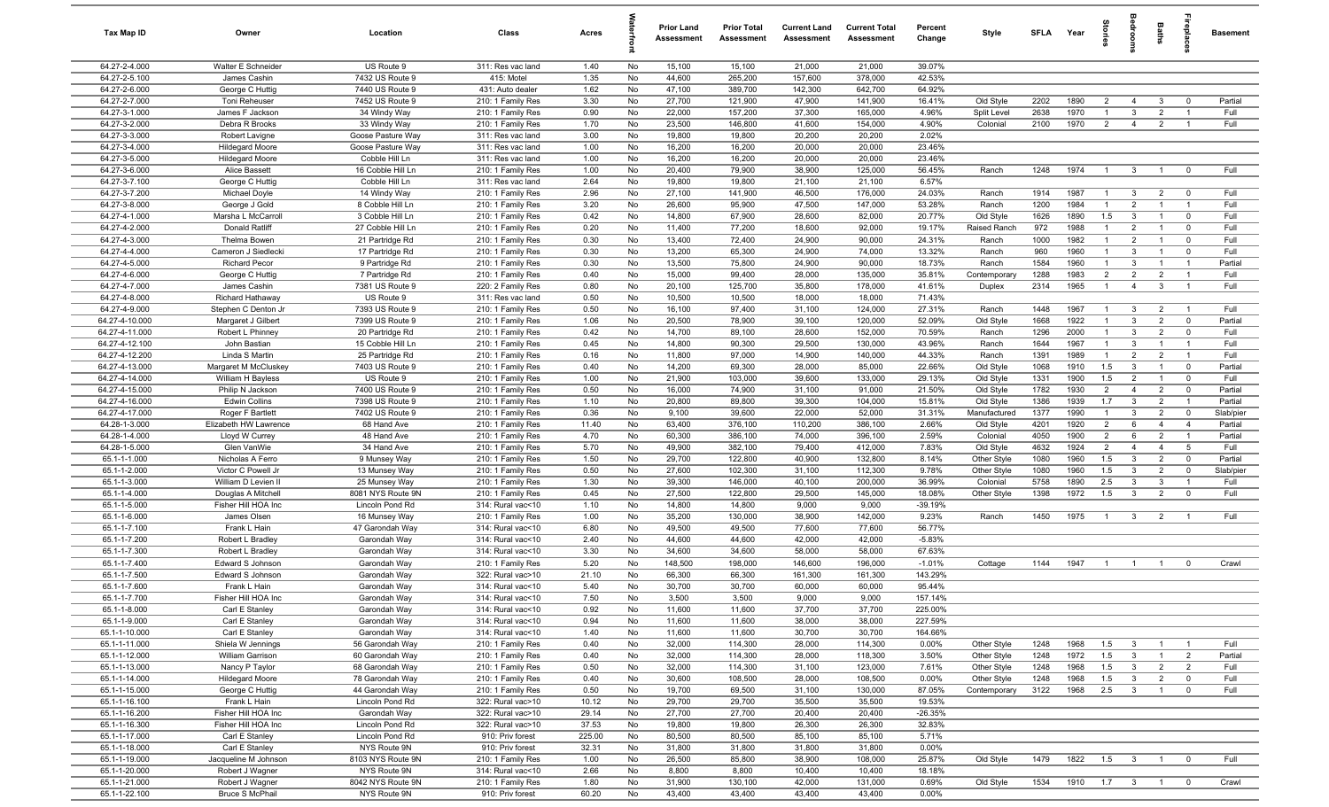| Tax Map ID | Owner | Location | Class | Acres | Waterfront | Prior Land Assessment | Prior Total Assessment | Current Land Assessment | Current Total Assessment | Percent Change | Style | SFLA | Year | Stories | Bedrooms | Baths | Fireplaces | Basement |
|---|---|---|---|---|---|---|---|---|---|---|---|---|---|---|---|---|---|---|
| 64.27-2-4.000 | Walter E Schneider | US Route 9 | 311: Res vac land | 1.40 | No | 15,100 | 15,100 | 21,000 | 21,000 | 39.07% | | | | | | | | |
| 64.27-2-5.100 | James Cashin | 7432 US Route 9 | 415: Motel | 1.35 | No | 44,600 | 265,200 | 157,600 | 378,000 | 42.53% | | | | | | | | |
| 64.27-2-6.000 | George C Huttig | 7440 US Route 9 | 431: Auto dealer | 1.62 | No | 47,100 | 389,700 | 142,300 | 642,700 | 64.92% | | | | | | | | |
| 64.27-2-7.000 | Toni Reheuser | 7452 US Route 9 | 210: 1 Family Res | 3.30 | No | 27,700 | 121,900 | 47,900 | 141,900 | 16.41% | Old Style | 2202 | 1890 | 2 | 4 | 3 | 0 | Partial |
| 64.27-3-1.000 | James F Jackson | 34 Windy Way | 210: 1 Family Res | 0.90 | No | 22,000 | 157,200 | 37,300 | 165,000 | 4.96% | Split Level | 2638 | 1970 | 1 | 3 | 2 | 1 | Full |
| 64.27-3-2.000 | Debra R Brooks | 33 Windy Way | 210: 1 Family Res | 1.70 | No | 23,500 | 146,800 | 41,600 | 154,000 | 4.90% | Colonial | 2100 | 1970 | 2 | 4 | 2 | 1 | Full |
| 64.27-3-3.000 | Robert Lavigne | Goose Pasture Way | 311: Res vac land | 3.00 | No | 19,800 | 19,800 | 20,200 | 20,200 | 2.02% | | | | | | | | |
| 64.27-3-4.000 | Hildegard Moore | Goose Pasture Way | 311: Res vac land | 1.00 | No | 16,200 | 16,200 | 20,000 | 20,000 | 23.46% | | | | | | | | |
| 64.27-3-5.000 | Hildegard Moore | Cobble Hill Ln | 311: Res vac land | 1.00 | No | 16,200 | 16,200 | 20,000 | 20,000 | 23.46% | | | | | | | | |
| 64.27-3-6.000 | Alice Bassett | 16 Cobble Hill Ln | 210: 1 Family Res | 1.00 | No | 20,400 | 79,900 | 38,900 | 125,000 | 56.45% | Ranch | 1248 | 1974 | 1 | 3 | 1 | 0 | Full |
| 64.27-3-7.100 | George C Huttig | Cobble Hill Ln | 311: Res vac land | 2.64 | No | 19,800 | 19,800 | 21,100 | 21,100 | 6.57% | | | | | | | | |
| 64.27-3-7.200 | Michael Doyle | 14 Windy Way | 210: 1 Family Res | 2.96 | No | 27,100 | 141,900 | 46,500 | 176,000 | 24.03% | Ranch | 1914 | 1987 | 1 | 3 | 2 | 0 | Full |
| 64.27-3-8.000 | George J Gold | 8 Cobble Hill Ln | 210: 1 Family Res | 3.20 | No | 26,600 | 95,900 | 47,500 | 147,000 | 53.28% | Ranch | 1200 | 1984 | 1 | 2 | 1 | 1 | Full |
| 64.27-4-1.000 | Marsha L McCarroll | 3 Cobble Hill Ln | 210: 1 Family Res | 0.42 | No | 14,800 | 67,900 | 28,600 | 82,000 | 20.77% | Old Style | 1626 | 1890 | 1.5 | 3 | 1 | 0 | Full |
| 64.27-4-2.000 | Donald Ratliff | 27 Cobble Hill Ln | 210: 1 Family Res | 0.20 | No | 11,400 | 77,200 | 18,600 | 92,000 | 19.17% | Raised Ranch | 972 | 1988 | 1 | 2 | 1 | 0 | Full |
| 64.27-4-3.000 | Thelma Bowen | 21 Partridge Rd | 210: 1 Family Res | 0.30 | No | 13,400 | 72,400 | 24,900 | 90,000 | 24.31% | Ranch | 1000 | 1982 | 1 | 2 | 1 | 0 | Full |
| 64.27-4-4.000 | Cameron J Siedlecki | 17 Partridge Rd | 210: 1 Family Res | 0.30 | No | 13,200 | 65,300 | 24,900 | 74,000 | 13.32% | Ranch | 960 | 1960 | 1 | 3 | 1 | 0 | Full |
| 64.27-4-5.000 | Richard Pecor | 9 Partridge Rd | 210: 1 Family Res | 0.30 | No | 13,500 | 75,800 | 24,900 | 90,000 | 18.73% | Ranch | 1584 | 1960 | 1 | 3 | 1 | 1 | Partial |
| 64.27-4-6.000 | George C Huttig | 7 Partridge Rd | 210: 1 Family Res | 0.40 | No | 15,000 | 99,400 | 28,000 | 135,000 | 35.81% | Contemporary | 1288 | 1983 | 2 | 2 | 2 | 1 | Full |
| 64.27-4-7.000 | James Cashin | 7381 US Route 9 | 220: 2 Family Res | 0.80 | No | 20,100 | 125,700 | 35,800 | 178,000 | 41.61% | Duplex | 2314 | 1965 | 1 | 4 | 3 | 1 | Full |
| 64.27-4-8.000 | Richard Hathaway | US Route 9 | 311: Res vac land | 0.50 | No | 10,500 | 10,500 | 18,000 | 18,000 | 71.43% | | | | | | | | |
| 64.27-4-9.000 | Stephen C Denton Jr | 7393 US Route 9 | 210: 1 Family Res | 0.50 | No | 16,100 | 97,400 | 31,100 | 124,000 | 27.31% | Ranch | 1448 | 1967 | 1 | 3 | 2 | 1 | Full |
| 64.27-4-10.000 | Margaret J Gilbert | 7399 US Route 9 | 210: 1 Family Res | 1.06 | No | 20,500 | 78,900 | 39,100 | 120,000 | 52.09% | Old Style | 1668 | 1922 | 1 | 3 | 2 | 0 | Partial |
| 64.27-4-11.000 | Robert L Phinney | 20 Partridge Rd | 210: 1 Family Res | 0.42 | No | 14,700 | 89,100 | 28,600 | 152,000 | 70.59% | Ranch | 1296 | 2000 | 1 | 3 | 2 | 0 | Full |
| 64.27-4-12.100 | John Bastian | 15 Cobble Hill Ln | 210: 1 Family Res | 0.45 | No | 14,800 | 90,300 | 29,500 | 130,000 | 43.96% | Ranch | 1644 | 1967 | 1 | 3 | 1 | 1 | Full |
| 64.27-4-12.200 | Linda S Martin | 25 Partridge Rd | 210: 1 Family Res | 0.16 | No | 11,800 | 97,000 | 14,900 | 140,000 | 44.33% | Ranch | 1391 | 1989 | 1 | 2 | 2 | 1 | Full |
| 64.27-4-13.000 | Margaret M McCluskey | 7403 US Route 9 | 210: 1 Family Res | 0.40 | No | 14,200 | 69,300 | 28,000 | 85,000 | 22.66% | Old Style | 1068 | 1910 | 1.5 | 3 | 1 | 0 | Partial |
| 64.27-4-14.000 | William H Bayless | US Route 9 | 210: 1 Family Res | 1.00 | No | 21,900 | 103,000 | 39,600 | 133,000 | 29.13% | Old Style | 1331 | 1900 | 1.5 | 2 | 1 | 0 | Full |
| 64.27-4-15.000 | Philip N Jackson | 7400 US Route 9 | 210: 1 Family Res | 0.50 | No | 16,000 | 74,900 | 31,100 | 91,000 | 21.50% | Old Style | 1782 | 1930 | 2 | 4 | 2 | 0 | Partial |
| 64.27-4-16.000 | Edwin Collins | 7398 US Route 9 | 210: 1 Family Res | 1.10 | No | 20,800 | 89,800 | 39,300 | 104,000 | 15.81% | Old Style | 1386 | 1939 | 1.7 | 3 | 2 | 1 | Partial |
| 64.27-4-17.000 | Roger F Bartlett | 7402 US Route 9 | 210: 1 Family Res | 0.36 | No | 9,100 | 39,600 | 22,000 | 52,000 | 31.31% | Manufactured | 1377 | 1990 | 1 | 3 | 2 | 0 | Slab/pier |
| 64.28-1-3.000 | Elizabeth HW Lawrence | 68 Hand Ave | 210: 1 Family Res | 11.40 | No | 63,400 | 376,100 | 110,200 | 386,100 | 2.66% | Old Style | 4201 | 1920 | 2 | 6 | 4 | 4 | Partial |
| 64.28-1-4.000 | Lloyd W Currey | 48 Hand Ave | 210: 1 Family Res | 4.70 | No | 60,300 | 386,100 | 74,000 | 396,100 | 2.59% | Colonial | 4050 | 1900 | 2 | 6 | 2 | 1 | Partial |
| 64.28-1-5.000 | Glen VanWie | 34 Hand Ave | 210: 1 Family Res | 5.70 | No | 49,900 | 382,100 | 79,400 | 412,000 | 7.83% | Old Style | 4632 | 1924 | 2 | 4 | 4 | 5 | Full |
| 65.1-1-1.000 | Nicholas A Ferro | 9 Munsey Way | 210: 1 Family Res | 1.50 | No | 29,700 | 122,800 | 40,900 | 132,800 | 8.14% | Other Style | 1080 | 1960 | 1.5 | 3 | 2 | 0 | Partial |
| 65.1-1-2.000 | Victor C Powell Jr | 13 Munsey Way | 210: 1 Family Res | 0.50 | No | 27,600 | 102,300 | 31,100 | 112,300 | 9.78% | Other Style | 1080 | 1960 | 1.5 | 3 | 2 | 0 | Slab/pier |
| 65.1-1-3.000 | William D Levien II | 25 Munsey Way | 210: 1 Family Res | 1.30 | No | 39,300 | 146,000 | 40,100 | 200,000 | 36.99% | Colonial | 5758 | 1890 | 2.5 | 3 | 3 | 1 | Full |
| 65.1-1-4.000 | Douglas A Mitchell | 8081 NYS Route 9N | 210: 1 Family Res | 0.45 | No | 27,500 | 122,800 | 29,500 | 145,000 | 18.08% | Other Style | 1398 | 1972 | 1.5 | 3 | 2 | 0 | Full |
| 65.1-1-5.000 | Fisher Hill HOA Inc | Lincoln Pond Rd | 314: Rural vac<10 | 1.10 | No | 14,800 | 14,800 | 9,000 | 9,000 | -39.19% | | | | | | | | |
| 65.1-1-6.000 | James Olsen | 16 Munsey Way | 210: 1 Family Res | 1.00 | No | 35,200 | 130,000 | 38,900 | 142,000 | 9.23% | Ranch | 1450 | 1975 | 1 | 3 | 2 | 1 | Full |
| 65.1-1-7.100 | Frank L Hain | 47 Garondah Way | 314: Rural vac<10 | 6.80 | No | 49,500 | 49,500 | 77,600 | 77,600 | 56.77% | | | | | | | | |
| 65.1-1-7.200 | Robert L Bradley | Garondah Way | 314: Rural vac<10 | 2.40 | No | 44,600 | 44,600 | 42,000 | 42,000 | -5.83% | | | | | | | | |
| 65.1-1-7.300 | Robert L Bradley | Garondah Way | 314: Rural vac<10 | 3.30 | No | 34,600 | 34,600 | 58,000 | 58,000 | 67.63% | | | | | | | | |
| 65.1-1-7.400 | Edward S Johnson | Garondah Way | 210: 1 Family Res | 5.20 | No | 148,500 | 198,000 | 146,600 | 196,000 | -1.01% | Cottage | 1144 | 1947 | 1 | 1 | 1 | 0 | Crawl |
| 65.1-1-7.500 | Edward S Johnson | Garondah Way | 322: Rural vac>10 | 21.10 | No | 66,300 | 66,300 | 161,300 | 161,300 | 143.29% | | | | | | | | |
| 65.1-1-7.600 | Frank L Hain | Garondah Way | 314: Rural vac<10 | 5.40 | No | 30,700 | 30,700 | 60,000 | 60,000 | 95.44% | | | | | | | | |
| 65.1-1-7.700 | Fisher Hill HOA Inc | Garondah Way | 314: Rural vac<10 | 7.50 | No | 3,500 | 3,500 | 9,000 | 9,000 | 157.14% | | | | | | | | |
| 65.1-1-8.000 | Carl E Stanley | Garondah Way | 314: Rural vac<10 | 0.92 | No | 11,600 | 11,600 | 37,700 | 37,700 | 225.00% | | | | | | | | |
| 65.1-1-9.000 | Carl E Stanley | Garondah Way | 314: Rural vac<10 | 0.94 | No | 11,600 | 11,600 | 38,000 | 38,000 | 227.59% | | | | | | | | |
| 65.1-1-10.000 | Carl E Stanley | Garondah Way | 314: Rural vac<10 | 1.40 | No | 11,600 | 11,600 | 30,700 | 30,700 | 164.66% | | | | | | | | |
| 65.1-1-11.000 | Shiela W Jennings | 56 Garondah Way | 210: 1 Family Res | 0.40 | No | 32,000 | 114,300 | 28,000 | 114,300 | 0.00% | Other Style | 1248 | 1968 | 1.5 | 3 | 1 | 1 | Full |
| 65.1-1-12.000 | William Garrison | 60 Garondah Way | 210: 1 Family Res | 0.40 | No | 32,000 | 114,300 | 28,000 | 118,300 | 3.50% | Other Style | 1248 | 1972 | 1.5 | 3 | 1 | 2 | Partial |
| 65.1-1-13.000 | Nancy P Taylor | 68 Garondah Way | 210: 1 Family Res | 0.50 | No | 32,000 | 114,300 | 31,100 | 123,000 | 7.61% | Other Style | 1248 | 1968 | 1.5 | 3 | 2 | 2 | Full |
| 65.1-1-14.000 | Hildegard Moore | 78 Garondah Way | 210: 1 Family Res | 0.40 | No | 30,600 | 108,500 | 28,000 | 108,500 | 0.00% | Other Style | 1248 | 1968 | 1.5 | 3 | 2 | 0 | Full |
| 65.1-1-15.000 | George C Huttig | 44 Garondah Way | 210: 1 Family Res | 0.50 | No | 19,700 | 69,500 | 31,100 | 130,000 | 87.05% | Contemporary | 3122 | 1968 | 2.5 | 3 | 1 | 0 | Full |
| 65.1-1-16.100 | Frank L Hain | Lincoln Pond Rd | 322: Rural vac>10 | 10.12 | No | 29,700 | 29,700 | 35,500 | 35,500 | 19.53% | | | | | | | | |
| 65.1-1-16.200 | Fisher Hill HOA Inc | Garondah Way | 322: Rural vac>10 | 29.14 | No | 27,700 | 27,700 | 20,400 | 20,400 | -26.35% | | | | | | | | |
| 65.1-1-16.300 | Fisher Hill HOA Inc | Lincoln Pond Rd | 322: Rural vac>10 | 37.53 | No | 19,800 | 19,800 | 26,300 | 26,300 | 32.83% | | | | | | | | |
| 65.1-1-17.000 | Carl E Stanley | Lincoln Pond Rd | 910: Priv forest | 225.00 | No | 80,500 | 80,500 | 85,100 | 85,100 | 5.71% | | | | | | | | |
| 65.1-1-18.000 | Carl E Stanley | NYS Route 9N | 910: Priv forest | 32.31 | No | 31,800 | 31,800 | 31,800 | 31,800 | 0.00% | | | | | | | | |
| 65.1-1-19.000 | Jacqueline M Johnson | 8103 NYS Route 9N | 210: 1 Family Res | 1.00 | No | 26,500 | 85,800 | 38,900 | 108,000 | 25.87% | Old Style | 1479 | 1822 | 1.5 | 3 | 1 | 0 | Full |
| 65.1-1-20.000 | Robert J Wagner | NYS Route 9N | 314: Rural vac<10 | 2.66 | No | 8,800 | 8,800 | 10,400 | 10,400 | 18.18% | | | | | | | | |
| 65.1-1-21.000 | Robert J Wagner | 8042 NYS Route 9N | 210: 1 Family Res | 1.80 | No | 31,900 | 130,100 | 42,000 | 131,000 | 0.69% | Old Style | 1534 | 1910 | 1.7 | 3 | 1 | 0 | Crawl |
| 65.1-1-22.100 | Bruce S McPhail | NYS Route 9N | 910: Priv forest | 60.20 | No | 43,400 | 43,400 | 43,400 | 43,400 | 0.00% | | | | | | | | |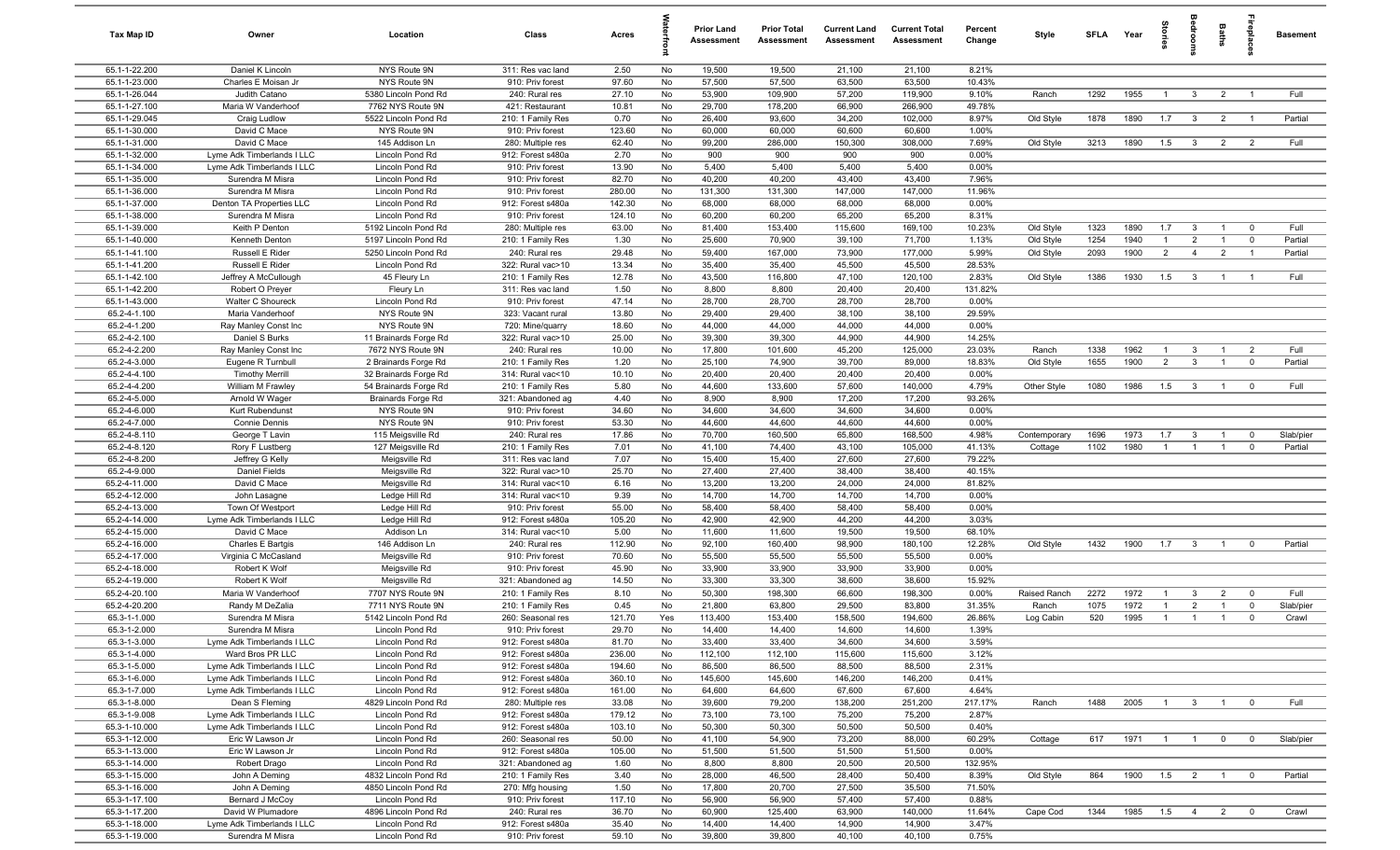| Tax Map ID | Owner | Location | Class | Acres | Waterfront | Prior Land Assessment | Prior Total Assessment | Current Land Assessment | Current Total Assessment | Percent Change | Style | SFLA | Year | Stories | Bedrooms | Baths | Fireplaces | Basement |
|---|---|---|---|---|---|---|---|---|---|---|---|---|---|---|---|---|---|---|
| 65.1-1-22.200 | Daniel K Lincoln | NYS Route 9N | 311: Res vac land | 2.50 | No | 19,500 | 19,500 | 21,100 | 21,100 | 8.21% | | | | | | | | |
| 65.1-1-23.000 | Charles E Moisan Jr | NYS Route 9N | 910: Priv forest | 97.60 | No | 57,500 | 57,500 | 63,500 | 63,500 | 10.43% | | | | | | | | |
| 65.1-1-26.044 | Judith Catano | 5380 Lincoln Pond Rd | 240: Rural res | 27.10 | No | 53,900 | 109,900 | 57,200 | 119,900 | 9.10% | Ranch | 1292 | 1955 | 1 | 3 | 2 | 1 | Full |
| 65.1-1-27.100 | Maria W Vanderhoof | 7762 NYS Route 9N | 421: Restaurant | 10.81 | No | 29,700 | 178,200 | 66,900 | 266,900 | 49.78% | | | | | | | | |
| 65.1-1-29.045 | Craig Ludlow | 5522 Lincoln Pond Rd | 210: 1 Family Res | 0.70 | No | 26,400 | 93,600 | 34,200 | 102,000 | 8.97% | Old Style | 1878 | 1890 | 1.7 | 3 | 2 | 1 | Partial |
| 65.1-1-30.000 | David C Mace | NYS Route 9N | 910: Priv forest | 123.60 | No | 60,000 | 60,000 | 60,600 | 60,600 | 1.00% | | | | | | | | |
| 65.1-1-31.000 | David C Mace | 145 Addison Ln | 280: Multiple res | 62.40 | No | 99,200 | 286,000 | 150,300 | 308,000 | 7.69% | Old Style | 3213 | 1890 | 1.5 | 3 | 2 | 2 | Full |
| 65.1-1-32.000 | Lyme Adk Timberlands I LLC | Lincoln Pond Rd | 912: Forest s480a | 2.70 | No | 900 | 900 | 900 | 900 | 0.00% | | | | | | | | |
| 65.1-1-34.000 | Lyme Adk Timberlands I LLC | Lincoln Pond Rd | 910: Priv forest | 13.90 | No | 5,400 | 5,400 | 5,400 | 5,400 | 0.00% | | | | | | | | |
| 65.1-1-35.000 | Surendra M Misra | Lincoln Pond Rd | 910: Priv forest | 82.70 | No | 40,200 | 40,200 | 43,400 | 43,400 | 7.96% | | | | | | | | |
| 65.1-1-36.000 | Surendra M Misra | Lincoln Pond Rd | 910: Priv forest | 280.00 | No | 131,300 | 131,300 | 147,000 | 147,000 | 11.96% | | | | | | | | |
| 65.1-1-37.000 | Denton TA Properties LLC | Lincoln Pond Rd | 912: Forest s480a | 142.30 | No | 68,000 | 68,000 | 68,000 | 68,000 | 0.00% | | | | | | | | |
| 65.1-1-38.000 | Surendra M Misra | Lincoln Pond Rd | 910: Priv forest | 124.10 | No | 60,200 | 60,200 | 65,200 | 65,200 | 8.31% | | | | | | | | |
| 65.1-1-39.000 | Keith P Denton | 5192 Lincoln Pond Rd | 280: Multiple res | 63.00 | No | 81,400 | 153,400 | 115,600 | 169,100 | 10.23% | Old Style | 1323 | 1890 | 1.7 | 3 | 1 | 0 | Full |
| 65.1-1-40.000 | Kenneth Denton | 5197 Lincoln Pond Rd | 210: 1 Family Res | 1.30 | No | 25,600 | 70,900 | 39,100 | 71,700 | 1.13% | Old Style | 1254 | 1940 | 1 | 2 | 1 | 0 | Partial |
| 65.1-1-41.100 | Russell E Rider | 5250 Lincoln Pond Rd | 240: Rural res | 29.48 | No | 59,400 | 167,000 | 73,900 | 177,000 | 5.99% | Old Style | 2093 | 1900 | 2 | 4 | 2 | 1 | Partial |
| 65.1-1-41.200 | Russell E Rider | Lincoln Pond Rd | 322: Rural vac>10 | 13.34 | No | 35,400 | 35,400 | 45,500 | 45,500 | 28.53% | | | | | | | | |
| 65.1-1-42.100 | Jeffrey A McCullough | 45 Fleury Ln | 210: 1 Family Res | 12.78 | No | 43,500 | 116,800 | 47,100 | 120,100 | 2.83% | Old Style | 1386 | 1930 | 1.5 | 3 | 1 | 1 | Full |
| 65.1-1-42.200 | Robert O Preyer | Fleury Ln | 311: Res vac land | 1.50 | No | 8,800 | 8,800 | 20,400 | 20,400 | 131.82% | | | | | | | | |
| 65.1-1-43.000 | Walter C Shoureck | Lincoln Pond Rd | 910: Priv forest | 47.14 | No | 28,700 | 28,700 | 28,700 | 28,700 | 0.00% | | | | | | | | |
| 65.2-4-1.100 | Maria Vanderhoof | NYS Route 9N | 323: Vacant rural | 13.80 | No | 29,400 | 29,400 | 38,100 | 38,100 | 29.59% | | | | | | | | |
| 65.2-4-1.200 | Ray Manley Const Inc | NYS Route 9N | 720: Mine/quarry | 18.60 | No | 44,000 | 44,000 | 44,000 | 44,000 | 0.00% | | | | | | | | |
| 65.2-4-2.100 | Daniel S Burks | 11 Brainards Forge Rd | 322: Rural vac>10 | 25.00 | No | 39,300 | 39,300 | 44,900 | 44,900 | 14.25% | | | | | | | | |
| 65.2-4-2.200 | Ray Manley Const Inc | 7672 NYS Route 9N | 240: Rural res | 10.00 | No | 17,800 | 101,600 | 45,200 | 125,000 | 23.03% | Ranch | 1338 | 1962 | 1 | 3 | 1 | 2 | Full |
| 65.2-4-3.000 | Eugene R Turnbull | 2 Brainards Forge Rd | 210: 1 Family Res | 1.20 | No | 25,100 | 74,900 | 39,700 | 89,000 | 18.83% | Old Style | 1655 | 1900 | 2 | 3 | 1 | 0 | Partial |
| 65.2-4-4.100 | Timothy Merrill | 32 Brainards Forge Rd | 314: Rural vac<10 | 10.10 | No | 20,400 | 20,400 | 20,400 | 20,400 | 0.00% | | | | | | | | |
| 65.2-4-4.200 | William M Frawley | 54 Brainards Forge Rd | 210: 1 Family Res | 5.80 | No | 44,600 | 133,600 | 57,600 | 140,000 | 4.79% | Other Style | 1080 | 1986 | 1.5 | 3 | 1 | 0 | Full |
| 65.2-4-5.000 | Arnold W Wager | Brainards Forge Rd | 321: Abandoned ag | 4.40 | No | 8,900 | 8,900 | 17,200 | 17,200 | 93.26% | | | | | | | | |
| 65.2-4-6.000 | Kurt Rubendunst | NYS Route 9N | 910: Priv forest | 34.60 | No | 34,600 | 34,600 | 34,600 | 34,600 | 0.00% | | | | | | | | |
| 65.2-4-7.000 | Connie Dennis | NYS Route 9N | 910: Priv forest | 53.30 | No | 44,600 | 44,600 | 44,600 | 44,600 | 0.00% | | | | | | | | |
| 65.2-4-8.110 | George T Lavin | 115 Meigsville Rd | 240: Rural res | 17.86 | No | 70,700 | 160,500 | 65,800 | 168,500 | 4.98% | Contemporary | 1696 | 1973 | 1.7 | 3 | 1 | 0 | Slab/pier |
| 65.2-4-8.120 | Rory F Lustberg | 127 Meigsville Rd | 210: 1 Family Res | 7.01 | No | 41,100 | 74,400 | 43,100 | 105,000 | 41.13% | Cottage | 1102 | 1980 | 1 | 1 | 1 | 0 | Partial |
| 65.2-4-8.200 | Jeffrey G Kelly | Meigsville Rd | 311: Res vac land | 7.07 | No | 15,400 | 15,400 | 27,600 | 27,600 | 79.22% | | | | | | | | |
| 65.2-4-9.000 | Daniel Fields | Meigsville Rd | 322: Rural vac>10 | 25.70 | No | 27,400 | 27,400 | 38,400 | 38,400 | 40.15% | | | | | | | | |
| 65.2-4-11.000 | David C Mace | Meigsville Rd | 314: Rural vac<10 | 6.16 | No | 13,200 | 13,200 | 24,000 | 24,000 | 81.82% | | | | | | | | |
| 65.2-4-12.000 | John Lasagne | Ledge Hill Rd | 314: Rural vac<10 | 9.39 | No | 14,700 | 14,700 | 14,700 | 14,700 | 0.00% | | | | | | | | |
| 65.2-4-13.000 | Town Of Westport | Ledge Hill Rd | 910: Priv forest | 55.00 | No | 58,400 | 58,400 | 58,400 | 58,400 | 0.00% | | | | | | | | |
| 65.2-4-14.000 | Lyme Adk Timberlands I LLC | Ledge Hill Rd | 912: Forest s480a | 105.20 | No | 42,900 | 42,900 | 44,200 | 44,200 | 3.03% | | | | | | | | |
| 65.2-4-15.000 | David C Mace | Addison Ln | 314: Rural vac<10 | 5.00 | No | 11,600 | 11,600 | 19,500 | 19,500 | 68.10% | | | | | | | | |
| 65.2-4-16.000 | Charles E Bartgis | 146 Addison Ln | 240: Rural res | 112.90 | No | 92,100 | 160,400 | 98,900 | 180,100 | 12.28% | Old Style | 1432 | 1900 | 1.7 | 3 | 1 | 0 | Partial |
| 65.2-4-17.000 | Virginia C McCasland | Meigsville Rd | 910: Priv forest | 70.60 | No | 55,500 | 55,500 | 55,500 | 55,500 | 0.00% | | | | | | | | |
| 65.2-4-18.000 | Robert K Wolf | Meigsville Rd | 910: Priv forest | 45.90 | No | 33,900 | 33,900 | 33,900 | 33,900 | 0.00% | | | | | | | | |
| 65.2-4-19.000 | Robert K Wolf | Meigsville Rd | 321: Abandoned ag | 14.50 | No | 33,300 | 33,300 | 38,600 | 38,600 | 15.92% | | | | | | | | |
| 65.2-4-20.100 | Maria W Vanderhoof | 7707 NYS Route 9N | 210: 1 Family Res | 8.10 | No | 50,300 | 198,300 | 66,600 | 198,300 | 0.00% | Raised Ranch | 2272 | 1972 | 1 | 3 | 2 | 0 | Full |
| 65.2-4-20.200 | Randy M DeZalia | 7711 NYS Route 9N | 210: 1 Family Res | 0.45 | No | 21,800 | 63,800 | 29,500 | 83,800 | 31.35% | Ranch | 1075 | 1972 | 1 | 2 | 1 | 0 | Slab/pier |
| 65.3-1-1.000 | Surendra M Misra | 5142 Lincoln Pond Rd | 260: Seasonal res | 121.70 | Yes | 113,400 | 153,400 | 158,500 | 194,600 | 26.86% | Log Cabin | 520 | 1995 | 1 | 1 | 1 | 0 | Crawl |
| 65.3-1-2.000 | Surendra M Misra | Lincoln Pond Rd | 910: Priv forest | 29.70 | No | 14,400 | 14,400 | 14,600 | 14,600 | 1.39% | | | | | | | | |
| 65.3-1-3.000 | Lyme Adk Timberlands I LLC | Lincoln Pond Rd | 912: Forest s480a | 81.70 | No | 33,400 | 33,400 | 34,600 | 34,600 | 3.59% | | | | | | | | |
| 65.3-1-4.000 | Ward Bros PR LLC | Lincoln Pond Rd | 912: Forest s480a | 236.00 | No | 112,100 | 112,100 | 115,600 | 115,600 | 3.12% | | | | | | | | |
| 65.3-1-5.000 | Lyme Adk Timberlands I LLC | Lincoln Pond Rd | 912: Forest s480a | 194.60 | No | 86,500 | 86,500 | 88,500 | 88,500 | 2.31% | | | | | | | | |
| 65.3-1-6.000 | Lyme Adk Timberlands I LLC | Lincoln Pond Rd | 912: Forest s480a | 360.10 | No | 145,600 | 145,600 | 146,200 | 146,200 | 0.41% | | | | | | | | |
| 65.3-1-7.000 | Lyme Adk Timberlands I LLC | Lincoln Pond Rd | 912: Forest s480a | 161.00 | No | 64,600 | 64,600 | 67,600 | 67,600 | 4.64% | | | | | | | | |
| 65.3-1-8.000 | Dean S Fleming | 4829 Lincoln Pond Rd | 280: Multiple res | 33.08 | No | 39,600 | 79,200 | 138,200 | 251,200 | 217.17% | Ranch | 1488 | 2005 | 1 | 3 | 1 | 0 | Full |
| 65.3-1-9.008 | Lyme Adk Timberlands I LLC | Lincoln Pond Rd | 912: Forest s480a | 179.12 | No | 73,100 | 73,100 | 75,200 | 75,200 | 2.87% | | | | | | | | |
| 65.3-1-10.000 | Lyme Adk Timberlands I LLC | Lincoln Pond Rd | 912: Forest s480a | 103.10 | No | 50,300 | 50,300 | 50,500 | 50,500 | 0.40% | | | | | | | | |
| 65.3-1-12.000 | Eric W Lawson Jr | Lincoln Pond Rd | 260: Seasonal res | 50.00 | No | 41,100 | 54,900 | 73,200 | 88,000 | 60.29% | Cottage | 617 | 1971 | 1 | 1 | 0 | 0 | Slab/pier |
| 65.3-1-13.000 | Eric W Lawson Jr | Lincoln Pond Rd | 912: Forest s480a | 105.00 | No | 51,500 | 51,500 | 51,500 | 51,500 | 0.00% | | | | | | | | |
| 65.3-1-14.000 | Robert Drago | Lincoln Pond Rd | 321: Abandoned ag | 1.60 | No | 8,800 | 8,800 | 20,500 | 20,500 | 132.95% | | | | | | | | |
| 65.3-1-15.000 | John A Deming | 4832 Lincoln Pond Rd | 210: 1 Family Res | 3.40 | No | 28,000 | 46,500 | 28,400 | 50,400 | 8.39% | Old Style | 864 | 1900 | 1.5 | 2 | 1 | 0 | Partial |
| 65.3-1-16.000 | John A Deming | 4850 Lincoln Pond Rd | 270: Mfg housing | 1.50 | No | 17,800 | 20,700 | 27,500 | 35,500 | 71.50% | | | | | | | | |
| 65.3-1-17.100 | Bernard J McCoy | Lincoln Pond Rd | 910: Priv forest | 117.10 | No | 56,900 | 56,900 | 57,400 | 57,400 | 0.88% | | | | | | | | |
| 65.3-1-17.200 | David W Plumadore | 4896 Lincoln Pond Rd | 240: Rural res | 36.70 | No | 60,900 | 125,400 | 63,900 | 140,000 | 11.64% | Cape Cod | 1344 | 1985 | 1.5 | 4 | 2 | 0 | Crawl |
| 65.3-1-18.000 | Lyme Adk Timberlands I LLC | Lincoln Pond Rd | 912: Forest s480a | 35.40 | No | 14,400 | 14,400 | 14,900 | 14,900 | 3.47% | | | | | | | | |
| 65.3-1-19.000 | Surendra M Misra | Lincoln Pond Rd | 910: Priv forest | 59.10 | No | 39,800 | 39,800 | 40,100 | 40,100 | 0.75% | | | | | | | | |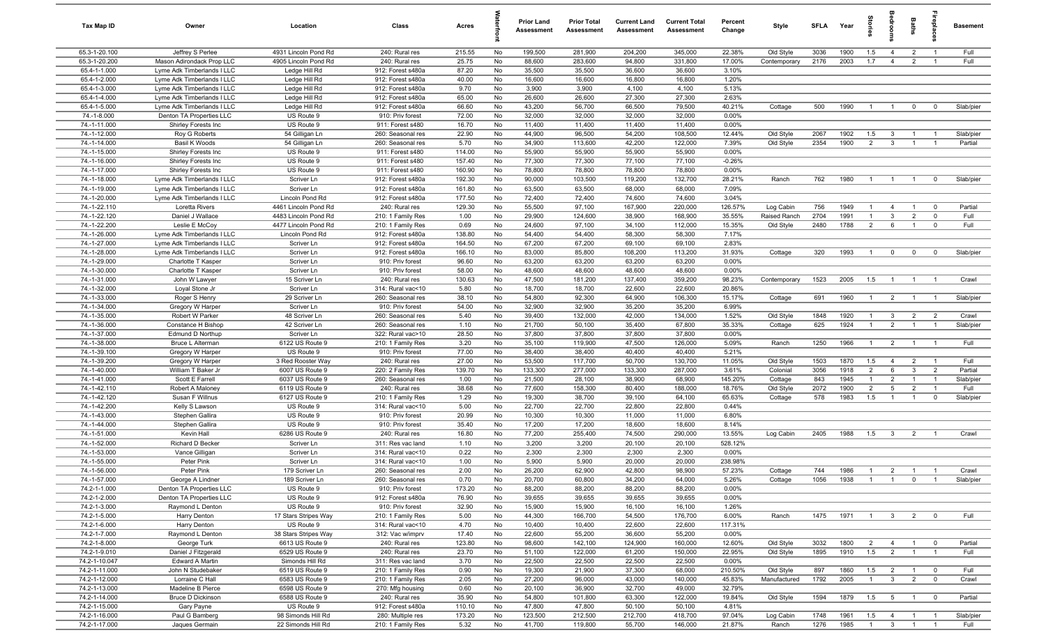| Tax Map ID | Owner | Location | Class | Acres | Waterfront | Prior Land Assessment | Prior Total Assessment | Current Land Assessment | Current Total Assessment | Percent Change | Style | SFLA | Year | Stories | Bedrooms | Baths | Fireplaces | Basement |
|---|---|---|---|---|---|---|---|---|---|---|---|---|---|---|---|---|---|---|
| 65.3-1-20.100 | Jeffrey S Perlee | 4931 Lincoln Pond Rd | 240: Rural res | 215.55 | No | 199,500 | 281,900 | 204,200 | 345,000 | 22.38% | Old Style | 3036 | 1900 | 1.5 | 4 | 2 | 1 | Full |
| 65.3-1-20.200 | Mason Adirondack Prop LLC | 4905 Lincoln Pond Rd | 240: Rural res | 25.75 | No | 88,600 | 283,600 | 94,800 | 331,800 | 17.00% | Contemporary | 2176 | 2003 | 1.7 | 4 | 2 | 1 | Full |
| 65.4-1-1.000 | Lyme Adk Timberlands I LLC | Ledge Hill Rd | 912: Forest s480a | 87.20 | No | 35,500 | 35,500 | 36,600 | 36,600 | 3.10% | | | | | | | | |
| 65.4-1-2.000 | Lyme Adk Timberlands I LLC | Ledge Hill Rd | 912: Forest s480a | 40.00 | No | 16,600 | 16,600 | 16,800 | 16,800 | 1.20% | | | | | | | | |
| 65.4-1-3.000 | Lyme Adk Timberlands I LLC | Ledge Hill Rd | 912: Forest s480a | 9.70 | No | 3,900 | 3,900 | 4,100 | 4,100 | 5.13% | | | | | | | | |
| 65.4-1-4.000 | Lyme Adk Timberlands I LLC | Ledge Hill Rd | 912: Forest s480a | 65.00 | No | 26,600 | 26,600 | 27,300 | 27,300 | 2.63% | | | | | | | | |
| 65.4-1-5.000 | Lyme Adk Timberlands I LLC | Ledge Hill Rd | 912: Forest s480a | 66.60 | No | 43,200 | 56,700 | 66,500 | 79,500 | 40.21% | Cottage | 500 | 1990 | 1 | 1 | 0 | 0 | Slab/pier |
| 74.-1-8.000 | Denton TA Properties LLC | US Route 9 | 910: Priv forest | 72.00 | No | 32,000 | 32,000 | 32,000 | 32,000 | 0.00% | | | | | | | | |
| 74.-1-11.000 | Shirley Forests Inc | US Route 9 | 911: Forest s480 | 16.70 | No | 11,400 | 11,400 | 11,400 | 11,400 | 0.00% | | | | | | | | |
| 74.-1-12.000 | Roy G Roberts | 54 Gilligan Ln | 260: Seasonal res | 22.90 | No | 44,900 | 96,500 | 54,200 | 108,500 | 12.44% | Old Style | 2067 | 1902 | 1.5 | 3 | 1 | 1 | Slab/pier |
| 74.-1-14.000 | Basil K Woods | 54 Gilligan Ln | 260: Seasonal res | 5.70 | No | 34,900 | 113,600 | 42,200 | 122,000 | 7.39% | Old Style | 2354 | 1900 | 2 | 3 | 1 | 1 | Partial |
| 74.-1-15.000 | Shirley Forests Inc | US Route 9 | 911: Forest s480 | 114.00 | No | 55,900 | 55,900 | 55,900 | 55,900 | 0.00% | | | | | | | | |
| 74.-1-16.000 | Shirley Forests Inc | US Route 9 | 911: Forest s480 | 157.40 | No | 77,300 | 77,300 | 77,100 | 77,100 | -0.26% | | | | | | | | |
| 74.-1-17.000 | Shirley Forests Inc | US Route 9 | 911: Forest s480 | 160.90 | No | 78,800 | 78,800 | 78,800 | 78,800 | 0.00% | | | | | | | | |
| 74.-1-18.000 | Lyme Adk Timberlands I LLC | Scriver Ln | 912: Forest s480a | 192.30 | No | 90,000 | 103,500 | 119,200 | 132,700 | 28.21% | Ranch | 762 | 1980 | 1 | 1 | 1 | 0 | Slab/pier |
| 74.-1-19.000 | Lyme Adk Timberlands I LLC | Scriver Ln | 912: Forest s480a | 161.80 | No | 63,500 | 63,500 | 68,000 | 68,000 | 7.09% | | | | | | | | |
| 74.-1-20.000 | Lyme Adk Timberlands I LLC | Lincoln Pond Rd | 912: Forest s480a | 177.50 | No | 72,400 | 72,400 | 74,600 | 74,600 | 3.04% | | | | | | | | |
| 74.-1-22.110 | Loretta Rivers | 4461 Lincoln Pond Rd | 240: Rural res | 129.30 | No | 55,500 | 97,100 | 167,900 | 220,000 | 126.57% | Log Cabin | 756 | 1949 | 1 | 4 | 1 | 0 | Partial |
| 74.-1-22.120 | Daniel J Wallace | 4483 Lincoln Pond Rd | 210: 1 Family Res | 1.00 | No | 29,900 | 124,600 | 38,900 | 168,900 | 35.55% | Raised Ranch | 2704 | 1991 | 1 | 3 | 2 | 0 | Full |
| 74.-1-22.200 | Leslie E McCoy | 4477 Lincoln Pond Rd | 210: 1 Family Res | 0.69 | No | 24,600 | 97,100 | 34,100 | 112,000 | 15.35% | Old Style | 2480 | 1788 | 2 | 6 | 1 | 0 | Full |
| 74.-1-26.000 | Lyme Adk Timberlands I LLC | Lincoln Pond Rd | 912: Forest s480a | 138.80 | No | 54,400 | 54,400 | 58,300 | 58,300 | 7.17% | | | | | | | | |
| 74.-1-27.000 | Lyme Adk Timberlands I LLC | Scriver Ln | 912: Forest s480a | 164.50 | No | 67,200 | 67,200 | 69,100 | 69,100 | 2.83% | | | | | | | | |
| 74.-1-28.000 | Lyme Adk Timberlands I LLC | Scriver Ln | 912: Forest s480a | 166.10 | No | 83,000 | 85,800 | 108,200 | 113,200 | 31.93% | Cottage | 320 | 1993 | 1 | 0 | 0 | 0 | Slab/pier |
| 74.-1-29.000 | Charlotte T Kasper | Scriver Ln | 910: Priv forest | 96.60 | No | 63,200 | 63,200 | 63,200 | 63,200 | 0.00% | | | | | | | | |
| 74.-1-30.000 | Charlotte T Kasper | Scriver Ln | 910: Priv forest | 58.00 | No | 48,600 | 48,600 | 48,600 | 48,600 | 0.00% | | | | | | | | |
| 74.-1-31.000 | John W Lawyer | 15 Scriver Ln | 240: Rural res | 130.63 | No | 47,500 | 181,200 | 137,400 | 359,200 | 98.23% | Contemporary | 1523 | 2005 | 1.5 | 1 | 1 | 1 | Crawl |
| 74.-1-32.000 | Loyal Stone Jr | Scriver Ln | 314: Rural vac<10 | 5.80 | No | 18,700 | 18,700 | 22,600 | 22,600 | 20.86% | | | | | | | | |
| 74.-1-33.000 | Roger S Henry | 29 Scriver Ln | 260: Seasonal res | 38.10 | No | 54,800 | 92,300 | 64,900 | 106,300 | 15.17% | Cottage | 691 | 1960 | 1 | 2 | 1 | 1 | Slab/pier |
| 74.-1-34.000 | Gregory W Harper | Scriver Ln | 910: Priv forest | 54.00 | No | 32,900 | 32,900 | 35,200 | 35,200 | 6.99% | | | | | | | | |
| 74.-1-35.000 | Robert W Parker | 48 Scriver Ln | 260: Seasonal res | 5.40 | No | 39,400 | 132,000 | 42,000 | 134,000 | 1.52% | Old Style | 1848 | 1920 | 1 | 3 | 2 | 2 | Crawl |
| 74.-1-36.000 | Constance H Bishop | 42 Scriver Ln | 260: Seasonal res | 1.10 | No | 21,700 | 50,100 | 35,400 | 67,800 | 35.33% | Cottage | 625 | 1924 | 1 | 2 | 1 | 1 | Slab/pier |
| 74.-1-37.000 | Edmund D Northup | Scriver Ln | 322: Rural vac>10 | 28.50 | No | 37,800 | 37,800 | 37,800 | 37,800 | 0.00% | | | | | | | | |
| 74.-1-38.000 | Bruce L Alterman | 6122 US Route 9 | 210: 1 Family Res | 3.20 | No | 35,100 | 119,900 | 47,500 | 126,000 | 5.09% | Ranch | 1250 | 1966 | 1 | 2 | 1 | 1 | Full |
| 74.-1-39.100 | Gregory W Harper | US Route 9 | 910: Priv forest | 77.00 | No | 38,400 | 38,400 | 40,400 | 40,400 | 5.21% | | | | | | | | |
| 74.-1-39.200 | Gregory W Harper | 3 Red Rooster Way | 240: Rural res | 27.00 | No | 53,500 | 117,700 | 50,700 | 130,700 | 11.05% | Old Style | 1503 | 1870 | 1.5 | 4 | 2 | 1 | Full |
| 74.-1-40.000 | William T Baker Jr | 6007 US Route 9 | 220: 2 Family Res | 139.70 | No | 133,300 | 277,000 | 133,300 | 287,000 | 3.61% | Colonial | 3056 | 1918 | 2 | 6 | 3 | 2 | Partial |
| 74.-1-41.000 | Scott E Farrell | 6037 US Route 9 | 260: Seasonal res | 1.00 | No | 21,500 | 28,100 | 38,900 | 68,900 | 145.20% | Cottage | 843 | 1945 | 1 | 2 | 1 | 1 | Slab/pier |
| 74.-1-42.110 | Robert A Maloney | 6119 US Route 9 | 240: Rural res | 38.68 | No | 77,600 | 158,300 | 80,400 | 188,000 | 18.76% | Old Style | 2072 | 1900 | 2 | 5 | 2 | 1 | Full |
| 74.-1-42.120 | Susan F Willnus | 6127 US Route 9 | 210: 1 Family Res | 1.29 | No | 19,300 | 38,700 | 39,100 | 64,100 | 65.63% | Cottage | 578 | 1983 | 1.5 | 1 | 1 | 0 | Slab/pier |
| 74.-1-42.200 | Kelly S Lawson | US Route 9 | 314: Rural vac<10 | 5.00 | No | 22,700 | 22,700 | 22,800 | 22,800 | 0.44% | | | | | | | | |
| 74.-1-43.000 | Stephen Gallira | US Route 9 | 910: Priv forest | 20.99 | No | 10,300 | 10,300 | 11,000 | 11,000 | 6.80% | | | | | | | | |
| 74.-1-44.000 | Stephen Gallira | US Route 9 | 910: Priv forest | 35.40 | No | 17,200 | 17,200 | 18,600 | 18,600 | 8.14% | | | | | | | | |
| 74.-1-51.000 | Kevin Hall | 6286 US Route 9 | 240: Rural res | 16.80 | No | 77,200 | 255,400 | 74,500 | 290,000 | 13.55% | Log Cabin | 2405 | 1988 | 1.5 | 3 | 2 | 1 | Crawl |
| 74.-1-52.000 | Richard D Becker | Scriver Ln | 311: Res vac land | 1.10 | No | 3,200 | 3,200 | 20,100 | 20,100 | 528.12% | | | | | | | | |
| 74.-1-53.000 | Vance Gilligan | Scriver Ln | 314: Rural vac<10 | 0.22 | No | 2,300 | 2,300 | 2,300 | 2,300 | 0.00% | | | | | | | | |
| 74.-1-55.000 | Peter Pink | Scriver Ln | 314: Rural vac<10 | 1.00 | No | 5,900 | 5,900 | 20,000 | 20,000 | 238.98% | | | | | | | | |
| 74.-1-56.000 | Peter Pink | 179 Scriver Ln | 260: Seasonal res | 2.00 | No | 26,200 | 62,900 | 42,800 | 98,900 | 57.23% | Cottage | 744 | 1986 | 1 | 2 | 1 | 1 | Crawl |
| 74.-1-57.000 | George A Lindner | 189 Scriver Ln | 260: Seasonal res | 0.70 | No | 20,700 | 60,800 | 34,200 | 64,000 | 5.26% | Cottage | 1056 | 1938 | 1 | 1 | 0 | 1 | Slab/pier |
| 74.2-1-1.000 | Denton TA Properties LLC | US Route 9 | 910: Priv forest | 173.20 | No | 88,200 | 88,200 | 88,200 | 88,200 | 0.00% | | | | | | | | |
| 74.2-1-2.000 | Denton TA Properties LLC | US Route 9 | 912: Forest s480a | 76.90 | No | 39,655 | 39,655 | 39,655 | 39,655 | 0.00% | | | | | | | | |
| 74.2-1-3.000 | Raymond L Denton | US Route 9 | 910: Priv forest | 32.90 | No | 15,900 | 15,900 | 16,100 | 16,100 | 1.26% | | | | | | | | |
| 74.2-1-5.000 | Harry Denton | 17 Stars Stripes Way | 210: 1 Family Res | 5.00 | No | 44,300 | 166,700 | 54,500 | 176,700 | 6.00% | Ranch | 1475 | 1971 | 1 | 3 | 2 | 0 | Full |
| 74.2-1-6.000 | Harry Denton | US Route 9 | 314: Rural vac<10 | 4.70 | No | 10,400 | 10,400 | 22,600 | 22,600 | 117.31% | | | | | | | | |
| 74.2-1-7.000 | Raymond L Denton | 38 Stars Stripes Way | 312: Vac w/imprv | 17.40 | No | 22,600 | 55,200 | 36,600 | 55,200 | 0.00% | | | | | | | | |
| 74.2-1-8.000 | George Turk | 6613 US Route 9 | 240: Rural res | 123.80 | No | 98,600 | 142,100 | 124,900 | 160,000 | 12.60% | Old Style | 3032 | 1800 | 2 | 4 | 1 | 0 | Partial |
| 74.2-1-9.010 | Daniel J Fitzgerald | 6529 US Route 9 | 240: Rural res | 23.70 | No | 51,100 | 122,000 | 61,200 | 150,000 | 22.95% | Old Style | 1895 | 1910 | 1.5 | 2 | 1 | 1 | Full |
| 74.2-1-10.047 | Edward A Martin | Simonds Hill Rd | 311: Res vac land | 3.70 | No | 22,500 | 22,500 | 22,500 | 22,500 | 0.00% | | | | | | | | |
| 74.2-1-11.000 | John N Studebaker | 6519 US Route 9 | 210: 1 Family Res | 0.90 | No | 19,300 | 21,900 | 37,300 | 68,000 | 210.50% | Old Style | 897 | 1860 | 1.5 | 2 | 1 | 0 | Full |
| 74.2-1-12.000 | Lorraine C Hall | 6583 US Route 9 | 210: 1 Family Res | 2.05 | No | 27,200 | 96,000 | 43,000 | 140,000 | 45.83% | Manufactured | 1792 | 2005 | 1 | 3 | 2 | 0 | Crawl |
| 74.2-1-13.000 | Madeline B Pierce | 6598 US Route 9 | 270: Mfg housing | 0.60 | No | 20,100 | 36,900 | 32,700 | 49,000 | 32.79% | | | | | | | | |
| 74.2-1-14.000 | Bruce D Dickinson | 6588 US Route 9 | 240: Rural res | 35.90 | No | 54,800 | 101,800 | 63,300 | 122,000 | 19.84% | Old Style | 1594 | 1879 | 1.5 | 5 | 1 | 0 | Partial |
| 74.2-1-15.000 | Gary Payne | US Route 9 | 912: Forest s480a | 110.10 | No | 47,800 | 47,800 | 50,100 | 50,100 | 4.81% | | | | | | | | |
| 74.2-1-16.000 | Paul G Bamberg | 98 Simonds Hill Rd | 280: Multiple res | 173.20 | No | 123,500 | 212,500 | 212,700 | 418,700 | 97.04% | Log Cabin | 1748 | 1961 | 1.5 | 4 | 1 | 1 | Slab/pier |
| 74.2-1-17.000 | Jaques Germain | 22 Simonds Hill Rd | 210: 1 Family Res | 5.32 | No | 41,700 | 119,800 | 55,700 | 146,000 | 21.87% | Ranch | 1276 | 1985 | 1 | 3 | 1 | 1 | Full |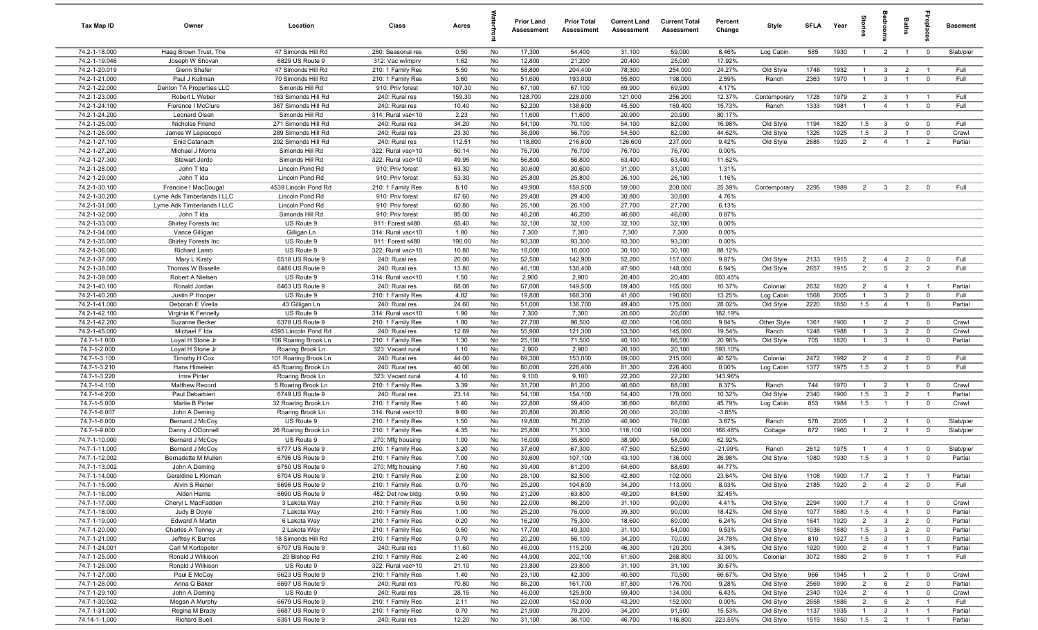| Tax Map ID | Owner | Location | Class | Acres | Waterfront | Prior Land Assessment | Prior Total Assessment | Current Land Assessment | Current Total Assessment | Percent Change | Style | SFLA | Year | Stories | Bedrooms | Baths | Fireplaces | Basement |
|---|---|---|---|---|---|---|---|---|---|---|---|---|---|---|---|---|---|---|
| 74.2-1-18.000 | Haag Brown Trust, The | 47 Simonds Hill Rd | 260: Seasonal res | 0.50 | No | 17,300 | 54,400 | 31,100 | 59,000 | 8.46% | Log Cabin | 585 | 1930 | 1 | 2 | 1 | 0 | Slab/pier |
| 74.2-1-19.046 | Joseph W Shovan | 6829 US Route 9 | 312: Vac w/imprv | 1.62 | No | 12,800 | 21,200 | 20,400 | 25,000 | 17.92% | | | | | | | | |
| 74.2-1-20.019 | Glenn Shafer | 87 Simonds Hill Rd | 210: 1 Family Res | 5.50 | No | 58,800 | 204,400 | 78,300 | 254,000 | 24.27% | Old Style | 1746 | 1932 | 1 | 3 | 2 | 1 | Full |
| 74.2-1-21.000 | Paul J Kullman | 70 Simonds Hill Rd | 210: 1 Family Res | 3.60 | No | 51,600 | 193,000 | 55,800 | 198,000 | 2.59% | Ranch | 2363 | 1970 | 1 | 3 | 1 | 0 | Full |
| 74.2-1-22.000 | Denton TA Properties LLC | Simonds Hill Rd | 910: Priv forest | 107.30 | No | 67,100 | 67,100 | 69,900 | 69,900 | 4.17% | | | | | | | | |
| 74.2-1-23.000 | Robert L Weber | 163 Simonds Hill Rd | 240: Rural res | 159.30 | No | 128,700 | 228,000 | 121,000 | 256,200 | 12.37% | Contemporary | 1728 | 1979 | 2 | 3 | 1 | 1 | Full |
| 74.2-1-24.100 | Florence I McClure | 367 Simonds Hill Rd | 240: Rural res | 10.40 | No | 52,200 | 138,600 | 45,500 | 160,400 | 15.73% | Ranch | 1333 | 1981 | 1 | 4 | 1 | 0 | Full |
| 74.2-1-24.200 | Leonard Olsen | Simonds Hill Rd | 314: Rural vac<10 | 2.23 | No | 11,600 | 11,600 | 20,900 | 20,900 | 80.17% | | | | | | | | |
| 74.2-1-25.000 | Nicholas Friend | 271 Simonds Hill Rd | 240: Rural res | 34.20 | No | 54,100 | 70,100 | 54,100 | 82,000 | 16.98% | Old Style | 1194 | 1820 | 1.5 | 3 | 0 | 0 | Full |
| 74.2-1-26.000 | James W Lepiscopo | 289 Simonds Hill Rd | 240: Rural res | 23.30 | No | 36,900 | 56,700 | 54,500 | 82,000 | 44.62% | Old Style | 1326 | 1925 | 1.5 | 3 | 1 | 0 | Crawl |
| 74.2-1-27.100 | Enid Catanach | 292 Simonds Hill Rd | 240: Rural res | 112.51 | No | 118,800 | 216,600 | 126,600 | 237,000 | 9.42% | Old Style | 2685 | 1920 | 2 | 4 | 1 | 2 | Partial |
| 74.2-1-27.200 | Michael J Morris | Simonds Hill Rd | 322: Rural vac>10 | 50.14 | No | 76,700 | 76,700 | 76,700 | 76,700 | 0.00% | | | | | | | | |
| 74.2-1-27.300 | Stewart Jerdo | Simonds Hill Rd | 322: Rural vac>10 | 49.95 | No | 56,800 | 56,800 | 63,400 | 63,400 | 11.62% | | | | | | | | |
| 74.2-1-28.000 | John T Ida | Lincoln Pond Rd | 910: Priv forest | 63.30 | No | 30,600 | 30,600 | 31,000 | 31,000 | 1.31% | | | | | | | | |
| 74.2-1-29.000 | John T Ida | Lincoln Pond Rd | 910: Priv forest | 53.30 | No | 25,800 | 25,800 | 26,100 | 26,100 | 1.16% | | | | | | | | |
| 74.2-1-30.100 | Francine I MacDougal | 4539 Lincoln Pond Rd | 210: 1 Family Res | 8.10 | No | 49,900 | 159,500 | 59,000 | 200,000 | 25.39% | Contemporary | 2295 | 1989 | 2 | 3 | 2 | 0 | Full |
| 74.2-1-30.200 | Lyme Adk Timberlands I LLC | Lincoln Pond Rd | 910: Priv forest | 67.60 | No | 29,400 | 29,400 | 30,800 | 30,800 | 4.76% | | | | | | | | |
| 74.2-1-31.000 | Lyme Adk Timberlands I LLC | Lincoln Pond Rd | 910: Priv forest | 60.80 | No | 26,100 | 26,100 | 27,700 | 27,700 | 6.13% | | | | | | | | |
| 74.2-1-32.000 | John T Ida | Simonds Hill Rd | 910: Priv forest | 95.00 | No | 46,200 | 46,200 | 46,600 | 46,600 | 0.87% | | | | | | | | |
| 74.2-1-33.000 | Shirley Forests Inc | US Route 9 | 911: Forest s480 | 65.40 | No | 32,100 | 32,100 | 32,100 | 32,100 | 0.00% | | | | | | | | |
| 74.2-1-34.000 | Vance Gilligan | Gilligan Ln | 314: Rural vac<10 | 1.80 | No | 7,300 | 7,300 | 7,300 | 7,300 | 0.00% | | | | | | | | |
| 74.2-1-35.000 | Shirley Forests Inc | US Route 9 | 911: Forest s480 | 190.00 | No | 93,300 | 93,300 | 93,300 | 93,300 | 0.00% | | | | | | | | |
| 74.2-1-36.000 | Richard Lamb | US Route 9 | 322: Rural vac>10 | 10.80 | No | 16,000 | 16,000 | 30,100 | 30,100 | 88.12% | | | | | | | | |
| 74.2-1-37.000 | Mary L Kirsty | 6518 US Route 9 | 240: Rural res | 20.00 | No | 52,500 | 142,900 | 52,200 | 157,000 | 9.87% | Old Style | 2133 | 1915 | 2 | 4 | 2 | 0 | Full |
| 74.2-1-38.000 | Thomas W Bisselle | 6486 US Route 9 | 240: Rural res | 13.80 | No | 46,100 | 138,400 | 47,900 | 148,000 | 6.94% | Old Style | 2657 | 1915 | 2 | 5 | 2 | 2 | Full |
| 74.2-1-39.000 | Robert A Nielsen | US Route 9 | 314: Rural vac<10 | 1.50 | No | 2,900 | 2,900 | 20,400 | 20,400 | 603.45% | | | | | | | | |
| 74.2-1-40.100 | Ronald Jordan | 6463 US Route 9 | 240: Rural res | 68.08 | No | 67,000 | 149,500 | 69,400 | 165,000 | 10.37% | Colonial | 2632 | 1820 | 2 | 4 | 1 | 1 | Partial |
| 74.2-1-40.200 | Justin P Hooper | US Route 9 | 210: 1 Family Res | 4.82 | No | 19,800 | 168,300 | 41,600 | 190,600 | 13.25% | Log Cabin | 1568 | 2005 | 1 | 3 | 2 | 0 | Full |
| 74.2-1-41.000 | Deborah E Virella | 43 Gilligan Ln | 240: Rural res | 24.60 | No | 51,000 | 136,700 | 49,400 | 175,000 | 28.02% | Old Style | 2220 | 1850 | 1.5 | 4 | 1 | 0 | Partial |
| 74.2-1-42.100 | Virginia K Fennelly | US Route 9 | 314: Rural vac<10 | 1.90 | No | 7,300 | 7,300 | 20,600 | 20,600 | 182.19% | | | | | | | | |
| 74.2-1-42.200 | Suzanne Becker | 6378 US Route 9 | 210: 1 Family Res | 1.80 | No | 27,700 | 96,500 | 42,000 | 106,000 | 9.84% | Other Style | 1361 | 1900 | 1 | 2 | 2 | 0 | Crawl |
| 74.2-1-45.000 | Michael F Ida | 4595 Lincoln Pond Rd | 240: Rural res | 12.69 | No | 55,900 | 121,300 | 53,500 | 145,000 | 19.54% | Ranch | 1248 | 1988 | 1 | 3 | 2 | 0 | Crawl |
| 74.7-1-1.000 | Loyal H Stone Jr | 106 Roaring Brook Ln | 210: 1 Family Res | 1.30 | No | 25,100 | 71,500 | 40,100 | 86,500 | 20.98% | Old Style | 705 | 1820 | 1 | 3 | 1 | 0 | Partial |
| 74.7-1-2.000 | Loyal H Stone Jr | Roaring Brook Ln | 323: Vacant rural | 1.10 | No | 2,900 | 2,900 | 20,100 | 20,100 | 593.10% | | | | | | | | |
| 74.7-1-3.100 | Timothy H Cox | 101 Roaring Brook Ln | 240: Rural res | 44.00 | No | 69,300 | 153,000 | 69,000 | 215,000 | 40.52% | Colonial | 2472 | 1992 | 2 | 4 | 2 | 0 | Full |
| 74.7-1-3.210 | Hans Himelein | 45 Roaring Brook Ln | 240: Rural res | 40.06 | No | 80,000 | 226,400 | 81,300 | 226,400 | 0.00% | Log Cabin | 1377 | 1975 | 1.5 | 2 | 1 | 0 | Full |
| 74.7-1-3.220 | Imre Pinter | Roaring Brook Ln | 323: Vacant rural | 4.10 | No | 9,100 | 9,100 | 22,200 | 22,200 | 143.96% | | | | | | | | |
| 74.7-1-4.100 | Matthew Record | 5 Roaring Brook Ln | 210: 1 Family Res | 3.39 | No | 31,700 | 81,200 | 40,600 | 88,000 | 8.37% | Ranch | 744 | 1970 | 1 | 2 | 1 | 0 | Crawl |
| 74.7-1-4.200 | Paul Debarbieri | 6749 US Route 9 | 240: Rural res | 23.14 | No | 54,100 | 154,100 | 54,400 | 170,000 | 10.32% | Old Style | 2340 | 1900 | 1.5 | 3 | 2 | 1 | Partial |
| 74.7-1-5.000 | Marlie B Pinter | 32 Roaring Brook Ln | 210: 1 Family Res | 1.40 | No | 22,800 | 59,400 | 36,600 | 86,600 | 45.79% | Log Cabin | 853 | 1984 | 1.5 | 1 | 1 | 0 | Crawl |
| 74.7-1-6.007 | John A Deming | Roaring Brook Ln | 314: Rural vac<10 | 9.60 | No | 20,800 | 20,800 | 20,000 | 20,000 | -3.85% | | | | | | | | |
| 74.7-1-8.000 | Bernard J McCoy | US Route 9 | 210: 1 Family Res | 1.50 | No | 19,800 | 76,200 | 40,900 | 79,000 | 3.67% | Ranch | 576 | 2005 | 1 | 2 | 1 | 0 | Slab/pier |
| 74.7-1-9.000 | Danny J ODonnell | 26 Roaring Brook Ln | 210: 1 Family Res | 4.35 | No | 25,800 | 71,300 | 118,100 | 190,000 | 166.48% | Cottage | 672 | 1960 | 1 | 2 | 1 | 0 | Slab/pier |
| 74.7-1-10.000 | Bernard J McCoy | US Route 9 | 270: Mfg housing | 1.00 | No | 16,000 | 35,600 | 38,900 | 58,000 | 62.92% | | | | | | | | |
| 74.7-1-11.000 | Bernard J McCoy | 6777 US Route 9 | 210: 1 Family Res | 3.20 | No | 37,600 | 67,300 | 47,500 | 52,500 | -21.99% | Ranch | 2612 | 1975 | 1 | 4 | 1 | 0 | Slab/pier |
| 74.7-1-12.002 | Bernadette M Mullen | 6796 US Route 9 | 210: 1 Family Res | 7.00 | No | 39,600 | 107,100 | 43,100 | 136,000 | 26.98% | Old Style | 1080 | 1930 | 1.5 | 3 | 1 | 0 | Partial |
| 74.7-1-13.002 | John A Deming | 6750 US Route 9 | 270: Mfg housing | 7.60 | No | 39,400 | 61,200 | 64,600 | 88,600 | 44.77% | | | | | | | | |
| 74.7-1-14.000 | Geraldine L Kloman | 6704 US Route 9 | 210: 1 Family Res | 2.00 | No | 28,100 | 82,500 | 42,800 | 102,000 | 23.64% | Old Style | 1108 | 1900 | 1.7 | 2 | 1 | 1 | Partial |
| 74.7-1-15.000 | Alvin S Reiner | 6696 US Route 9 | 210: 1 Family Res | 0.70 | No | 25,200 | 104,600 | 34,200 | 113,000 | 8.03% | Old Style | 2185 | 1920 | 2 | 4 | 2 | 0 | Full |
| 74.7-1-16.000 | Alden Harris | 6690 US Route 9 | 482: Det row bldg | 0.50 | No | 21,200 | 63,800 | 49,200 | 84,500 | 32.45% | | | | | | | | |
| 74.7-1-17.000 | Cheryl L MacFadden | 3 Lakota Way | 210: 1 Family Res | 0.50 | No | 22,000 | 86,200 | 31,100 | 90,000 | 4.41% | Old Style | 2294 | 1900 | 1.7 | 4 | 1 | 0 | Crawl |
| 74.7-1-18.000 | Judy B Doyle | 7 Lakota Way | 210: 1 Family Res | 1.00 | No | 25,200 | 76,000 | 39,300 | 90,000 | 18.42% | Old Style | 1077 | 1880 | 1.5 | 4 | 1 | 0 | Partial |
| 74.7-1-19.000 | Edward A Martin | 6 Lakota Way | 210: 1 Family Res | 0.20 | No | 16,200 | 75,300 | 18,600 | 80,000 | 6.24% | Old Style | 1641 | 1920 | 2 | 3 | 2 | 0 | Partial |
| 74.7-1-20.000 | Charles A Tenney Jr | 2 Lakota Way | 210: 1 Family Res | 0.50 | No | 17,700 | 49,300 | 31,100 | 54,000 | 9.53% | Old Style | 1036 | 1880 | 1.5 | 3 | 2 | 0 | Partial |
| 74.7-1-21.000 | Jeffrey K Burres | 18 Simonds Hill Rd | 210: 1 Family Res | 0.70 | No | 20,200 | 56,100 | 34,200 | 70,000 | 24.78% | Old Style | 810 | 1927 | 1.5 | 3 | 1 | 0 | Partial |
| 74.7-1-24.001 | Carl M Kortepeter | 6707 US Route 9 | 240: Rural res | 11.60 | No | 46,000 | 115,200 | 46,300 | 120,200 | 4.34% | Old Style | 1920 | 1900 | 2 | 4 | 1 | 1 | Partial |
| 74.7-1-25.000 | Ronald J Wilkison | 29 Bishop Rd | 210: 1 Family Res | 2.40 | No | 44,900 | 202,100 | 61,600 | 268,800 | 33.00% | Colonial | 3072 | 1880 | 2 | 5 | 1 | 1 | Full |
| 74.7-1-26.000 | Ronald J Wilkison | US Route 9 | 322: Rural vac>10 | 21.10 | No | 23,800 | 23,800 | 31,100 | 31,100 | 30.67% | | | | | | | | |
| 74.7-1-27.000 | Paul E McCoy | 6623 US Route 9 | 210: 1 Family Res | 1.40 | No | 23,100 | 42,300 | 40,500 | 70,500 | 66.67% | Old Style | 966 | 1945 | 1 | 2 | 1 | 0 | Crawl |
| 74.7-1-28.000 | Anna Q Baker | 6697 US Route 9 | 240: Rural res | 70.80 | No | 86,200 | 161,700 | 87,800 | 176,700 | 9.28% | Old Style | 2569 | 1890 | 2 | 6 | 2 | 0 | Partial |
| 74.7-1-29.100 | John A Deming | US Route 9 | 240: Rural res | 28.15 | No | 46,000 | 125,900 | 59,400 | 134,000 | 6.43% | Old Style | 2340 | 1924 | 2 | 4 | 1 | 0 | Crawl |
| 74.7-1-30.002 | Megan A Murphy | 6679 US Route 9 | 210: 1 Family Res | 2.11 | No | 22,000 | 152,000 | 43,200 | 152,000 | 0.00% | Old Style | 2658 | 1886 | 2 | 5 | 2 | 1 | Full |
| 74.7-1-31.000 | Regina M Brady | 6687 US Route 9 | 210: 1 Family Res | 0.70 | No | 21,900 | 79,200 | 34,200 | 91,500 | 15.53% | Old Style | 1137 | 1935 | 1 | 3 | 1 | 1 | Partial |
| 74.14-1-1.000 | Richard Buell | 6351 US Route 9 | 240: Rural res | 12.20 | No | 31,100 | 36,100 | 46,700 | 116,800 | 223.55% | Old Style | 1519 | 1850 | 1.5 | 2 | 1 | 1 | Partial |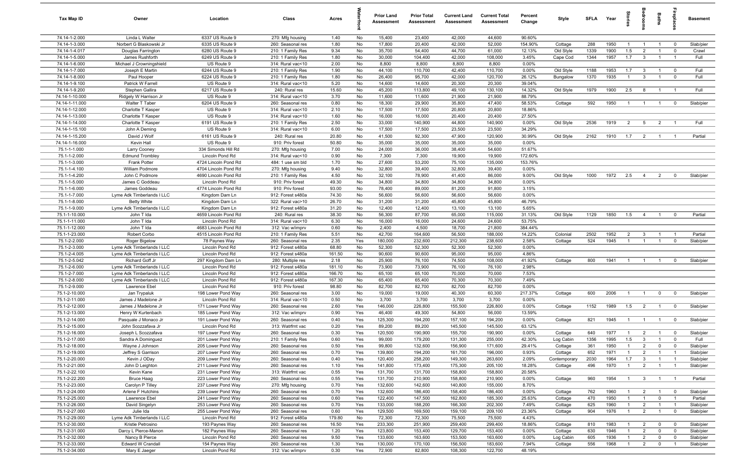| Tax Map ID | Owner | Location | Class | Acres | Waterfront | Prior Land Assessment | Prior Total Assessment | Current Land Assessment | Current Total Assessment | Percent Change | Style | SFLA | Year | Stories | Bedrooms | Baths | Fireplaces | Basement |
|---|---|---|---|---|---|---|---|---|---|---|---|---|---|---|---|---|---|---|
| 74.14-1-2.000 | Linda L Walter | 6337 US Route 9 | 270: Mfg housing | 1.40 | No | 15,400 | 23,400 | 42,000 | 44,600 | 90.60% | | | | | | | | |
| 74.14-1-3.000 | Norbert G Blaskowski Jr | 6335 US Route 9 | 260: Seasonal res | 1.80 | No | 17,800 | 20,400 | 42,000 | 52,000 | 154.90% | Cottage | 288 | 1950 | 1 | 1 | 1 | 0 | Slab/pier |
| 74.14-1-4.017 | Douglas Farrington | 6280 US Route 9 | 210: 1 Family Res | 9.34 | No | 35,700 | 54,400 | 44,700 | 61,000 | 12.13% | Old Style | 1339 | 1900 | 1.5 | 2 | 1 | 0 | Crawl |
| 74.14-1-5.000 | James Rushforth | 6249 US Route 9 | 210: 1 Family Res | 1.80 | No | 30,000 | 104,400 | 42,000 | 108,000 | 3.45% | Cape Cod | 1344 | 1957 | 1.7 | 3 | 1 | 1 | Full |
| 74.14-1-6.000 | Michael J Crowningshield | US Route 9 | 314: Rural vac<10 | 2.00 | No | 8,800 | 8,800 | 8,800 | 8,800 | 0.00% | | | | | | | | |
| 74.14-1-7.000 | Joseph E Martin | 6244 US Route 9 | 210: 1 Family Res | 1.90 | No | 44,100 | 110,700 | 42,400 | 110,700 | 0.00% | Old Style | 1188 | 1953 | 1.7 | 3 | 1 | 0 | Full |
| 74.14-1-8.000 | Paul Hooper | 6224 US Route 9 | 210: 1 Family Res | 1.80 | No | 26,400 | 95,700 | 42,000 | 120,700 | 26.12% | Bungalow | 1370 | 1935 | 1 | 3 | 1 | 0 | Full |
| 74.14-1-9.100 | Patrick W Farrell | US Route 9 | 314: Rural vac<10 | 5.20 | No | 14,600 | 14,600 | 20,300 | 20,300 | 39.04% | | | | | | | | |
| 74.14-1-9.200 | Stephen Gallira | 6217 US Route 9 | 240: Rural res | 15.60 | No | 45,200 | 113,800 | 49,100 | 130,100 | 14.32% | Old Style | 1979 | 1900 | 2.5 | 8 | 1 | 1 | Full |
| 74.14-1-10.000 | Ridgely W Harrison Jr | US Route 9 | 314: Rural vac<10 | 3.70 | No | 11,600 | 11,600 | 21,900 | 21,900 | 88.79% | | | | | | | | |
| 74.14-1-11.000 | Walter T Taber | 6204 US Route 9 | 260: Seasonal res | 0.80 | No | 18,300 | 29,900 | 35,800 | 47,400 | 58.53% | Cottage | 592 | 1950 | 1 | 1 | 1 | 0 | Slab/pier |
| 74.14-1-12.000 | Charlotte T Kasper | US Route 9 | 314: Rural vac<10 | 2.10 | No | 17,500 | 17,500 | 20,800 | 20,800 | 18.86% | | | | | | | | |
| 74.14-1-13.000 | Charlotte T Kasper | US Route 9 | 314: Rural vac<10 | 1.60 | No | 16,000 | 16,000 | 20,400 | 20,400 | 27.50% | | | | | | | | |
| 74.14-1-14.000 | Charlotte T Kasper | 6191 US Route 9 | 210: 1 Family Res | 2.50 | No | 33,000 | 140,900 | 44,800 | 140,900 | 0.00% | Old Style | 2536 | 1919 | 2 | 5 | 2 | 1 | Full |
| 74.14-1-15.100 | John A Deming | US Route 9 | 314: Rural vac<10 | 6.00 | No | 17,500 | 17,500 | 23,500 | 23,500 | 34.29% | | | | | | | | |
| 74.14-1-15.200 | David J Wolf | 6161 US Route 9 | 240: Rural res | 20.80 | No | 41,500 | 92,300 | 47,900 | 120,900 | 30.99% | Old Style | 2162 | 1910 | 1.7 | 2 | 1 | 1 | Partial |
| 74.14-1-16.000 | Kevin Hall | US Route 9 | 910: Priv forest | 50.80 | No | 35,000 | 35,000 | 35,000 | 35,000 | 0.00% | | | | | | | | |
| 75.1-1-1.000 | Larry Cooney | 334 Simonds Hill Rd | 270: Mfg housing | 7.00 | No | 24,000 | 36,000 | 38,400 | 54,600 | 51.67% | | | | | | | | |
| 75.1-1-2.000 | Edmund Trombley | Lincoln Pond Rd | 314: Rural vac<10 | 0.90 | No | 7,300 | 7,300 | 19,900 | 19,900 | 172.60% | | | | | | | | |
| 75.1-1-3.000 | Frank Potter | 4724 Lincoln Pond Rd | 484: 1 use sm bld | 1.70 | No | 27,600 | 53,200 | 75,100 | 135,000 | 153.76% | | | | | | | | |
| 75.1-1-4.100 | William Podmore | 4704 Lincoln Pond Rd | 270: Mfg housing | 9.40 | No | 32,800 | 39,400 | 32,800 | 39,400 | 0.00% | | | | | | | | |
| 75.1-1-4.200 | John C Podmore | 4690 Lincoln Pond Rd | 210: 1 Family Res | 4.50 | No | 32,100 | 78,900 | 41,400 | 86,000 | 9.00% | Old Style | 1000 | 1972 | 2.5 | 4 | 2 | 0 | Slab/pier |
| 75.1-1-5.000 | James C Goddeau | Lincoln Pond Rd | 910: Priv forest | 49.30 | No | 34,800 | 34,800 | 34,800 | 34,800 | 0.00% | | | | | | | | |
| 75.1-1-6.000 | James Goddeau | 4774 Lincoln Pond Rd | 910: Priv forest | 93.00 | No | 78,400 | 89,000 | 81,200 | 91,800 | 3.15% | | | | | | | | |
| 75.1-1-7.000 | Lyme Adk Timberlands I LLC | Kingdom Dam Ln | 912: Forest s480a | 74.30 | No | 56,600 | 56,600 | 56,600 | 56,600 | 0.00% | | | | | | | | |
| 75.1-1-8.000 | Betty White | Kingdom Dam Ln | 322: Rural vac>10 | 26.70 | No | 31,200 | 31,200 | 45,800 | 45,800 | 46.79% | | | | | | | | |
| 75.1-1-9.000 | Lyme Adk Timberlands I LLC | Kingdom Dam Ln | 912: Forest s480a | 31.20 | No | 12,400 | 12,400 | 13,100 | 13,100 | 5.65% | | | | | | | | |
| 75.1-1-10.000 | John T Ida | 4659 Lincoln Pond Rd | 240: Rural res | 38.30 | No | 56,300 | 87,700 | 65,000 | 115,000 | 31.13% | Old Style | 1129 | 1850 | 1.5 | 4 | 1 | 0 | Partial |
| 75.1-1-11.000 | John T Ida | Lincoln Pond Rd | 314: Rural vac<10 | 6.30 | No | 16,000 | 16,000 | 24,600 | 24,600 | 53.75% | | | | | | | | |
| 75.1-1-12.000 | John T Ida | 4683 Lincoln Pond Rd | 312: Vac w/imprv | 0.60 | No | 2,400 | 4,500 | 18,700 | 21,800 | 384.44% | | | | | | | | |
| 75.1-1-23.000 | Robert Corbo | 4515 Lincoln Pond Rd | 210: 1 Family Res | 5.51 | No | 42,700 | 164,600 | 56,500 | 188,000 | 14.22% | Colonial | 2502 | 1952 | 2 | 3 | 1 | 1 | Partial |
| 75.1-2-2.000 | Roger Bigelow | 78 Paynes Way | 260: Seasonal res | 2.35 | Yes | 180,000 | 232,600 | 212,300 | 238,600 | 2.58% | Cottage | 524 | 1945 | 1 | 1 | 1 | 0 | Slab/pier |
| 75.1-2-3.000 | Lyme Adk Timberlands I LLC | Lincoln Pond Rd | 912: Forest s480a | 68.80 | No | 52,300 | 52,300 | 52,300 | 52,300 | 0.00% | | | | | | | | |
| 75.1-2-4.005 | Lyme Adk Timberlands I LLC | Lincoln Pond Rd | 912: Forest s480a | 161.50 | No | 90,600 | 90,600 | 95,000 | 95,000 | 4.86% | | | | | | | | |
| 75.1-2-5.042 | Richard Goff Jr | 297 Kingdom Dam Ln | 280: Multiple res | 2.18 | No | 25,900 | 76,100 | 74,500 | 108,000 | 41.92% | Cottage | 800 | 1941 | 1 | 1 | 1 | 0 | Slab/pier |
| 75.1-2-6.000 | Lyme Adk Timberlands I LLC | Lincoln Pond Rd | 912: Forest s480a | 181.10 | No | 73,900 | 73,900 | 76,100 | 76,100 | 2.98% | | | | | | | | |
| 75.1-2-7.000 | Lyme Adk Timberlands I LLC | Lincoln Pond Rd | 912: Forest s480a | 166.70 | No | 65,100 | 65,100 | 70,000 | 70,000 | 7.53% | | | | | | | | |
| 75.1-2-8.000 | Lyme Adk Timberlands I LLC | Lincoln Pond Rd | 912: Forest s480a | 167.30 | No | 65,400 | 65,400 | 70,300 | 70,300 | 7.49% | | | | | | | | |
| 75.1-2-9.000 | Lawrence Ebel | Lincoln Pond Rd | 910: Priv forest | 98.80 | No | 82,700 | 82,700 | 82,700 | 82,700 | 0.00% | | | | | | | | |
| 75.1-2-10.000 | Jan Trypaluk | 198 Lower Pond Way | 260: Seasonal res | 3.00 | No | 19,000 | 19,000 | 40,300 | 60,300 | 217.37% | Cottage | 600 | 2006 | 1 | 1 | 0 | 0 | Slab/pier |
| 75.1-2-11.000 | James J Madelone Jr | Lincoln Pond Rd | 314: Rural vac<10 | 0.50 | No | 3,700 | 3,700 | 3,700 | 3,700 | 0.00% | | | | | | | | |
| 75.1-2-12.000 | James J Madelone Jr | 171 Lower Pond Way | 260: Seasonal res | 2.60 | Yes | 146,000 | 226,800 | 155,500 | 226,800 | 0.00% | Cottage | 1152 | 1989 | 1.5 | 2 | 1 | 0 | Slab/pier |
| 75.1-2-13.000 | Henry W Kurtenbach | 185 Lower Pond Way | 312: Vac w/imprv | 0.90 | Yes | 46,400 | 49,300 | 54,800 | 56,000 | 13.59% | | | | | | | | |
| 75.1-2-14.000 | Pasquale J Monaco Jr | 191 Lower Pond Way | 260: Seasonal res | 0.40 | Yes | 125,300 | 194,200 | 157,100 | 194,200 | 0.00% | Cottage | 821 | 1945 | 1 | 1 | 1 | 0 | Slab/pier |
| 75.1-2-15.000 | John Scozzafava Jr | Lincoln Pond Rd | 313: Watrfrnt vac | 0.20 | Yes | 89,200 | 89,200 | 145,500 | 145,500 | 63.12% | | | | | | | | |
| 75.1-2-16.000 | Joseph L Scozzafava | 197 Lower Pond Way | 260: Seasonal res | 0.30 | Yes | 120,500 | 190,900 | 155,700 | 190,900 | 0.00% | Cottage | 640 | 1977 | 1 | 2 | 1 | 0 | Slab/pier |
| 75.1-2-17.000 | Sandra A Dominguez | 201 Lower Pond Way | 210: 1 Family Res | 0.60 | Yes | 99,000 | 179,200 | 131,300 | 255,000 | 42.30% | Log Cabin | 1356 | 1995 | 1.5 | 3 | 1 | 0 | Full |
| 75.1-2-18.000 | Wayne J Johnson | 205 Lower Pond Way | 260: Seasonal res | 0.50 | Yes | 99,800 | 132,600 | 156,900 | 171,600 | 29.41% | Cottage | 361 | 1950 | 1 | 2 | 0 | 0 | Slab/pier |
| 75.1-2-19.000 | Jeffrey S Garrison | 207 Lower Pond Way | 260: Seasonal res | 0.70 | Yes | 139,800 | 194,200 | 161,700 | 196,000 | 0.93% | Cottage | 652 | 1971 | 1 | 2 | 1 | 1 | Slab/pier |
| 75.1-2-20.000 | Kevin J ODay | 209 Lower Pond Way | 260: Seasonal res | 0.40 | Yes | 120,400 | 258,200 | 149,300 | 263,600 | 2.09% | Contemporary | 2030 | 1964 | 1.7 | 3 | 1 | 1 | Slab/pier |
| 75.1-2-21.000 | John D Leighton | 211 Lower Pond Way | 260: Seasonal res | 1.10 | Yes | 141,800 | 173,400 | 175,300 | 205,100 | 18.28% | Cottage | 496 | 1970 | 1 | 2 | 1 | 1 | Slab/pier |
| 75.1-2-22.100 | Kevin Kane | 231 Lower Pond Way | 313: Watrfrnt vac | 0.55 | Yes | 131,700 | 131,700 | 158,800 | 158,800 | 20.58% | | | | | | | | |
| 75.1-2-22.200 | Bruce Haag | 223 Lower Pond Way | 260: Seasonal res | 0.55 | Yes | 131,700 | 210,900 | 158,800 | 210,900 | 0.00% | Cottage | 960 | 1954 | 1 | 3 | 1 | 1 | Partial |
| 75.1-2-23.000 | Carolyn P Tilley | 237 Lower Pond Way | 270: Mfg housing | 0.70 | Yes | 132,600 | 142,600 | 140,800 | 155,000 | 8.70% | | | | | | | | |
| 75.1-2-24.000 | Arlene F Hutchins | 239 Lower Pond Way | 260: Seasonal res | 0.70 | Yes | 132,600 | 186,400 | 158,400 | 186,400 | 0.00% | Cottage | 762 | 1960 | 1 | 2 | 1 | 0 | Slab/pier |
| 75.1-2-25.000 | Lawrence Ebel | 241 Lower Pond Way | 260: Seasonal res | 0.60 | Yes | 122,400 | 147,500 | 162,800 | 185,300 | 25.63% | Cottage | 470 | 1950 | 1 | 1 | 0 | 1 | Partial |
| 75.1-2-26.000 | David Singelyn | 253 Lower Pond Way | 260: Seasonal res | 0.70 | Yes | 133,000 | 188,200 | 166,300 | 202,300 | 7.49% | Cottage | 625 | 1960 | 1 | 2 | 1 | 1 | Slab/pier |
| 75.1-2-27.000 | Julie Ida | 255 Lower Pond Way | 260: Seasonal res | 0.60 | Yes | 129,500 | 169,500 | 159,100 | 209,100 | 23.36% | Cottage | 904 | 1976 | 1 | 2 | 1 | 0 | Slab/pier |
| 75.1-2-29.000 | Lyme Adk Timberlands I LLC | Lincoln Pond Rd | 912: Forest s480a | 179.80 | No | 72,300 | 72,300 | 75,500 | 75,500 | 4.43% | | | | | | | | |
| 75.1-2-30.000 | Kristie Petrosino | 193 Paynes Way | 260: Seasonal res | 16.50 | Yes | 233,300 | 251,900 | 259,400 | 299,400 | 18.86% | Cottage | 810 | 1983 | 1 | 2 | 0 | 0 | Slab/pier |
| 75.1-2-31.000 | Darcy L Pierce-Manon | 182 Paynes Way | 260: Seasonal res | 1.20 | Yes | 123,800 | 153,400 | 129,700 | 153,400 | 0.00% | Cottage | 630 | 1946 | 1 | 2 | 0 | 0 | Slab/pier |
| 75.1-2-32.000 | Nancy B Pierce | Lincoln Pond Rd | 260: Seasonal res | 9.50 | Yes | 133,600 | 163,600 | 153,500 | 163,600 | 0.00% | Log Cabin | 605 | 1936 | 1 | 2 | 0 | 0 | Slab/pier |
| 75.1-2-33.000 | Edward W Crandall | 154 Paynes Way | 260: Seasonal res | 1.30 | Yes | 130,000 | 170,100 | 156,500 | 183,600 | 7.94% | Cottage | 556 | 1968 | 1 | 2 | 0 | 1 | Slab/pier |
| 75.1-2-34.000 | Mary E Jaeger | Lincoln Pond Rd | 312: Vac w/imprv | 0.30 | Yes | 72,900 | 82,800 | 108,300 | 122,700 | 48.19% | | | | | | | | |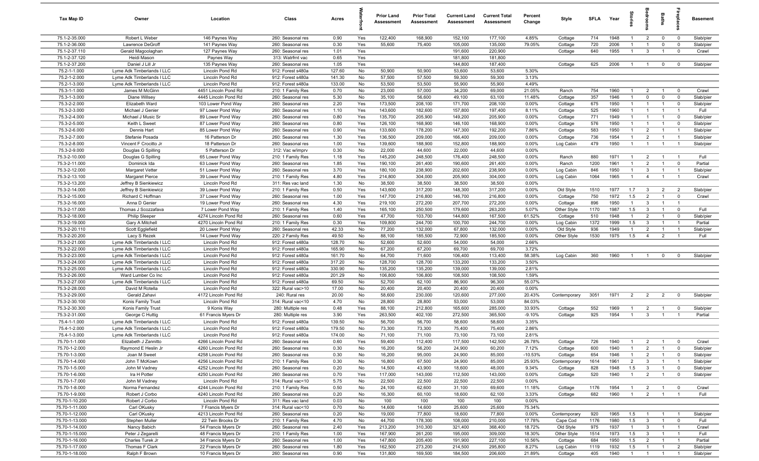| Tax Map ID | Owner | Location | Class | Acres | Waterfront | Prior Land Assessment | Prior Total Assessment | Current Land Assessment | Current Total Assessment | Percent Change | Style | SFLA | Year | Stories | Bedrooms | Baths | Fireplaces | Basement |
|---|---|---|---|---|---|---|---|---|---|---|---|---|---|---|---|---|---|---|
| 75.1-2-35.000 | Robert L Weber | 146 Paynes Way | 260: Seasonal res | 0.90 | Yes | 122,400 | 168,900 | 152,100 | 177,100 | 4.85% | Cottage | 714 | 1948 | 1 | 2 | 0 | 0 | Slab/pier |
| 75.1-2-36.000 | Lawrence DeGroff | 141 Paynes Way | 260: Seasonal res | 0.30 | Yes | 55,600 | 75,400 | 105,000 | 135,000 | 79.05% | Cottage | 720 | 2006 | 1 | 1 | 0 | 0 | Slab/pier |
| 75.1-2-37.110 | Gerald Magoolaghan | 127 Paynes Way | 260: Seasonal res | 1.01 | Yes | | | 191,600 | 220,900 | | Cottage | 640 | 1955 | 1 | 3 | 1 | 0 | Crawl |
| 75.1-2-37.120 | Heidi Mason | Paynes Way | 313: Watrfrnt vac | 0.65 | Yes | | | 181,800 | 181,800 | | | | | | | | | |
| 75.1-2-37.200 | Daniel J Lill Jr | 135 Paynes Way | 260: Seasonal res | 1.05 | Yes | | | 144,800 | 187,400 | | Cottage | 625 | 2006 | 1 | 1 | 0 | 0 | Slab/pier |
| 75.2-1-1.000 | Lyme Adk Timberlands I LLC | Lincoln Pond Rd | 912: Forest s480a | 127.60 | No | 50,900 | 50,900 | 53,600 | 53,600 | 5.30% | | | | | | | | |
| 75.2-1-2.000 | Lyme Adk Timberlands I LLC | Lincoln Pond Rd | 912: Forest s480a | 141.30 | No | 57,500 | 57,500 | 59,300 | 59,300 | 3.13% | | | | | | | | |
| 75.2-1-3.000 | Lyme Adk Timberlands I LLC | Lincoln Pond Rd | 912: Forest s480a | 133.00 | No | 53,500 | 53,500 | 55,900 | 55,900 | 4.49% | | | | | | | | |
| 75.3-1-1.000 | James M McGinn | 4451 Lincoln Pond Rd | 210: 1 Family Res | 0.70 | No | 23,000 | 57,000 | 34,200 | 69,000 | 21.05% | Ranch | 754 | 1960 | 1 | 2 | 1 | 0 | Crawl |
| 75.3-1-3.000 | Diane Willsey | 4445 Lincoln Pond Rd | 260: Seasonal res | 5.30 | No | 35,100 | 56,600 | 49,100 | 63,100 | 11.48% | Cottage | 357 | 1946 | 1 | 0 | 0 | 0 | Slab/pier |
| 75.3-2-2.000 | Elizabeth Ward | 103 Lower Pond Way | 260: Seasonal res | 2.20 | Yes | 173,500 | 208,100 | 171,700 | 208,100 | 0.00% | Cottage | 675 | 1950 | 1 | 1 | 1 | 0 | Slab/pier |
| 75.3-2-3.000 | Michael J Genier | 97 Lower Pond Way | 260: Seasonal res | 1.10 | Yes | 143,600 | 182,600 | 157,800 | 197,400 | 8.11% | Cottage | 525 | 1960 | 1 | 1 | 1 | 1 | Full |
| 75.3-2-4.000 | Michael J Music Sr | 89 Lower Pond Way | 260: Seasonal res | 0.80 | Yes | 135,700 | 205,900 | 149,200 | 205,900 | 0.00% | Cottage | 771 | 1949 | 1 | 1 | 1 | 0 | Slab/pier |
| 75.3-2-5.000 | Keith L Sweet | 87 Lower Pond Way | 260: Seasonal res | 0.80 | Yes | 126,100 | 168,900 | 146,100 | 168,900 | 0.00% | Cottage | 576 | 1950 | 1 | 1 | 1 | 0 | Slab/pier |
| 75.3-2-6.000 | Dennis Hart | 85 Lower Pond Way | 260: Seasonal res | 0.90 | Yes | 133,600 | 178,200 | 147,300 | 192,200 | 7.86% | Cottage | 583 | 1950 | 1 | 2 | 1 | 1 | Slab/pier |
| 75.3-2-7.000 | Stefanie Posada | 16 Patterson Dr | 260: Seasonal res | 1.30 | Yes | 136,500 | 209,000 | 166,400 | 209,000 | 0.00% | Cottage | 736 | 1954 | 1 | 2 | 1 | 1 | Slab/pier |
| 75.3-2-8.000 | Vincent F Crocitto Jr | 18 Patterson Dr | 260: Seasonal res | 1.00 | Yes | 139,600 | 188,900 | 152,800 | 188,900 | 0.00% | Log Cabin | 479 | 1950 | 1 | 1 | 1 | 1 | Slab/pier |
| 75.3-2-9.000 | Douglas G Spilling | 5 Patterson Dr | 312: Vac w/imprv | 0.30 | No | 22,000 | 44,600 | 22,000 | 44,600 | 0.00% | | | | | | | | |
| 75.3-2-10.000 | Douglas G Spilling | 65 Lower Pond Way | 210: 1 Family Res | 1.18 | Yes | 145,200 | 248,500 | 176,400 | 248,500 | 0.00% | Ranch | 880 | 1971 | 1 | 2 | 1 | 1 | Full |
| 75.3-2-11.000 | Dominick Ida | 63 Lower Pond Way | 260: Seasonal res | 1.85 | Yes | 190,100 | 261,400 | 190,600 | 261,400 | 0.00% | Ranch | 1200 | 1961 | 1 | 2 | 1 | 0 | Partial |
| 75.3-2-12.000 | Margaret Vetter | 51 Lower Pond Way | 260: Seasonal res | 3.70 | Yes | 180,100 | 238,900 | 202,600 | 238,900 | 0.00% | Log Cabin | 846 | 1950 | 1 | 3 | 1 | 1 | Slab/pier |
| 75.3-2-13.100 | Margaret Pierce | 39 Lower Pond Way | 210: 1 Family Res | 4.80 | Yes | 214,800 | 304,000 | 205,900 | 304,000 | 0.00% | Log Cabin | 1064 | 1965 | 1 | 4 | 1 | 1 | Crawl |
| 75.3-2-13.200 | Jeffrey B Sienkiewicz | Lincoln Pond Rd | 311: Res vac land | 1.30 | No | 38,500 | 38,500 | 38,500 | 38,500 | 0.00% | | | | | | | | |
| 75.3-2-14.000 | Jeffrey B Sienkiewicz | 39 Lower Pond Way | 210: 1 Family Res | 0.50 | Yes | 143,600 | 317,200 | 148,300 | 317,200 | 0.00% | Old Style | 1510 | 1977 | 1.7 | 3 | 2 | 2 | Slab/pier |
| 75.3-2-15.000 | Richard C Hoffman | 37 Lower Pond Way | 260: Seasonal res | 1.00 | Yes | 147,700 | 216,800 | 146,700 | 216,800 | 0.00% | Cottage | 750 | 1972 | 1.5 | 2 | 1 | 0 | Crawl |
| 75.3-2-16.000 | Anna D Genier | 19 Lower Pond Way | 260: Seasonal res | 4.30 | Yes | 219,100 | 272,200 | 207,700 | 272,200 | 0.00% | Cottage | 896 | 1950 | 1 | 3 | 1 | 1 | |
| 75.3-2-17.000 | Thomas J Scozzafava | 7 Lower Pond Way | 210: 1 Family Res | 1.40 | Yes | 165,100 | 250,500 | 179,600 | 263,200 | 5.07% | Other Style | 1170 | 1987 | 1.5 | 3 | 1 | 0 | Full |
| 75.3-2-18.000 | Philip Sleeper | 4274 Lincoln Pond Rd | 260: Seasonal res | 0.60 | Yes | 47,700 | 103,700 | 144,800 | 167,500 | 61.52% | Cottage | 510 | 1948 | 1 | 2 | 1 | 0 | Slab/pier |
| 75.3-2-19.000 | Gary A Mitchell | 4270 Lincoln Pond Rd | 210: 1 Family Res | 0.30 | Yes | 109,800 | 244,700 | 100,700 | 244,700 | 0.00% | Log Cabin | 1372 | 1999 | 1.5 | 3 | 1 | 1 | Partial |
| 75.3-2-20.110 | Scott Egglefield | 20 Lower Pond Way | 260: Seasonal res | 42.33 | No | 77,200 | 132,000 | 67,800 | 132,000 | 0.00% | Old Style | 936 | 1949 | 1 | 2 | 1 | 1 | Slab/pier |
| 75.3-2-20.200 | Lacy S Rezek | 14 Lower Pond Way | 220: 2 Family Res | 49.50 | No | 88,100 | 185,500 | 72,900 | 185,500 | 0.00% | Other Style | 1530 | 1975 | 1.5 | 4 | 2 | 1 | Full |
| 75.3-2-21.000 | Lyme Adk Timberlands I LLC | Lincoln Pond Rd | 912: Forest s480a | 128.70 | No | 52,600 | 52,600 | 54,000 | 54,000 | 2.66% | | | | | | | | |
| 75.3-2-22.000 | Lyme Adk Timberlands I LLC | Lincoln Pond Rd | 912: Forest s480a | 165.90 | No | 67,200 | 67,200 | 69,700 | 69,700 | 3.72% | | | | | | | | |
| 75.3-2-23.000 | Lyme Adk Timberlands I LLC | Lincoln Pond Rd | 912: Forest s480a | 161.70 | No | 64,700 | 71,600 | 106,400 | 113,400 | 58.38% | Log Cabin | 360 | 1960 | 1 | 1 | 0 | 0 | Slab/pier |
| 75.3-2-24.000 | Lyme Adk Timberlands I LLC | Lincoln Pond Rd | 912: Forest s480a | 317.20 | No | 128,700 | 128,700 | 133,200 | 133,200 | 3.50% | | | | | | | | |
| 75.3-2-25.000 | Lyme Adk Timberlands I LLC | Lincoln Pond Rd | 912: Forest s480a | 330.90 | No | 135,200 | 135,200 | 139,000 | 139,000 | 2.81% | | | | | | | | |
| 75.3-2-26.000 | Ward Lumber Co Inc | Lincoln Pond Rd | 912: Forest s480a | 201.29 | No | 106,800 | 106,800 | 108,500 | 108,500 | 1.59% | | | | | | | | |
| 75.3-2-27.000 | Lyme Adk Timberlands I LLC | Lincoln Pond Rd | 912: Forest s480a | 69.50 | No | 52,700 | 62,100 | 86,900 | 96,300 | 55.07% | | | | | | | | |
| 75.3-2-28.000 | David M Rotella | Lincoln Pond Rd | 322: Rural vac>10 | 17.00 | No | 20,400 | 20,400 | 20,400 | 20,400 | 0.00% | | | | | | | | |
| 75.3-2-29.000 | Gerald Zahavi | 4172 Lincoln Pond Rd | 240: Rural res | 20.00 | No | 58,600 | 230,000 | 120,600 | 277,000 | 20.43% | Contemporary | 3051 | 1971 | 2 | 2 | 2 | 0 | Slab/pier |
| 75.3-2-30.100 | Konis Family Trust | Lincoln Pond Rd | 314: Rural vac<10 | 4.70 | No | 28,800 | 28,800 | 53,000 | 53,000 | 84.03% | | | | | | | | |
| 75.3-2-30.300 | Konis Family Trust | 9 Konis Way | 280: Multiple res | 0.48 | Yes | 88,100 | 212,800 | 165,600 | 285,000 | 33.93% | Cottage | 552 | 1969 | 1 | 2 | 1 | 0 | Slab/pier |
| 75.3-2-31.000 | George C Huttig | 61 Francis Myers Dr | 280: Multiple res | 3.90 | Yes | 263,500 | 402,100 | 272,500 | 365,500 | -9.10% | Cottage | 925 | 1954 | 1 | 3 | 1 | 1 | Partial |
| 75.4-1-1.000 | Lyme Adk Timberlands I LLC | Lincoln Pond Rd | 912: Forest s480a | 139.50 | No | 56,700 | 56,700 | 58,600 | 58,600 | 3.35% | | | | | | | | |
| 75.4-1-2.000 | Lyme Adk Timberlands I LLC | Lincoln Pond Rd | 912: Forest s480a | 179.50 | No | 73,300 | 73,300 | 75,400 | 75,400 | 2.86% | | | | | | | | |
| 75.4-1-3.000 | Lyme Adk Timberlands I LLC | Lincoln Pond Rd | 912: Forest s480a | 174.00 | No | 71,100 | 71,100 | 73,100 | 73,100 | 2.81% | | | | | | | | |
| 75.70-1-1.000 | Elizabeth J Zannitto | 4266 Lincoln Pond Rd | 260: Seasonal res | 0.60 | Yes | 59,400 | 112,400 | 117,500 | 142,500 | 26.78% | Cottage | 726 | 1940 | 1 | 2 | 1 | 0 | Crawl |
| 75.70-1-2.000 | Raymond E Heslin Jr | 4260 Lincoln Pond Rd | 260: Seasonal res | 0.30 | No | 16,200 | 56,200 | 24,900 | 60,200 | 7.12% | Cottage | 600 | 1940 | 1 | 2 | 1 | 0 | Slab/pier |
| 75.70-1-3.000 | Joan M Sweet | 4258 Lincoln Pond Rd | 260: Seasonal res | 0.30 | No | 16,200 | 95,000 | 24,900 | 85,000 | -10.53% | Cottage | 654 | 1946 | 1 | 2 | 1 | 0 | Slab/pier |
| 75.70-1-4.000 | John T McKown | 4256 Lincoln Pond Rd | 210: 1 Family Res | 0.30 | No | 16,800 | 67,500 | 24,900 | 85,000 | 25.93% | Contemporary | 1614 | 1961 | 2 | 3 | 1 | 1 | Slab/pier |
| 75.70-1-5.000 | John M Vadney | 4252 Lincoln Pond Rd | 260: Seasonal res | 0.20 | No | 14,500 | 43,900 | 18,600 | 48,000 | 9.34% | Cottage | 828 | 1948 | 1.5 | 3 | 1 | 0 | Slab/pier |
| 75.70-1-6.000 | Ira H Potter | 4250 Lincoln Pond Rd | 260: Seasonal res | 0.70 | Yes | 117,000 | 143,000 | 112,500 | 143,000 | 0.00% | Cottage | 520 | 1940 | 1 | 2 | 1 | 0 | Slab/pier |
| 75.70-1-7.000 | John M Vadney | Lincoln Pond Rd | 314: Rural vac<10 | 5.75 | No | 22,500 | 22,500 | 22,500 | 22,500 | 0.00% | | | | | | | | |
| 75.70-1-8.000 | Norma Fernandez | 4244 Lincoln Pond Rd | 210: 1 Family Res | 0.50 | No | 24,100 | 62,600 | 31,100 | 69,600 | 11.18% | Cottage | 1176 | 1954 | 1 | 2 | 1 | 0 | Crawl |
| 75.70-1-9.000 | Robert J Corbo | 4240 Lincoln Pond Rd | 260: Seasonal res | 0.20 | No | 16,300 | 60,100 | 18,600 | 62,100 | 3.33% | Cottage | 682 | 1960 | 1 | 2 | 1 | 1 | Full |
| 75.70-1-10.200 | Robert J Corbo | Lincoln Pond Rd | 311: Res vac land | 0.03 | No | 100 | 100 | 100 | 100 | 0.00% | | | | | | | | |
| 75.70-1-11.000 | Carl OKusky | 7 Francis Myers Dr | 314: Rural vac<10 | 0.70 | No | 14,600 | 14,600 | 25,600 | 25,600 | 75.34% | | | | | | | | |
| 75.70-1-12.000 | Carl OKusky | 4213 Lincoln Pond Rd | 260: Seasonal res | 0.20 | No | 19,000 | 77,800 | 18,600 | 77,800 | 0.00% | Contemporary | 920 | 1965 | 1.5 | 1 | 1 | 1 | Slab/pier |
| 75.70-1-13.000 | Stephen Muller | 22 Twin Brooks Dr | 210: 1 Family Res | 4.70 | No | 44,700 | 178,300 | 108,000 | 210,000 | 17.78% | Cape Cod | 1176 | 1980 | 1.5 | 3 | 1 | 0 | Full |
| 75.70-1-14.000 | Nancy Babich | 54 Francis Myers Dr | 260: Seasonal res | 2.40 | Yes | 213,200 | 310,300 | 321,400 | 368,400 | 18.72% | Old Style | 975 | 1937 | 1 | 3 | 1 | 1 | Crawl |
| 75.70-1-15.000 | Peter J Zegarelli | 48 Francis Myers Dr | 210: 1 Family Res | 1.00 | Yes | 167,900 | 261,200 | 195,000 | 309,000 | 18.30% | Other Style | 1514 | 1973 | 1.5 | 3 | 1 | 1 | Full |
| 75.70-1-16.000 | Charles Turek Jr | 34 Francis Myers Dr | 260: Seasonal res | 1.00 | Yes | 147,800 | 205,400 | 191,900 | 227,100 | 10.56% | Cottage | 684 | 1950 | 1.5 | 2 | 1 | 1 | Partial |
| 75.70-1-17.000 | Thomas F Clark | 22 Francis Myers Dr | 260: Seasonal res | 1.80 | Yes | 162,500 | 273,200 | 214,500 | 295,800 | 8.27% | Log Cabin | 1119 | 1932 | 1.5 | 1 | 1 | 2 | Slab/pier |
| 75.70-1-18.000 | Ralph F Brown | 10 Francis Myers Dr | 260: Seasonal res | 0.90 | Yes | 131,800 | 169,500 | 184,500 | 206,600 | 21.89% | Cottage | 405 | 1940 | 1 | 1 | 1 | 1 | Slab/pier |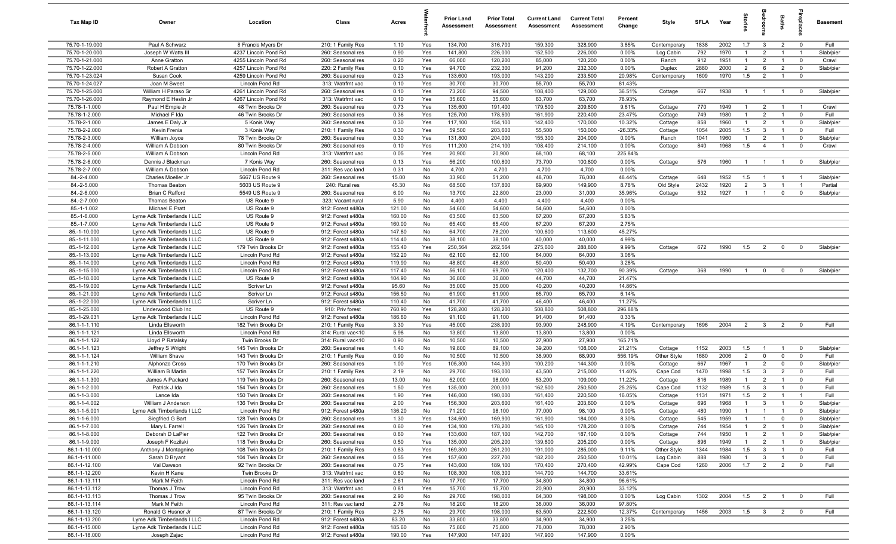| Tax Map ID | Owner | Location | Class | Acres | Waterfront | Prior Land Assessment | Prior Total Assessment | Current Land Assessment | Current Total Assessment | Percent Change | Style | SFLA | Year | Stories | Bedrooms | Baths | Fireplaces | Basement |
|---|---|---|---|---|---|---|---|---|---|---|---|---|---|---|---|---|---|---|
| 75.70-1-19.000 | Paul A Schwarz | 8 Francis Myers Dr | 210: 1 Family Res | 1.10 | Yes | 134,700 | 316,700 | 159,300 | 328,900 | 3.85% | Contemporary | 1838 | 2002 | 1.7 | 3 | 2 | 0 | Full |
| 75.70-1-20.000 | Joseph W Watts III | 4237 Lincoln Pond Rd | 260: Seasonal res | 0.90 | Yes | 141,800 | 226,000 | 152,500 | 226,000 | 0.00% | Log Cabin | 792 | 1970 | 1 | 2 | 1 | 1 | Slab/pier |
| 75.70-1-21.000 | Anne Gratton | 4255 Lincoln Pond Rd | 260: Seasonal res | 0.20 | Yes | 66,000 | 120,200 | 85,000 | 120,200 | 0.00% | Ranch | 912 | 1951 | 1 | 2 | 1 | 0 | Crawl |
| 75.70-1-22.000 | Robert A Gratton | 4257 Lincoln Pond Rd | 220: 2 Family Res | 0.10 | Yes | 94,700 | 232,300 | 91,200 | 232,300 | 0.00% | Duplex | 2880 | 2000 | 2 | 6 | 2 | 0 | Slab/pier |
| 75.70-1-23.024 | Susan Cook | 4259 Lincoln Pond Rd | 260: Seasonal res | 0.23 | Yes | 133,600 | 193,000 | 143,200 | 233,500 | 20.98% | Contemporary | 1609 | 1970 | 1.5 | 2 | 1 | 0 | |
| 75.70-1-24.027 | Joan M Sweet | Lincoln Pond Rd | 313: Watrfrnt vac | 0.10 | Yes | 30,700 | 30,700 | 55,700 | 55,700 | 81.43% | | | | | | | | |
| 75.70-1-25.000 | William H Paraso Sr | 4261 Lincoln Pond Rd | 260: Seasonal res | 0.10 | Yes | 73,200 | 94,500 | 108,400 | 129,000 | 36.51% | Cottage | 667 | 1938 | 1 | 1 | 1 | 0 | Slab/pier |
| 75.70-1-26.000 | Raymond E Heslin Jr | 4267 Lincoln Pond Rd | 313: Watrfrnt vac | 0.10 | Yes | 35,600 | 35,600 | 63,700 | 63,700 | 78.93% | | | | | | | | |
| 75.78-1-1.000 | Paul H Empie Jr | 48 Twin Brooks Dr | 260: Seasonal res | 0.73 | Yes | 135,600 | 191,400 | 179,500 | 209,800 | 9.61% | Cottage | 770 | 1949 | 1 | 2 | 1 | 1 | Crawl |
| 75.78-1-2.000 | Michael F Ida | 46 Twin Brooks Dr | 260: Seasonal res | 0.36 | Yes | 125,700 | 178,500 | 161,900 | 220,400 | 23.47% | Cottage | 749 | 1980 | 1 | 2 | 1 | 0 | Full |
| 75.78-2-1.000 | James E Daly Jr | 5 Konis Way | 260: Seasonal res | 0.30 | Yes | 117,100 | 154,100 | 142,400 | 170,000 | 10.32% | Cottage | 858 | 1960 | 1 | 2 | 1 | 0 | Slab/pier |
| 75.78-2-2.000 | Kevin Frenia | 3 Konis Way | 210: 1 Family Res | 0.30 | Yes | 59,500 | 203,600 | 55,500 | 150,000 | -26.33% | Cottage | 1054 | 2005 | 1.5 | 3 | 1 | 0 | Full |
| 75.78-2-3.000 | William Joyce | 78 Twin Brooks Dr | 260: Seasonal res | 0.30 | Yes | 131,800 | 204,000 | 155,300 | 204,000 | 0.00% | Ranch | 1041 | 1960 | 1 | 2 | 1 | 0 | Slab/pier |
| 75.78-2-4.000 | William A Dobson | 80 Twin Brooks Dr | 260: Seasonal res | 0.10 | Yes | 111,200 | 214,100 | 108,400 | 214,100 | 0.00% | Cottage | 840 | 1968 | 1.5 | 4 | 1 | 0 | Crawl |
| 75.78-2-5.000 | William A Dobson | Lincoln Pond Rd | 313: Watrfrnt vac | 0.05 | Yes | 20,900 | 20,900 | 68,100 | 68,100 | 225.84% | | | | | | | | |
| 75.78-2-6.000 | Dennis J Blackman | 7 Konis Way | 260: Seasonal res | 0.13 | Yes | 56,200 | 100,800 | 73,700 | 100,800 | 0.00% | Cottage | 576 | 1960 | 1 | 1 | 1 | 0 | Slab/pier |
| 75.78-2-7.000 | William A Dobson | Lincoln Pond Rd | 311: Res vac land | 0.31 | No | 4,700 | 4,700 | 4,700 | 4,700 | 0.00% | | | | | | | | |
| 84.-2-4.000 | Charles Moeller Jr | 5667 US Route 9 | 260: Seasonal res | 15.00 | No | 33,900 | 51,200 | 48,700 | 76,000 | 48.44% | Cottage | 648 | 1952 | 1.5 | 1 | 1 | 1 | Slab/pier |
| 84.-2-5.000 | Thomas Beaton | 5603 US Route 9 | 240: Rural res | 45.30 | No | 68,500 | 137,800 | 69,900 | 149,900 | 8.78% | Old Style | 2432 | 1920 | 2 | 3 | 1 | 1 | Partial |
| 84.-2-6.000 | Brian C Rafford | 5549 US Route 9 | 260: Seasonal res | 6.00 | No | 13,700 | 22,800 | 23,000 | 31,000 | 35.96% | Cottage | 532 | 1927 | 1 | 1 | 0 | 0 | Slab/pier |
| 84.-2-7.000 | Thomas Beaton | US Route 9 | 323: Vacant rural | 5.90 | No | 4,400 | 4,400 | 4,400 | 4,400 | 0.00% | | | | | | | | |
| 85.-1-1.002 | Michael E Pratt | US Route 9 | 912: Forest s480a | 121.00 | No | 54,600 | 54,600 | 54,600 | 54,600 | 0.00% | | | | | | | | |
| 85.-1-6.000 | Lyme Adk Timberlands I LLC | US Route 9 | 912: Forest s480a | 160.00 | No | 63,500 | 63,500 | 67,200 | 67,200 | 5.83% | | | | | | | | |
| 85.-1-7.000 | Lyme Adk Timberlands I LLC | US Route 9 | 912: Forest s480a | 160.00 | No | 65,400 | 65,400 | 67,200 | 67,200 | 2.75% | | | | | | | | |
| 85.-1-10.000 | Lyme Adk Timberlands I LLC | US Route 9 | 912: Forest s480a | 147.80 | No | 64,700 | 78,200 | 100,600 | 113,600 | 45.27% | | | | | | | | |
| 85.-1-11.000 | Lyme Adk Timberlands I LLC | US Route 9 | 912: Forest s480a | 114.40 | No | 38,100 | 38,100 | 40,000 | 40,000 | 4.99% | | | | | | | | |
| 85.-1-12.000 | Lyme Adk Timberlands I LLC | 179 Twin Brooks Dr | 912: Forest s480a | 155.40 | Yes | 250,564 | 262,564 | 275,600 | 288,800 | 9.99% | Cottage | 672 | 1990 | 1.5 | 2 | 0 | 0 | Slab/pier |
| 85.-1-13.000 | Lyme Adk Timberlands I LLC | Lincoln Pond Rd | 912: Forest s480a | 152.20 | No | 62,100 | 62,100 | 64,000 | 64,000 | 3.06% | | | | | | | | |
| 85.-1-14.000 | Lyme Adk Timberlands I LLC | Lincoln Pond Rd | 912: Forest s480a | 119.90 | No | 48,800 | 48,800 | 50,400 | 50,400 | 3.28% | | | | | | | | |
| 85.-1-15.000 | Lyme Adk Timberlands I LLC | Lincoln Pond Rd | 912: Forest s480a | 117.40 | No | 56,100 | 69,700 | 120,400 | 132,700 | 90.39% | Cottage | 368 | 1990 | 1 | 0 | 0 | 0 | Slab/pier |
| 85.-1-18.000 | Lyme Adk Timberlands I LLC | US Route 9 | 912: Forest s480a | 104.90 | No | 36,800 | 36,800 | 44,700 | 44,700 | 21.47% | | | | | | | | |
| 85.-1-19.000 | Lyme Adk Timberlands I LLC | Scriver Ln | 912: Forest s480a | 95.60 | No | 35,000 | 35,000 | 40,200 | 40,200 | 14.86% | | | | | | | | |
| 85.-1-21.000 | Lyme Adk Timberlands I LLC | Scriver Ln | 912: Forest s480a | 156.50 | No | 61,900 | 61,900 | 65,700 | 65,700 | 6.14% | | | | | | | | |
| 85.-1-22.000 | Lyme Adk Timberlands I LLC | Scriver Ln | 912: Forest s480a | 110.40 | No | 41,700 | 41,700 | 46,400 | 46,400 | 11.27% | | | | | | | | |
| 85.-1-25.000 | Underwood Club Inc | US Route 9 | 910: Priv forest | 760.90 | Yes | 128,200 | 128,200 | 508,800 | 508,800 | 296.88% | | | | | | | | |
| 85.-1-29.031 | Lyme Adk Timberlands I LLC | Lincoln Pond Rd | 912: Forest s480a | 186.60 | No | 91,100 | 91,100 | 91,400 | 91,400 | 0.33% | | | | | | | | |
| 86.1-1-1.110 | Linda Ellsworth | 182 Twin Brooks Dr | 210: 1 Family Res | 3.30 | Yes | 45,000 | 238,900 | 93,900 | 248,900 | 4.19% | Contemporary | 1696 | 2004 | 2 | 3 | 2 | 0 | Full |
| 86.1-1-1.121 | Linda Ellsworth | Lincoln Pond Rd | 314: Rural vac<10 | 5.98 | No | 13,800 | 13,800 | 13,800 | 13,800 | 0.00% | | | | | | | | |
| 86.1-1-1.122 | Lloyd P Ratalsky | Twin Brooks Dr | 314: Rural vac<10 | 0.90 | No | 10,500 | 10,500 | 27,900 | 27,900 | 165.71% | | | | | | | | |
| 86.1-1-1.123 | Jeffrey S Wright | 145 Twin Brooks Dr | 260: Seasonal res | 1.40 | No | 19,800 | 89,100 | 39,200 | 108,000 | 21.21% | Cottage | 1152 | 2003 | 1.5 | 1 | 1 | 0 | Slab/pier |
| 86.1-1-1.124 | William Shave | 143 Twin Brooks Dr | 210: 1 Family Res | 0.90 | No | 10,500 | 10,500 | 38,900 | 68,900 | 556.19% | Other Style | 1680 | 2006 | 2 | 0 | 0 | 0 | Full |
| 86.1-1-1.210 | Alphonzo Cross | 170 Twin Brooks Dr | 260: Seasonal res | 1.00 | Yes | 105,300 | 144,300 | 100,200 | 144,300 | 0.00% | Cottage | 667 | 1967 | 1 | 2 | 0 | 0 | Slab/pier |
| 86.1-1-1.220 | William B Martin | 157 Twin Brooks Dr | 210: 1 Family Res | 2.19 | No | 29,700 | 193,000 | 43,500 | 215,000 | 11.40% | Cape Cod | 1470 | 1998 | 1.5 | 3 | 2 | 0 | Full |
| 86.1-1-1.300 | James A Packard | 119 Twin Brooks Dr | 260: Seasonal res | 13.00 | No | 52,000 | 98,000 | 53,200 | 109,000 | 11.22% | Cottage | 816 | 1989 | 1 | 2 | 1 | 0 | Full |
| 86.1-1-2.000 | Patrick J Ida | 154 Twin Brooks Dr | 260: Seasonal res | 1.50 | Yes | 135,000 | 200,000 | 162,500 | 250,500 | 25.25% | Cape Cod | 1132 | 1989 | 1.5 | 3 | 1 | 0 | Full |
| 86.1-1-3.000 | Lance Ida | 150 Twin Brooks Dr | 260: Seasonal res | 1.90 | Yes | 146,000 | 190,000 | 161,400 | 220,500 | 16.05% | Cottage | 1131 | 1971 | 1.5 | 2 | 1 | 1 | Full |
| 86.1-1-4.002 | William J Anderson | 136 Twin Brooks Dr | 260: Seasonal res | 2.00 | Yes | 156,300 | 203,600 | 161,400 | 203,600 | 0.00% | Cottage | 696 | 1968 | 1 | 3 | 1 | 0 | Slab/pier |
| 86.1-1-5.001 | Lyme Adk Timberlands I LLC | Lincoln Pond Rd | 912: Forest s480a | 136.20 | No | 71,200 | 98,100 | 77,000 | 98,100 | 0.00% | Cottage | 480 | 1990 | 1 | 1 | 1 | 0 | Slab/pier |
| 86.1-1-6.000 | Siegfried G Bart | 128 Twin Brooks Dr | 260: Seasonal res | 1.30 | Yes | 134,600 | 169,900 | 161,900 | 184,000 | 8.30% | Cottage | 545 | 1959 | 1 | 1 | 0 | 0 | Slab/pier |
| 86.1-1-7.000 | Mary L Farrell | 126 Twin Brooks Dr | 260: Seasonal res | 0.60 | Yes | 134,100 | 178,200 | 145,100 | 178,200 | 0.00% | Cottage | 744 | 1954 | 1 | 2 | 1 | 0 | Slab/pier |
| 86.1-1-8.000 | Deborah D LaPier | 122 Twin Brooks Dr | 260: Seasonal res | 0.60 | Yes | 133,600 | 187,100 | 142,700 | 187,100 | 0.00% | Cottage | 744 | 1950 | 1 | 2 | 1 | 0 | Slab/pier |
| 86.1-1-9.000 | Joseph F Kozilski | 118 Twin Brooks Dr | 260: Seasonal res | 0.50 | Yes | 135,000 | 205,200 | 139,600 | 205,200 | 0.00% | Cottage | 896 | 1949 | 1 | 2 | 1 | 0 | Slab/pier |
| 86.1-1-10.000 | Anthony J Montagnino | 108 Twin Brooks Dr | 210: 1 Family Res | 0.83 | Yes | 169,300 | 261,200 | 191,000 | 285,000 | 9.11% | Other Style | 1344 | 1984 | 1.5 | 3 | 1 | 0 | Full |
| 86.1-1-11.000 | Sarah D Bryant | 104 Twin Brooks Dr | 260: Seasonal res | 0.55 | Yes | 157,600 | 227,700 | 182,200 | 250,500 | 10.01% | Log Cabin | 888 | 1980 | 1 | 3 | 1 | 0 | Full |
| 86.1-1-12.100 | Val Dawson | 92 Twin Brooks Dr | 260: Seasonal res | 0.75 | Yes | 143,600 | 189,100 | 170,400 | 270,400 | 42.99% | Cape Cod | 1260 | 2006 | 1.7 | 2 | 2 | 0 | Full |
| 86.1-1-12.200 | Kevin H Kane | Twin Brooks Dr | 313: Watrfrnt vac | 0.60 | Yes | 108,300 | 108,300 | 144,700 | 144,700 | 33.61% | | | | | | | | |
| 86.1-1-13.111 | Mark M Feith | Lincoln Pond Rd | 311: Res vac land | 2.61 | No | 17,700 | 17,700 | 34,800 | 34,800 | 96.61% | | | | | | | | |
| 86.1-1-13.112 | Thomas J Trow | Lincoln Pond Rd | 313: Watrfrnt vac | 0.81 | Yes | 15,700 | 15,700 | 20,900 | 20,900 | 33.12% | | | | | | | | |
| 86.1-1-13.113 | Thomas J Trow | 95 Twin Brooks Dr | 260: Seasonal res | 2.90 | No | 29,700 | 198,000 | 64,300 | 198,000 | 0.00% | Log Cabin | 1302 | 2004 | 1.5 | 2 | 1 | 0 | Full |
| 86.1-1-13.114 | Mark M Feith | Lincoln Pond Rd | 311: Res vac land | 2.78 | No | 18,200 | 18,200 | 36,000 | 36,000 | 97.80% | | | | | | | | |
| 86.1-1-13.120 | Ronald G Husner Jr | 87 Twin Brooks Dr | 210: 1 Family Res | 2.75 | No | 29,700 | 198,000 | 63,500 | 222,500 | 12.37% | Contemporary | 1456 | 2003 | 1.5 | 3 | 2 | 0 | Full |
| 86.1-1-13.200 | Lyme Adk Timberlands I LLC | Lincoln Pond Rd | 912: Forest s480a | 83.20 | No | 33,800 | 33,800 | 34,900 | 34,900 | 3.25% | | | | | | | | |
| 86.1-1-15.000 | Lyme Adk Timberlands I LLC | Lincoln Pond Rd | 912: Forest s480a | 185.60 | No | 75,800 | 75,800 | 78,000 | 78,000 | 2.90% | | | | | | | | |
| 86.1-1-18.000 | Joseph Zajac | Lincoln Pond Rd | 912: Forest s480a | 190.00 | Yes | 147,900 | 147,900 | 147,900 | 147,900 | 0.00% | | | | | | | | |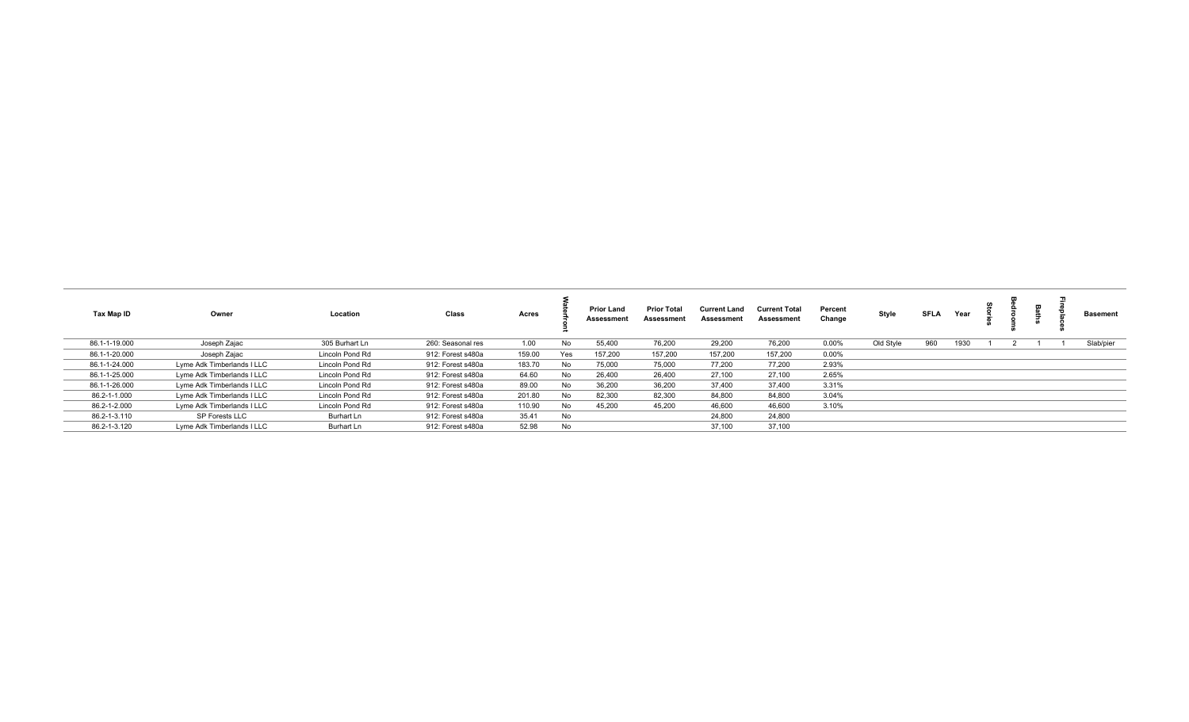| Tax Map ID | Owner | Location | Class | Acres | Waterfront | Prior Land Assessment | Prior Total Assessment | Current Land Assessment | Current Total Assessment | Percent Change | Style | SFLA | Year | Stories | Bedrooms | Baths | Fireplaces | Basement |
|---|---|---|---|---|---|---|---|---|---|---|---|---|---|---|---|---|---|---|
| 86.1-1-19.000 | Joseph Zajac | 305 Burhart Ln | 260: Seasonal res | 1.00 | No | 55,400 | 76,200 | 29,200 | 76,200 | 0.00% | Old Style | 960 | 1930 | 1 | 2 | 1 | 1 | Slab/pier |
| 86.1-1-20.000 | Joseph Zajac | Lincoln Pond Rd | 912: Forest s480a | 159.00 | Yes | 157,200 | 157,200 | 157,200 | 157,200 | 0.00% | | | | | | | | |
| 86.1-1-24.000 | Lyme Adk Timberlands I LLC | Lincoln Pond Rd | 912: Forest s480a | 183.70 | No | 75,000 | 75,000 | 77,200 | 77,200 | 2.93% | | | | | | | | |
| 86.1-1-25.000 | Lyme Adk Timberlands I LLC | Lincoln Pond Rd | 912: Forest s480a | 64.60 | No | 26,400 | 26,400 | 27,100 | 27,100 | 2.65% | | | | | | | | |
| 86.1-1-26.000 | Lyme Adk Timberlands I LLC | Lincoln Pond Rd | 912: Forest s480a | 89.00 | No | 36,200 | 36,200 | 37,400 | 37,400 | 3.31% | | | | | | | | |
| 86.2-1-1.000 | Lyme Adk Timberlands I LLC | Lincoln Pond Rd | 912: Forest s480a | 201.80 | No | 82,300 | 82,300 | 84,800 | 84,800 | 3.04% | | | | | | | | |
| 86.2-1-2.000 | Lyme Adk Timberlands I LLC | Lincoln Pond Rd | 912: Forest s480a | 110.90 | No | 45,200 | 45,200 | 46,600 | 46,600 | 3.10% | | | | | | | | |
| 86.2-1-3.110 | SP Forests LLC | Burhart Ln | 912: Forest s480a | 35.41 | No | | | 24,800 | 24,800 | | | | | | | | | |
| 86.2-1-3.120 | Lyme Adk Timberlands I LLC | Burhart Ln | 912: Forest s480a | 52.98 | No | | | 37,100 | 37,100 | | | | | | | | | |